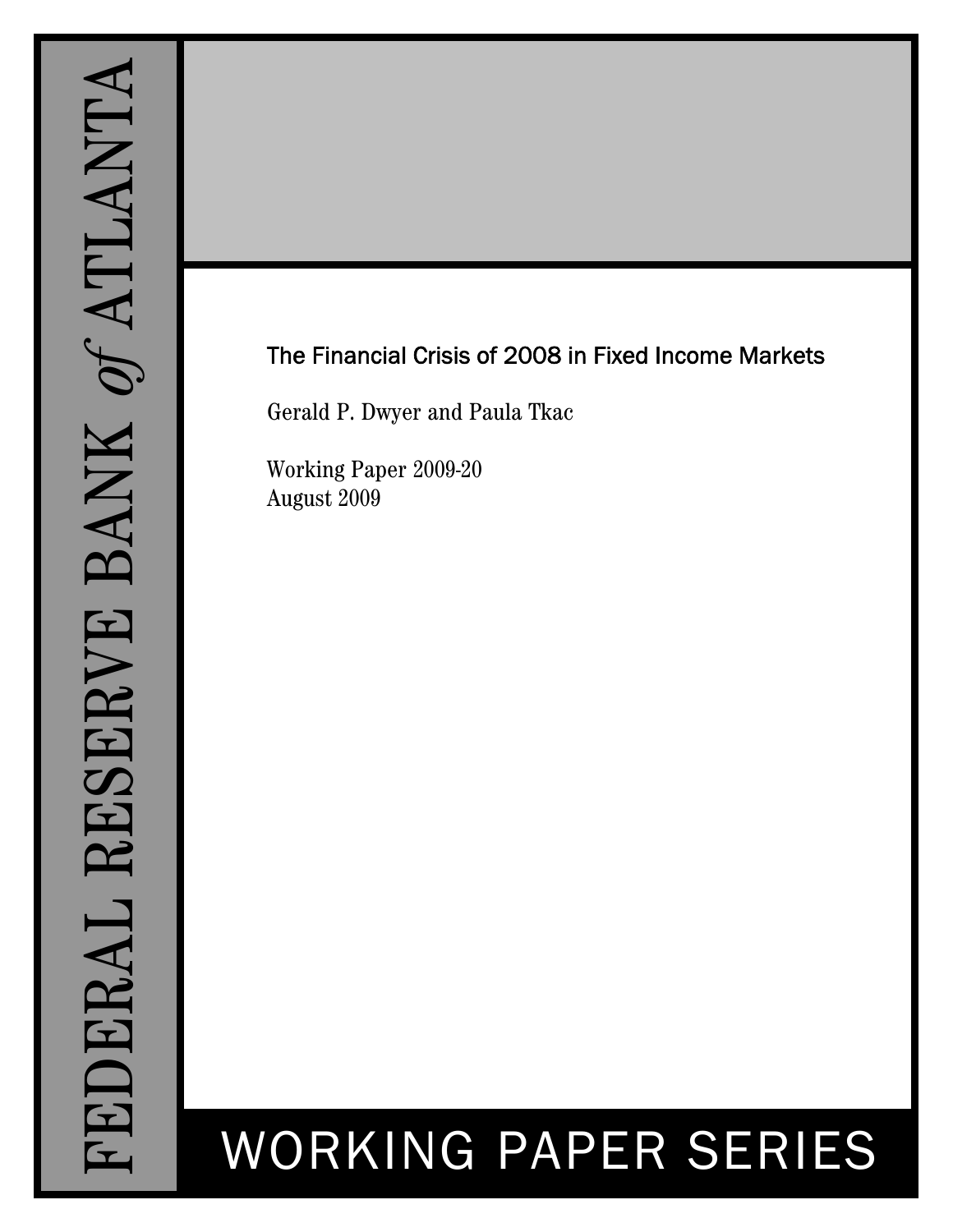FEDERAL RESERVE BANK *of* ATLANTA

# The Financial Crisis of 2008 in Fixed Income Markets

Gerald P. Dwyer and Paula Tkac

Working Paper 2009-20
August 2009

WORKING PAPER SERIES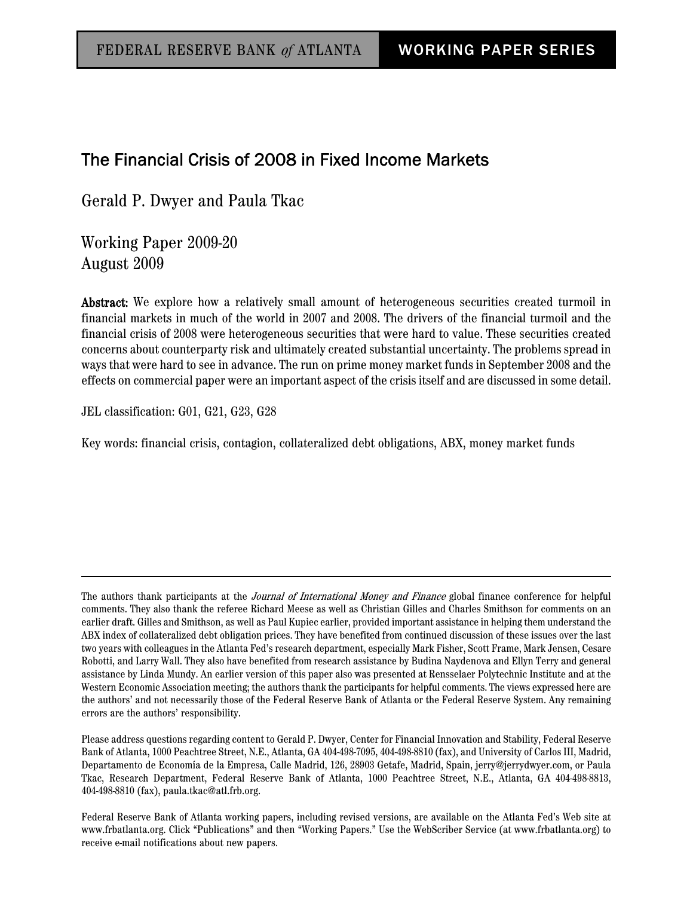FEDERAL RESERVE BANK *of* ATLANTA **WORKING PAPER SERIES**

# The Financial Crisis of 2008 in Fixed Income Markets

Gerald P. Dwyer and Paula Tkac

Working Paper 2009-20
August 2009

**Abstract:** We explore how a relatively small amount of heterogeneous securities created turmoil in financial markets in much of the world in 2007 and 2008. The drivers of the financial turmoil and the financial crisis of 2008 were heterogeneous securities that were hard to value. These securities created concerns about counterparty risk and ultimately created substantial uncertainty. The problems spread in ways that were hard to see in advance. The run on prime money market funds in September 2008 and the effects on commercial paper were an important aspect of the crisis itself and are discussed in some detail.

JEL classification: G01, G21, G23, G28

Key words: financial crisis, contagion, collateralized debt obligations, ABX, money market funds

---

The authors thank participants at the *Journal of International Money and Finance* global finance conference for helpful comments. They also thank the referee Richard Meese as well as Christian Gilles and Charles Smithson for comments on an earlier draft. Gilles and Smithson, as well as Paul Kupiec earlier, provided important assistance in helping them understand the ABX index of collateralized debt obligation prices. They have benefited from continued discussion of these issues over the last two years with colleagues in the Atlanta Fed's research department, especially Mark Fisher, Scott Frame, Mark Jensen, Cesare Robotti, and Larry Wall. They also have benefited from research assistance by Budina Naydenova and Ellyn Terry and general assistance by Linda Mundy. An earlier version of this paper also was presented at Rensselaer Polytechnic Institute and at the Western Economic Association meeting; the authors thank the participants for helpful comments. The views expressed here are the authors' and not necessarily those of the Federal Reserve Bank of Atlanta or the Federal Reserve System. Any remaining errors are the authors' responsibility.

Please address questions regarding content to Gerald P. Dwyer, Center for Financial Innovation and Stability, Federal Reserve Bank of Atlanta, 1000 Peachtree Street, N.E., Atlanta, GA 404-498-7095, 404-498-8810 (fax), and University of Carlos III, Madrid, Departamento de Economía de la Empresa, Calle Madrid, 126, 28903 Getafe, Madrid, Spain, jerry@jerrydwyer.com, or Paula Tkac, Research Department, Federal Reserve Bank of Atlanta, 1000 Peachtree Street, N.E., Atlanta, GA 404-498-8813, 404-498-8810 (fax), paula.tkac@atl.frb.org.

Federal Reserve Bank of Atlanta working papers, including revised versions, are available on the Atlanta Fed's Web site at www.frbatlanta.org. Click "Publications" and then "Working Papers." Use the WebScriber Service (at www.frbatlanta.org) to receive e-mail notifications about new papers.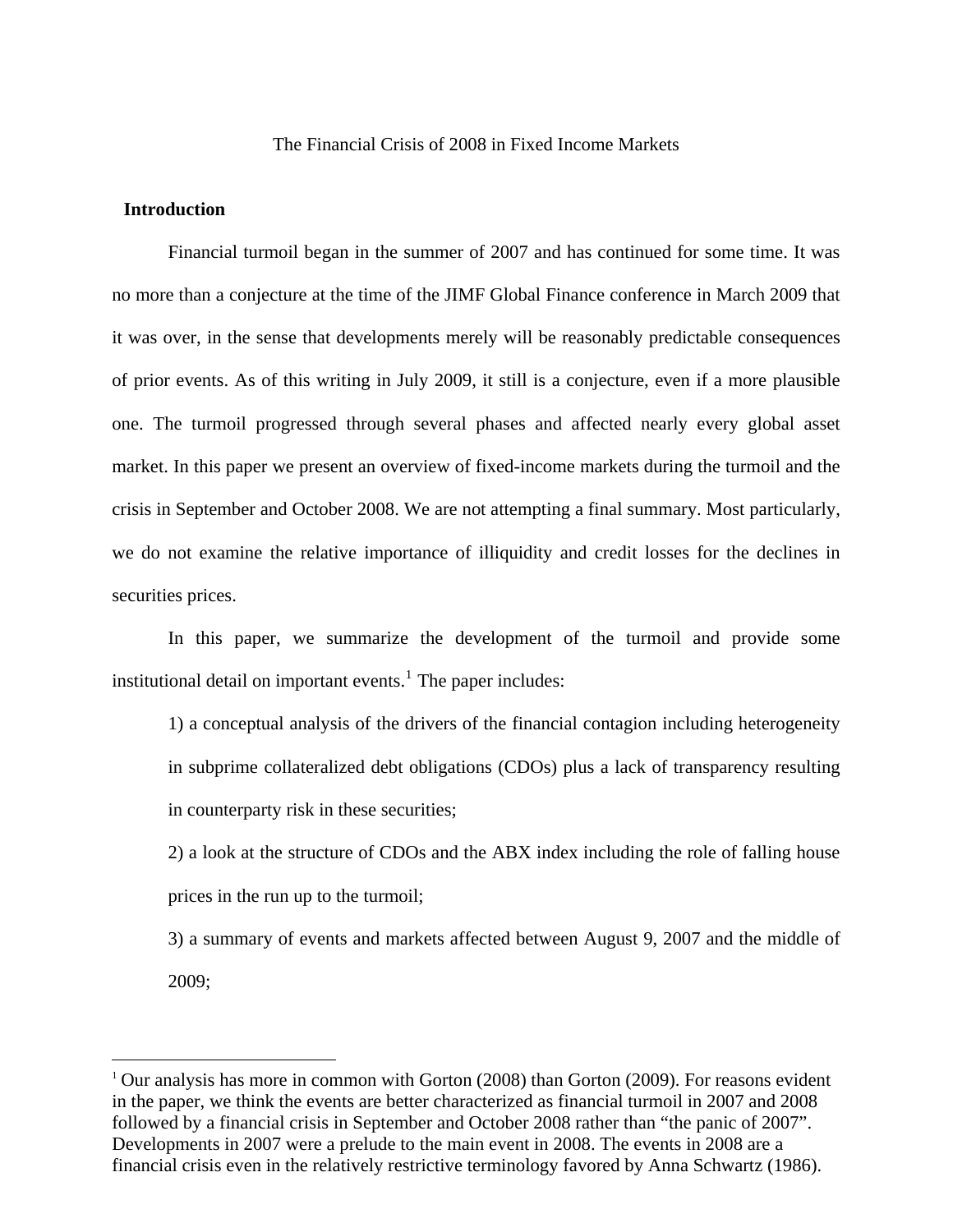The Financial Crisis of 2008 in Fixed Income Markets

## Introduction

Financial turmoil began in the summer of 2007 and has continued for some time. It was no more than a conjecture at the time of the JIMF Global Finance conference in March 2009 that it was over, in the sense that developments merely will be reasonably predictable consequences of prior events. As of this writing in July 2009, it still is a conjecture, even if a more plausible one. The turmoil progressed through several phases and affected nearly every global asset market. In this paper we present an overview of fixed-income markets during the turmoil and the crisis in September and October 2008. We are not attempting a final summary. Most particularly, we do not examine the relative importance of illiquidity and credit losses for the declines in securities prices.

In this paper, we summarize the development of the turmoil and provide some institutional detail on important events.[1] The paper includes:

1) a conceptual analysis of the drivers of the financial contagion including heterogeneity in subprime collateralized debt obligations (CDOs) plus a lack of transparency resulting in counterparty risk in these securities;

2) a look at the structure of CDOs and the ABX index including the role of falling house prices in the run up to the turmoil;

3) a summary of events and markets affected between August 9, 2007 and the middle of 2009;

[1] Our analysis has more in common with Gorton (2008) than Gorton (2009). For reasons evident in the paper, we think the events are better characterized as financial turmoil in 2007 and 2008 followed by a financial crisis in September and October 2008 rather than "the panic of 2007". Developments in 2007 were a prelude to the main event in 2008. The events in 2008 are a financial crisis even in the relatively restrictive terminology favored by Anna Schwartz (1986).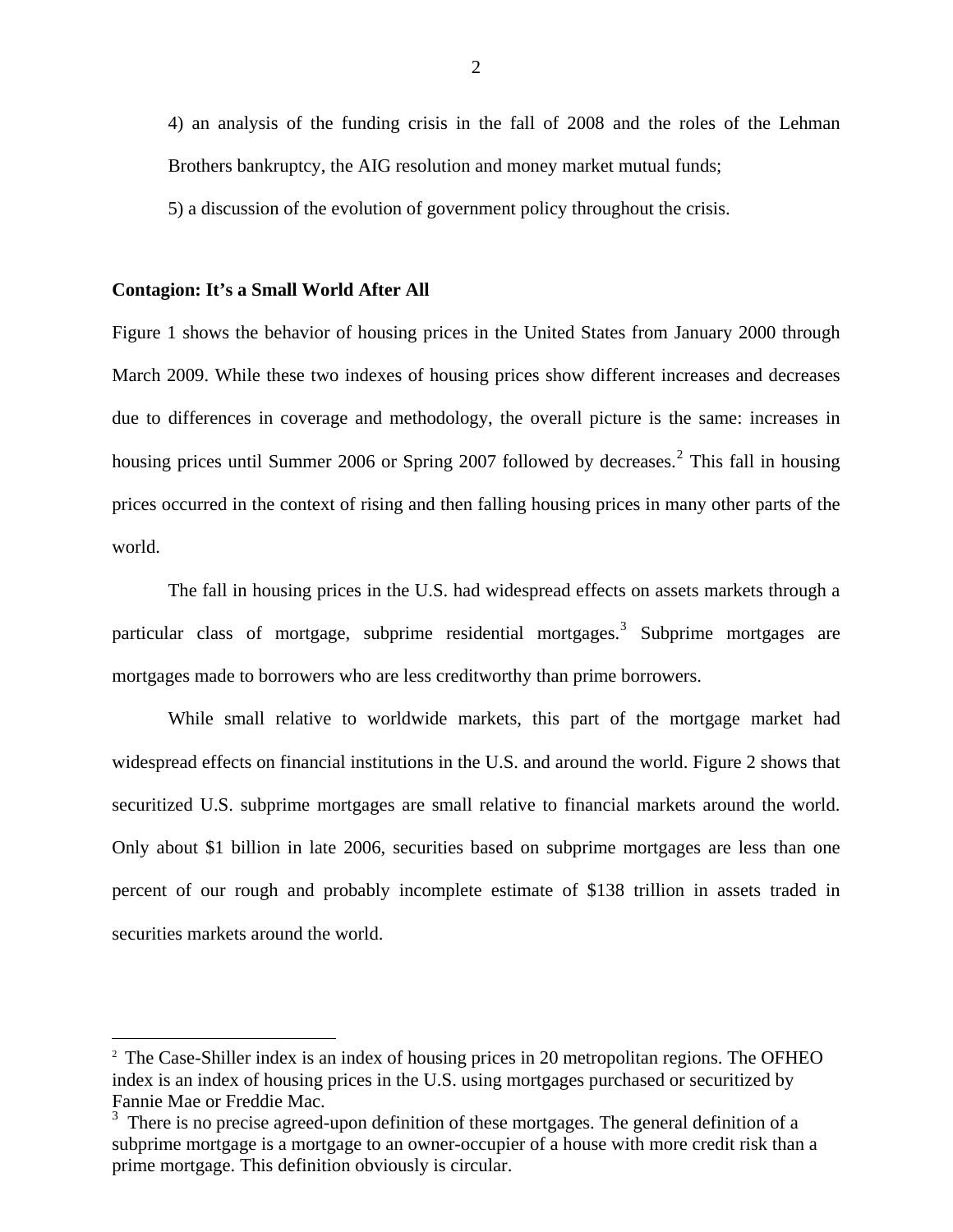4) an analysis of the funding crisis in the fall of 2008 and the roles of the Lehman Brothers bankruptcy, the AIG resolution and money market mutual funds;

5) a discussion of the evolution of government policy throughout the crisis.

**Contagion: It's a Small World After All**

Figure 1 shows the behavior of housing prices in the United States from January 2000 through March 2009. While these two indexes of housing prices show different increases and decreases due to differences in coverage and methodology, the overall picture is the same: increases in housing prices until Summer 2006 or Spring 2007 followed by decreases.[2] This fall in housing prices occurred in the context of rising and then falling housing prices in many other parts of the world.

The fall in housing prices in the U.S. had widespread effects on assets markets through a particular class of mortgage, subprime residential mortgages.[3] Subprime mortgages are mortgages made to borrowers who are less creditworthy than prime borrowers.

While small relative to worldwide markets, this part of the mortgage market had widespread effects on financial institutions in the U.S. and around the world. Figure 2 shows that securitized U.S. subprime mortgages are small relative to financial markets around the world. Only about $1 billion in late 2006, securities based on subprime mortgages are less than one percent of our rough and probably incomplete estimate of $138 trillion in assets traded in securities markets around the world.

---

[2] The Case-Shiller index is an index of housing prices in 20 metropolitan regions. The OFHEO index is an index of housing prices in the U.S. using mortgages purchased or securitized by Fannie Mae or Freddie Mac.

[3] There is no precise agreed-upon definition of these mortgages. The general definition of a subprime mortgage is a mortgage to an owner-occupier of a house with more credit risk than a prime mortgage. This definition obviously is circular.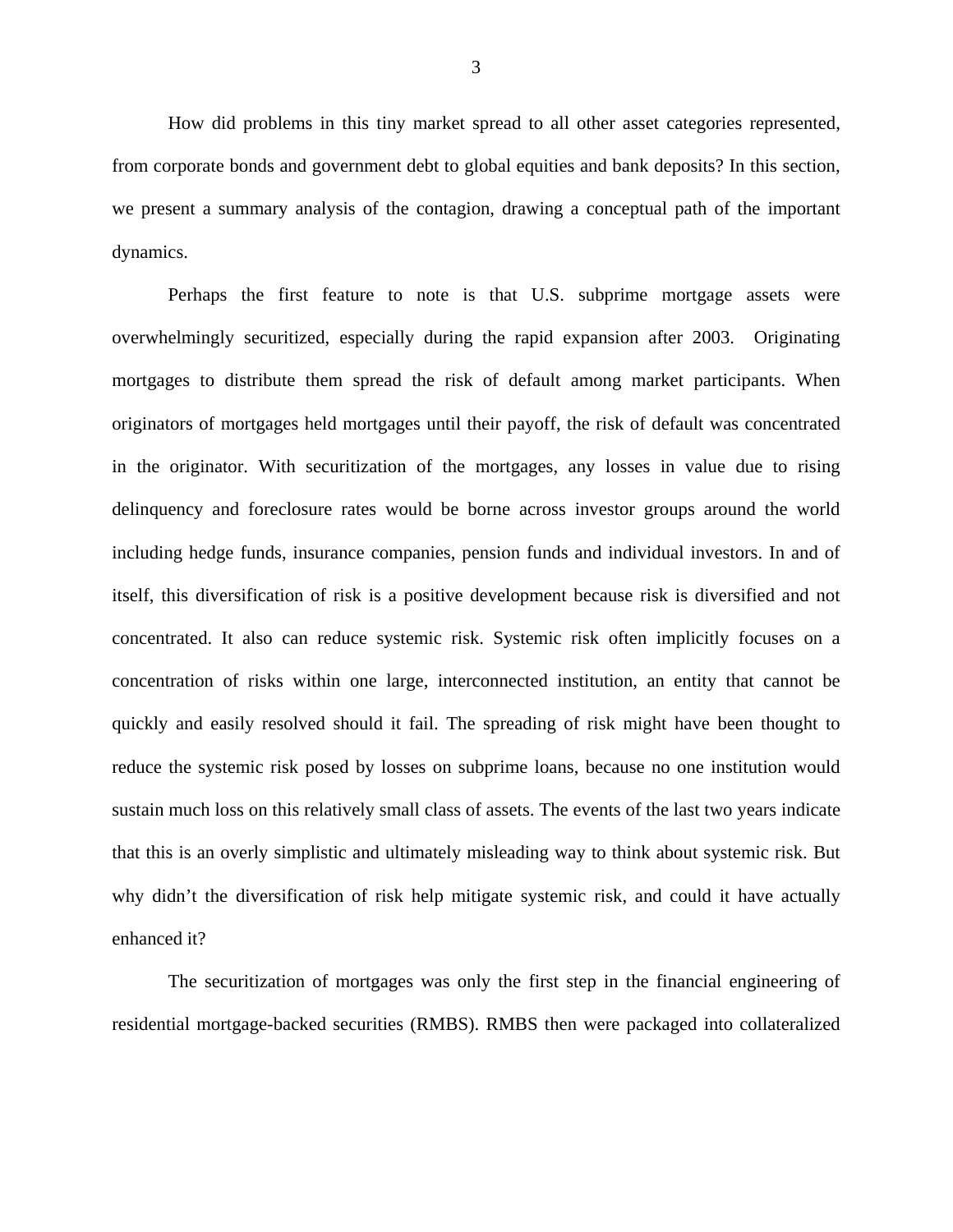How did problems in this tiny market spread to all other asset categories represented, from corporate bonds and government debt to global equities and bank deposits? In this section, we present a summary analysis of the contagion, drawing a conceptual path of the important dynamics.

Perhaps the first feature to note is that U.S. subprime mortgage assets were overwhelmingly securitized, especially during the rapid expansion after 2003. Originating mortgages to distribute them spread the risk of default among market participants. When originators of mortgages held mortgages until their payoff, the risk of default was concentrated in the originator. With securitization of the mortgages, any losses in value due to rising delinquency and foreclosure rates would be borne across investor groups around the world including hedge funds, insurance companies, pension funds and individual investors. In and of itself, this diversification of risk is a positive development because risk is diversified and not concentrated. It also can reduce systemic risk. Systemic risk often implicitly focuses on a concentration of risks within one large, interconnected institution, an entity that cannot be quickly and easily resolved should it fail. The spreading of risk might have been thought to reduce the systemic risk posed by losses on subprime loans, because no one institution would sustain much loss on this relatively small class of assets. The events of the last two years indicate that this is an overly simplistic and ultimately misleading way to think about systemic risk. But why didn't the diversification of risk help mitigate systemic risk, and could it have actually enhanced it?

The securitization of mortgages was only the first step in the financial engineering of residential mortgage-backed securities (RMBS). RMBS then were packaged into collateralized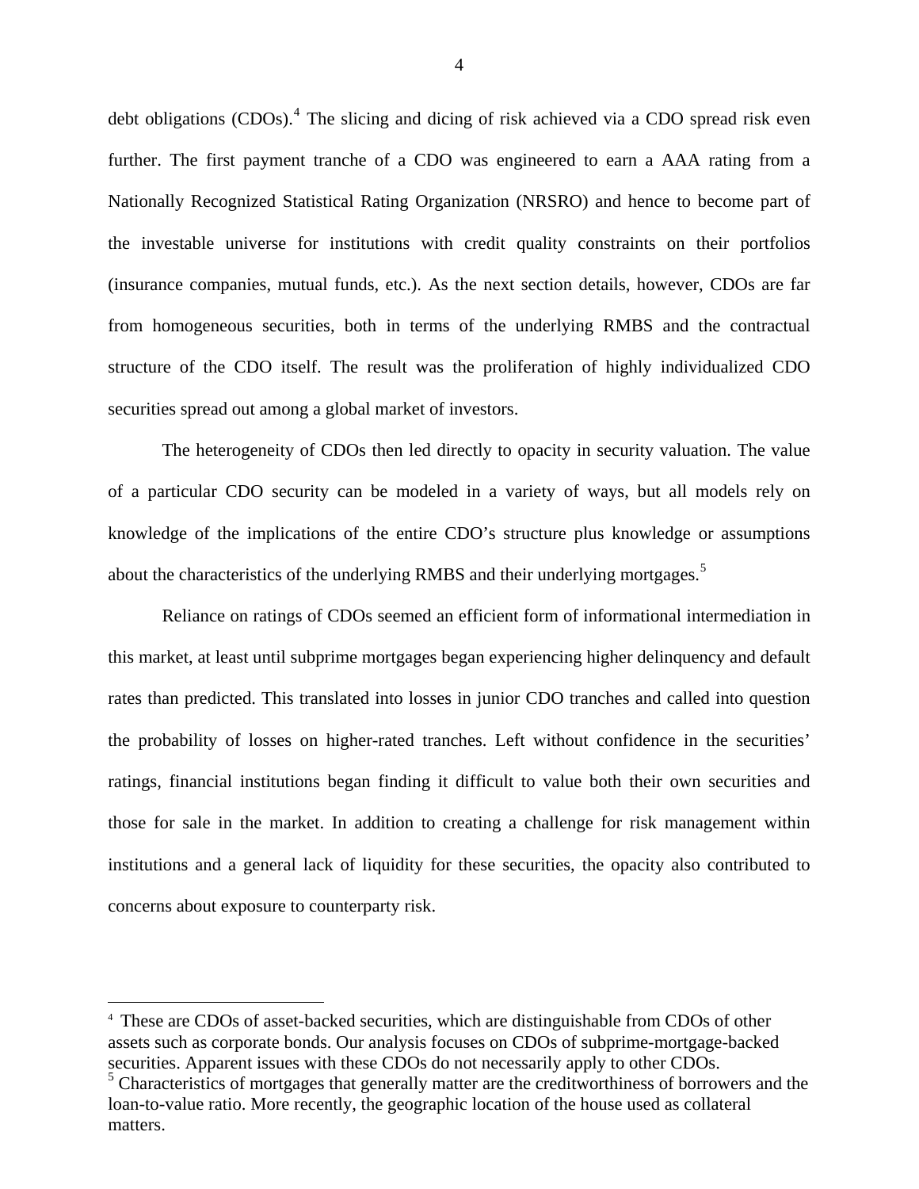debt obligations (CDOs).[4] The slicing and dicing of risk achieved via a CDO spread risk even further. The first payment tranche of a CDO was engineered to earn a AAA rating from a Nationally Recognized Statistical Rating Organization (NRSRO) and hence to become part of the investable universe for institutions with credit quality constraints on their portfolios (insurance companies, mutual funds, etc.). As the next section details, however, CDOs are far from homogeneous securities, both in terms of the underlying RMBS and the contractual structure of the CDO itself. The result was the proliferation of highly individualized CDO securities spread out among a global market of investors.

The heterogeneity of CDOs then led directly to opacity in security valuation. The value of a particular CDO security can be modeled in a variety of ways, but all models rely on knowledge of the implications of the entire CDO's structure plus knowledge or assumptions about the characteristics of the underlying RMBS and their underlying mortgages.[5]

Reliance on ratings of CDOs seemed an efficient form of informational intermediation in this market, at least until subprime mortgages began experiencing higher delinquency and default rates than predicted. This translated into losses in junior CDO tranches and called into question the probability of losses on higher-rated tranches. Left without confidence in the securities' ratings, financial institutions began finding it difficult to value both their own securities and those for sale in the market. In addition to creating a challenge for risk management within institutions and a general lack of liquidity for these securities, the opacity also contributed to concerns about exposure to counterparty risk.

---

[4] These are CDOs of asset-backed securities, which are distinguishable from CDOs of other assets such as corporate bonds. Our analysis focuses on CDOs of subprime-mortgage-backed securities. Apparent issues with these CDOs do not necessarily apply to other CDOs.

[5] Characteristics of mortgages that generally matter are the creditworthiness of borrowers and the loan-to-value ratio. More recently, the geographic location of the house used as collateral matters.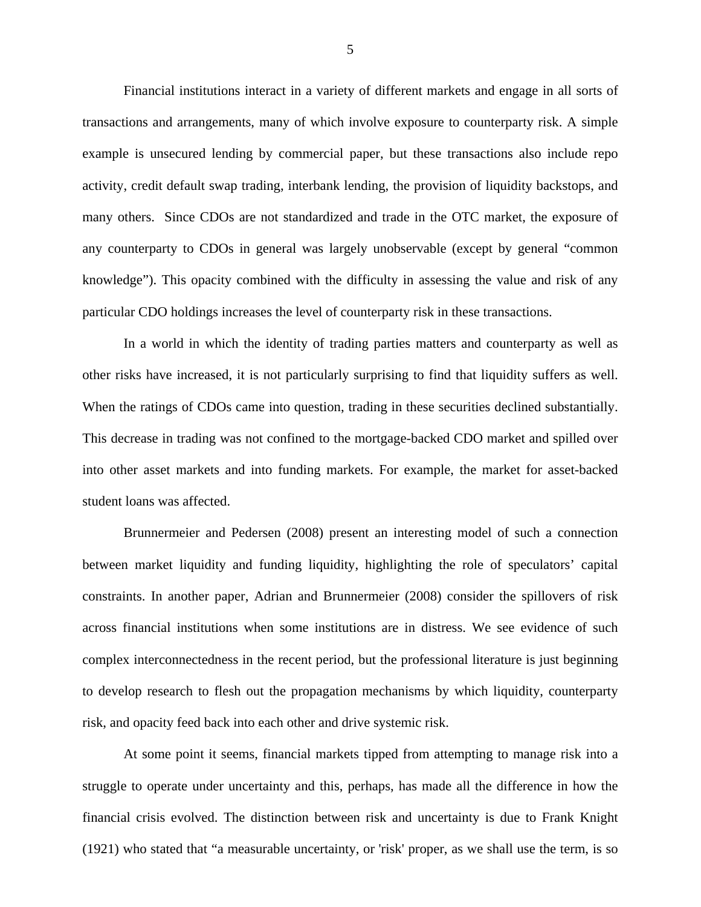Financial institutions interact in a variety of different markets and engage in all sorts of transactions and arrangements, many of which involve exposure to counterparty risk. A simple example is unsecured lending by commercial paper, but these transactions also include repo activity, credit default swap trading, interbank lending, the provision of liquidity backstops, and many others. Since CDOs are not standardized and trade in the OTC market, the exposure of any counterparty to CDOs in general was largely unobservable (except by general "common knowledge"). This opacity combined with the difficulty in assessing the value and risk of any particular CDO holdings increases the level of counterparty risk in these transactions.

In a world in which the identity of trading parties matters and counterparty as well as other risks have increased, it is not particularly surprising to find that liquidity suffers as well. When the ratings of CDOs came into question, trading in these securities declined substantially. This decrease in trading was not confined to the mortgage-backed CDO market and spilled over into other asset markets and into funding markets. For example, the market for asset-backed student loans was affected.

Brunnermeier and Pedersen (2008) present an interesting model of such a connection between market liquidity and funding liquidity, highlighting the role of speculators' capital constraints. In another paper, Adrian and Brunnermeier (2008) consider the spillovers of risk across financial institutions when some institutions are in distress. We see evidence of such complex interconnectedness in the recent period, but the professional literature is just beginning to develop research to flesh out the propagation mechanisms by which liquidity, counterparty risk, and opacity feed back into each other and drive systemic risk.

At some point it seems, financial markets tipped from attempting to manage risk into a struggle to operate under uncertainty and this, perhaps, has made all the difference in how the financial crisis evolved. The distinction between risk and uncertainty is due to Frank Knight (1921) who stated that "a measurable uncertainty, or 'risk' proper, as we shall use the term, is so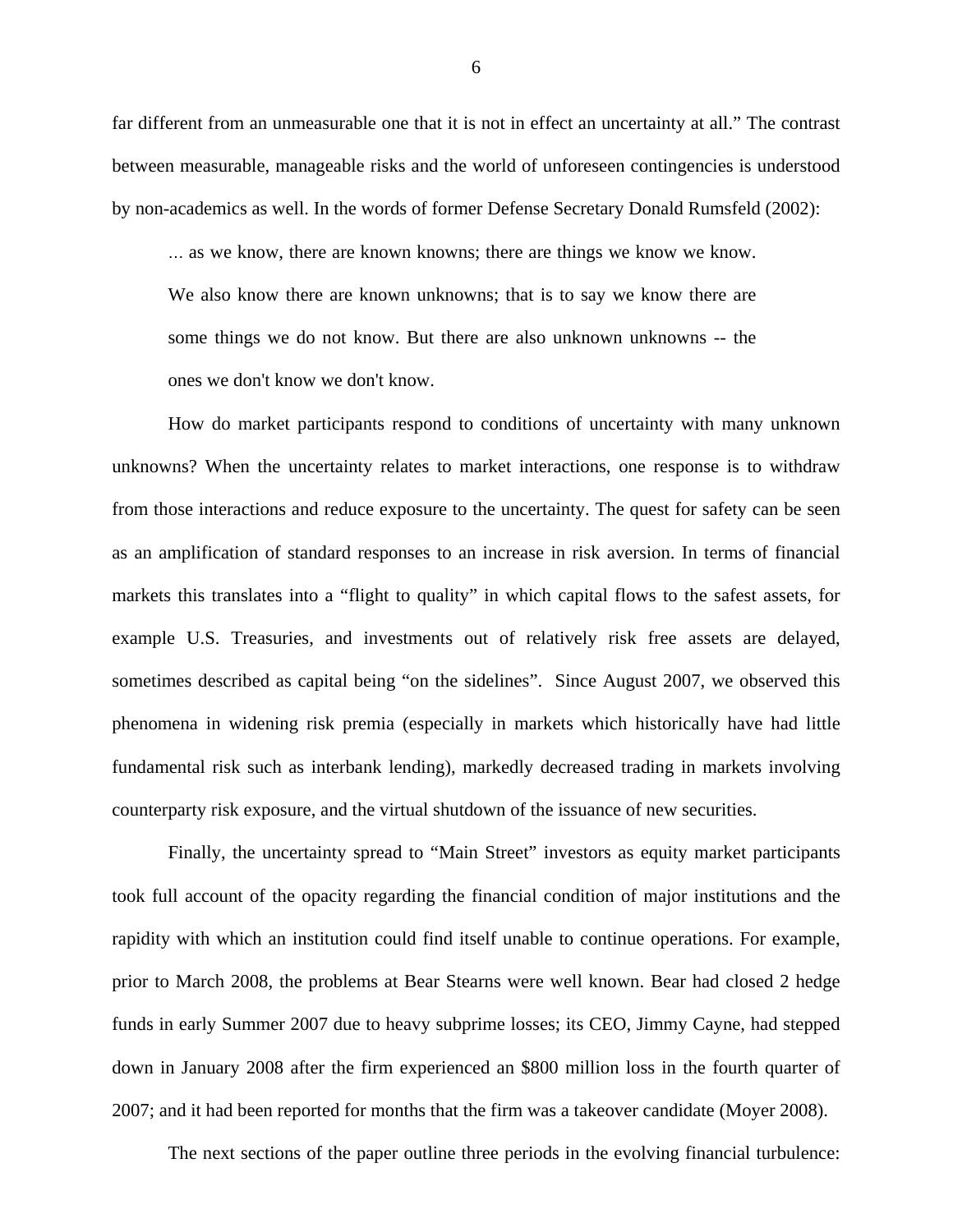far different from an unmeasurable one that it is not in effect an uncertainty at all." The contrast between measurable, manageable risks and the world of unforeseen contingencies is understood by non-academics as well. In the words of former Defense Secretary Donald Rumsfeld (2002):

> ... as we know, there are known knowns; there are things we know we know. We also know there are known unknowns; that is to say we know there are some things we do not know. But there are also unknown unknowns -- the ones we don't know we don't know.

How do market participants respond to conditions of uncertainty with many unknown unknowns? When the uncertainty relates to market interactions, one response is to withdraw from those interactions and reduce exposure to the uncertainty. The quest for safety can be seen as an amplification of standard responses to an increase in risk aversion. In terms of financial markets this translates into a "flight to quality" in which capital flows to the safest assets, for example U.S. Treasuries, and investments out of relatively risk free assets are delayed, sometimes described as capital being "on the sidelines". Since August 2007, we observed this phenomena in widening risk premia (especially in markets which historically have had little fundamental risk such as interbank lending), markedly decreased trading in markets involving counterparty risk exposure, and the virtual shutdown of the issuance of new securities.

Finally, the uncertainty spread to "Main Street" investors as equity market participants took full account of the opacity regarding the financial condition of major institutions and the rapidity with which an institution could find itself unable to continue operations. For example, prior to March 2008, the problems at Bear Stearns were well known. Bear had closed 2 hedge funds in early Summer 2007 due to heavy subprime losses; its CEO, Jimmy Cayne, had stepped down in January 2008 after the firm experienced an $800 million loss in the fourth quarter of 2007; and it had been reported for months that the firm was a takeover candidate (Moyer 2008).

The next sections of the paper outline three periods in the evolving financial turbulence: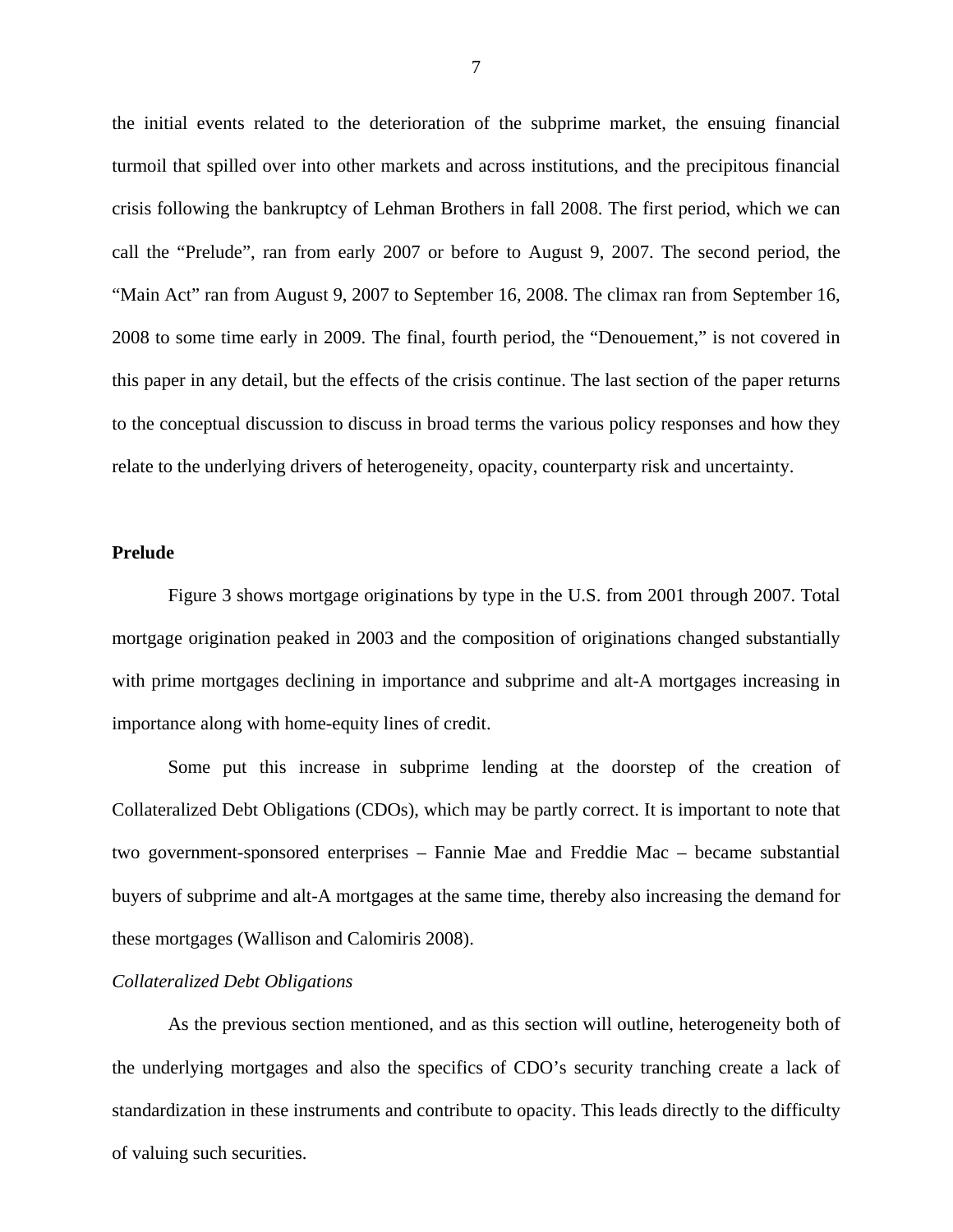the initial events related to the deterioration of the subprime market, the ensuing financial turmoil that spilled over into other markets and across institutions, and the precipitous financial crisis following the bankruptcy of Lehman Brothers in fall 2008. The first period, which we can call the "Prelude", ran from early 2007 or before to August 9, 2007. The second period, the "Main Act" ran from August 9, 2007 to September 16, 2008. The climax ran from September 16, 2008 to some time early in 2009. The final, fourth period, the "Denouement," is not covered in this paper in any detail, but the effects of the crisis continue. The last section of the paper returns to the conceptual discussion to discuss in broad terms the various policy responses and how they relate to the underlying drivers of heterogeneity, opacity, counterparty risk and uncertainty.

**Prelude**

Figure 3 shows mortgage originations by type in the U.S. from 2001 through 2007. Total mortgage origination peaked in 2003 and the composition of originations changed substantially with prime mortgages declining in importance and subprime and alt-A mortgages increasing in importance along with home-equity lines of credit.

Some put this increase in subprime lending at the doorstep of the creation of Collateralized Debt Obligations (CDOs), which may be partly correct. It is important to note that two government-sponsored enterprises – Fannie Mae and Freddie Mac – became substantial buyers of subprime and alt-A mortgages at the same time, thereby also increasing the demand for these mortgages (Wallison and Calomiris 2008).

*Collateralized Debt Obligations*

As the previous section mentioned, and as this section will outline, heterogeneity both of the underlying mortgages and also the specifics of CDO's security tranching create a lack of standardization in these instruments and contribute to opacity. This leads directly to the difficulty of valuing such securities.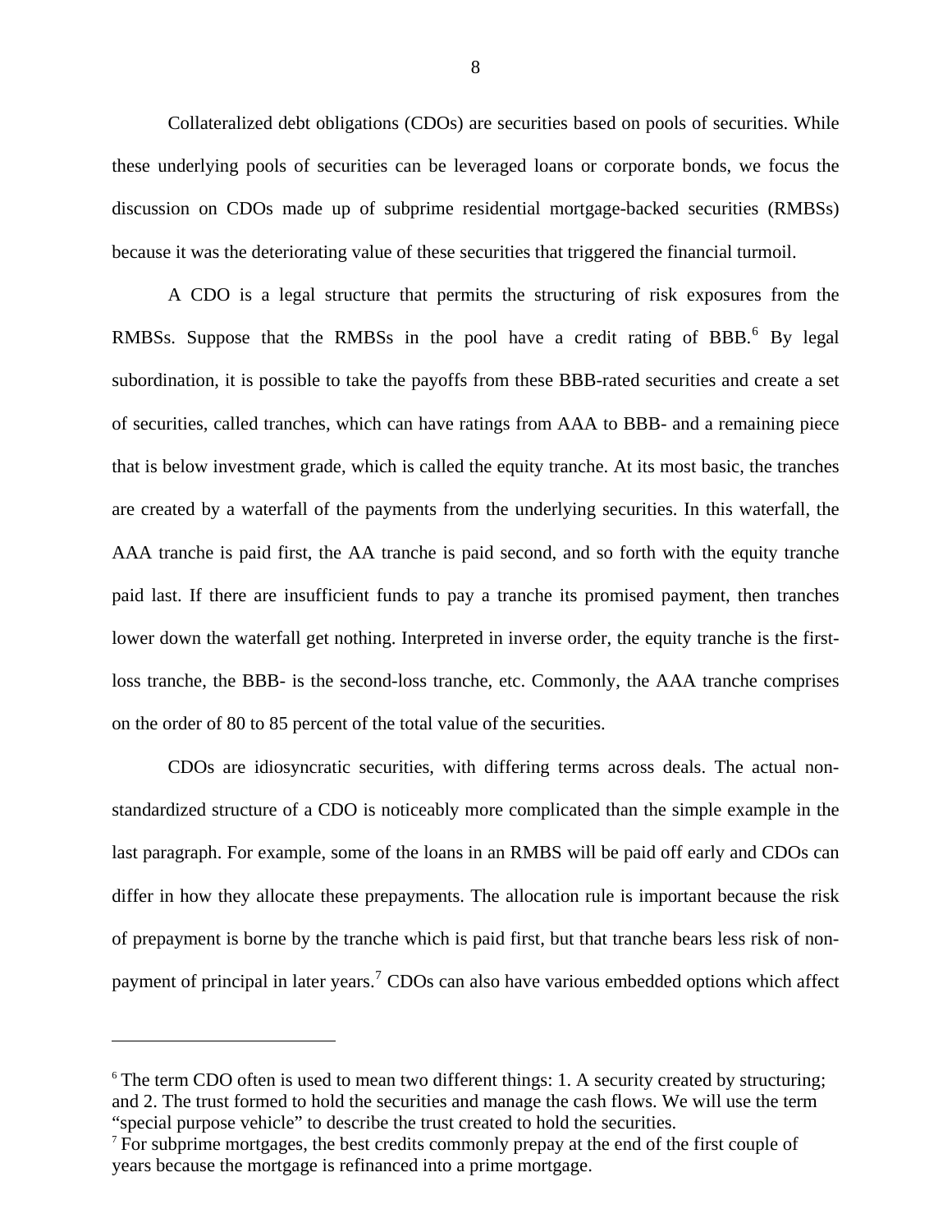Collateralized debt obligations (CDOs) are securities based on pools of securities. While these underlying pools of securities can be leveraged loans or corporate bonds, we focus the discussion on CDOs made up of subprime residential mortgage-backed securities (RMBSs) because it was the deteriorating value of these securities that triggered the financial turmoil.

A CDO is a legal structure that permits the structuring of risk exposures from the RMBSs. Suppose that the RMBSs in the pool have a credit rating of BBB.[6] By legal subordination, it is possible to take the payoffs from these BBB-rated securities and create a set of securities, called tranches, which can have ratings from AAA to BBB- and a remaining piece that is below investment grade, which is called the equity tranche. At its most basic, the tranches are created by a waterfall of the payments from the underlying securities. In this waterfall, the AAA tranche is paid first, the AA tranche is paid second, and so forth with the equity tranche paid last. If there are insufficient funds to pay a tranche its promised payment, then tranches lower down the waterfall get nothing. Interpreted in inverse order, the equity tranche is the first-loss tranche, the BBB- is the second-loss tranche, etc. Commonly, the AAA tranche comprises on the order of 80 to 85 percent of the total value of the securities.

CDOs are idiosyncratic securities, with differing terms across deals. The actual non-standardized structure of a CDO is noticeably more complicated than the simple example in the last paragraph. For example, some of the loans in an RMBS will be paid off early and CDOs can differ in how they allocate these prepayments. The allocation rule is important because the risk of prepayment is borne by the tranche which is paid first, but that tranche bears less risk of non-payment of principal in later years.[7] CDOs can also have various embedded options which affect

---

[6] The term CDO often is used to mean two different things: 1. A security created by structuring; and 2. The trust formed to hold the securities and manage the cash flows. We will use the term "special purpose vehicle" to describe the trust created to hold the securities.

[7] For subprime mortgages, the best credits commonly prepay at the end of the first couple of years because the mortgage is refinanced into a prime mortgage.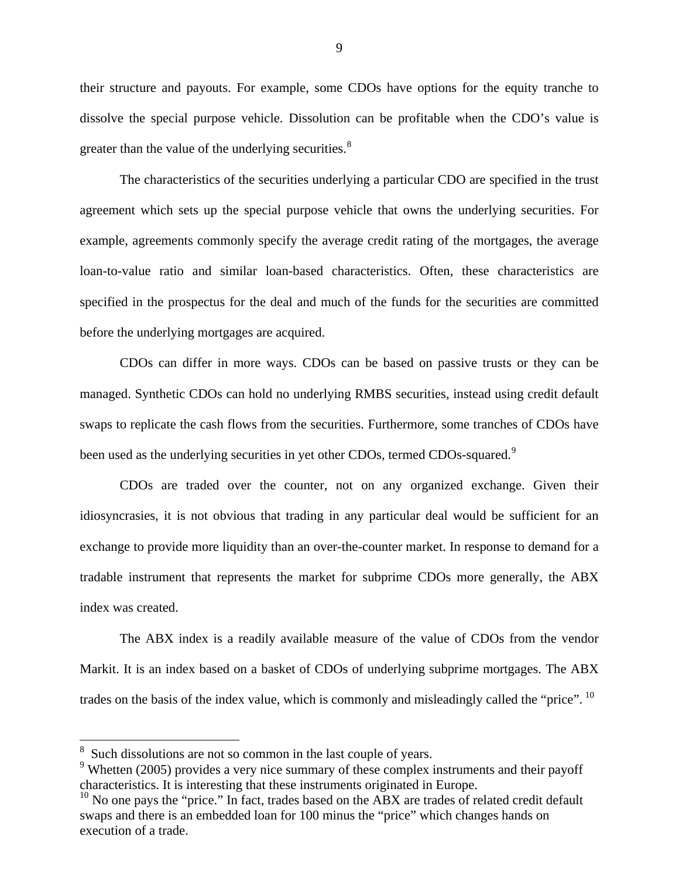their structure and payouts. For example, some CDOs have options for the equity tranche to dissolve the special purpose vehicle. Dissolution can be profitable when the CDO's value is greater than the value of the underlying securities.[8]

The characteristics of the securities underlying a particular CDO are specified in the trust agreement which sets up the special purpose vehicle that owns the underlying securities. For example, agreements commonly specify the average credit rating of the mortgages, the average loan-to-value ratio and similar loan-based characteristics. Often, these characteristics are specified in the prospectus for the deal and much of the funds for the securities are committed before the underlying mortgages are acquired.

CDOs can differ in more ways. CDOs can be based on passive trusts or they can be managed. Synthetic CDOs can hold no underlying RMBS securities, instead using credit default swaps to replicate the cash flows from the securities. Furthermore, some tranches of CDOs have been used as the underlying securities in yet other CDOs, termed CDOs-squared.[9]

CDOs are traded over the counter, not on any organized exchange. Given their idiosyncrasies, it is not obvious that trading in any particular deal would be sufficient for an exchange to provide more liquidity than an over-the-counter market. In response to demand for a tradable instrument that represents the market for subprime CDOs more generally, the ABX index was created.

The ABX index is a readily available measure of the value of CDOs from the vendor Markit. It is an index based on a basket of CDOs of underlying subprime mortgages. The ABX trades on the basis of the index value, which is commonly and misleadingly called the "price". [10]

---

[8] Such dissolutions are not so common in the last couple of years.

[9] Whetten (2005) provides a very nice summary of these complex instruments and their payoff characteristics. It is interesting that these instruments originated in Europe.

[10] No one pays the "price." In fact, trades based on the ABX are trades of related credit default swaps and there is an embedded loan for 100 minus the "price" which changes hands on execution of a trade.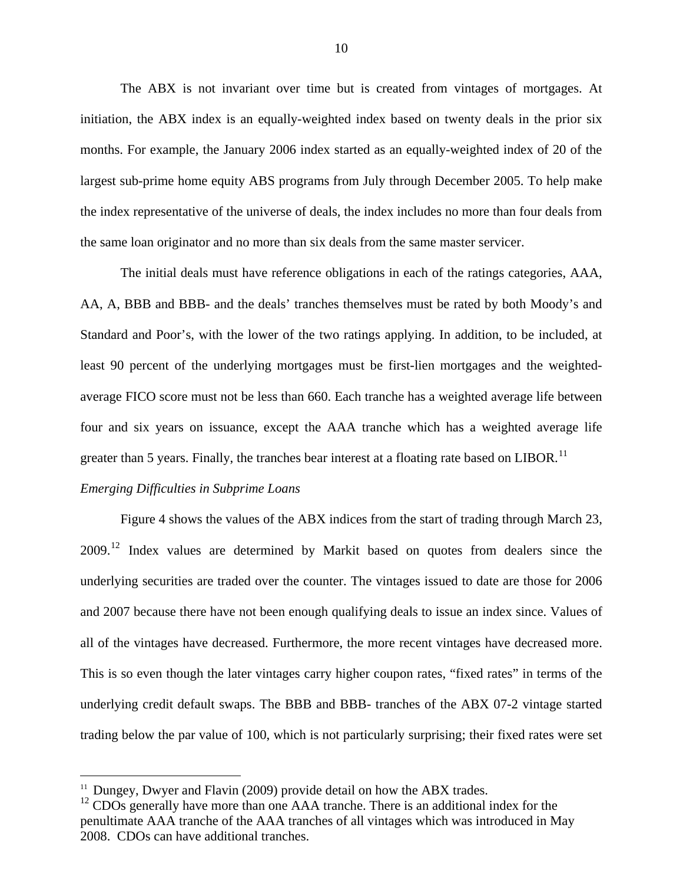The ABX is not invariant over time but is created from vintages of mortgages. At initiation, the ABX index is an equally-weighted index based on twenty deals in the prior six months. For example, the January 2006 index started as an equally-weighted index of 20 of the largest sub-prime home equity ABS programs from July through December 2005. To help make the index representative of the universe of deals, the index includes no more than four deals from the same loan originator and no more than six deals from the same master servicer.

The initial deals must have reference obligations in each of the ratings categories, AAA, AA, A, BBB and BBB- and the deals' tranches themselves must be rated by both Moody's and Standard and Poor's, with the lower of the two ratings applying. In addition, to be included, at least 90 percent of the underlying mortgages must be first-lien mortgages and the weighted-average FICO score must not be less than 660. Each tranche has a weighted average life between four and six years on issuance, except the AAA tranche which has a weighted average life greater than 5 years. Finally, the tranches bear interest at a floating rate based on LIBOR.[11]

*Emerging Difficulties in Subprime Loans*

Figure 4 shows the values of the ABX indices from the start of trading through March 23, 2009.[12] Index values are determined by Markit based on quotes from dealers since the underlying securities are traded over the counter. The vintages issued to date are those for 2006 and 2007 because there have not been enough qualifying deals to issue an index since. Values of all of the vintages have decreased. Furthermore, the more recent vintages have decreased more. This is so even though the later vintages carry higher coupon rates, "fixed rates" in terms of the underlying credit default swaps. The BBB and BBB- tranches of the ABX 07-2 vintage started trading below the par value of 100, which is not particularly surprising; their fixed rates were set

---

[11] Dungey, Dwyer and Flavin (2009) provide detail on how the ABX trades.

[12] CDOs generally have more than one AAA tranche. There is an additional index for the penultimate AAA tranche of the AAA tranches of all vintages which was introduced in May 2008. CDOs can have additional tranches.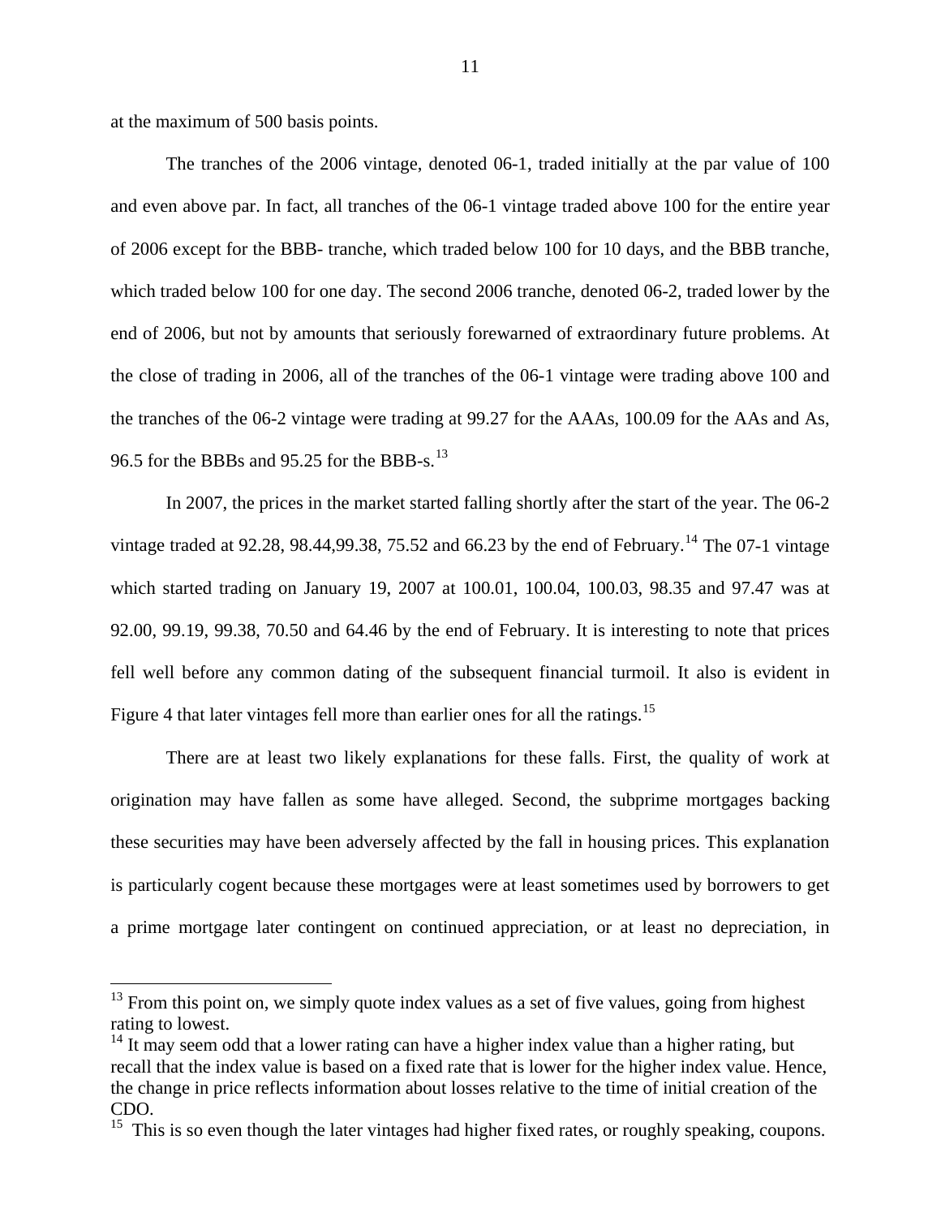at the maximum of 500 basis points.

The tranches of the 2006 vintage, denoted 06-1, traded initially at the par value of 100 and even above par. In fact, all tranches of the 06-1 vintage traded above 100 for the entire year of 2006 except for the BBB- tranche, which traded below 100 for 10 days, and the BBB tranche, which traded below 100 for one day. The second 2006 tranche, denoted 06-2, traded lower by the end of 2006, but not by amounts that seriously forewarned of extraordinary future problems. At the close of trading in 2006, all of the tranches of the 06-1 vintage were trading above 100 and the tranches of the 06-2 vintage were trading at 99.27 for the AAAs, 100.09 for the AAs and As, 96.5 for the BBBs and 95.25 for the BBB-s.[13]

In 2007, the prices in the market started falling shortly after the start of the year. The 06-2 vintage traded at 92.28, 98.44,99.38, 75.52 and 66.23 by the end of February.[14] The 07-1 vintage which started trading on January 19, 2007 at 100.01, 100.04, 100.03, 98.35 and 97.47 was at 92.00, 99.19, 99.38, 70.50 and 64.46 by the end of February. It is interesting to note that prices fell well before any common dating of the subsequent financial turmoil. It also is evident in Figure 4 that later vintages fell more than earlier ones for all the ratings.[15]

There are at least two likely explanations for these falls. First, the quality of work at origination may have fallen as some have alleged. Second, the subprime mortgages backing these securities may have been adversely affected by the fall in housing prices. This explanation is particularly cogent because these mortgages were at least sometimes used by borrowers to get a prime mortgage later contingent on continued appreciation, or at least no depreciation, in

---

[13] From this point on, we simply quote index values as a set of five values, going from highest rating to lowest.

[14] It may seem odd that a lower rating can have a higher index value than a higher rating, but recall that the index value is based on a fixed rate that is lower for the higher index value. Hence, the change in price reflects information about losses relative to the time of initial creation of the CDO.

[15] This is so even though the later vintages had higher fixed rates, or roughly speaking, coupons.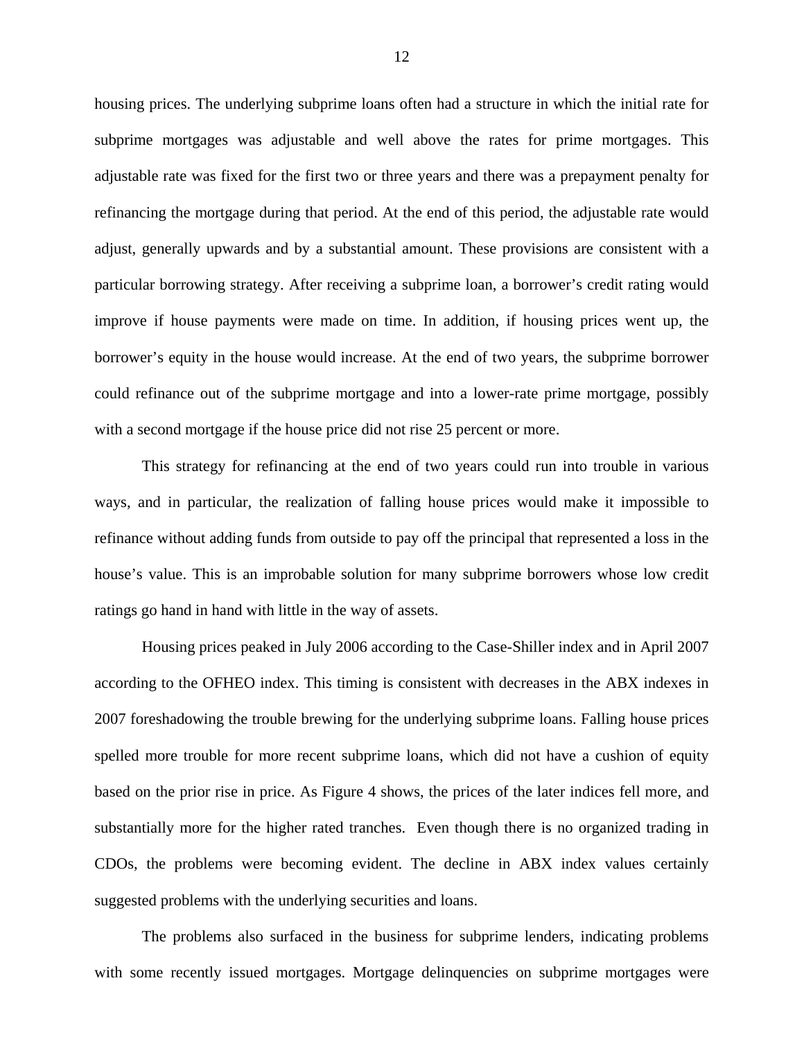housing prices. The underlying subprime loans often had a structure in which the initial rate for subprime mortgages was adjustable and well above the rates for prime mortgages. This adjustable rate was fixed for the first two or three years and there was a prepayment penalty for refinancing the mortgage during that period. At the end of this period, the adjustable rate would adjust, generally upwards and by a substantial amount. These provisions are consistent with a particular borrowing strategy. After receiving a subprime loan, a borrower's credit rating would improve if house payments were made on time. In addition, if housing prices went up, the borrower's equity in the house would increase. At the end of two years, the subprime borrower could refinance out of the subprime mortgage and into a lower-rate prime mortgage, possibly with a second mortgage if the house price did not rise 25 percent or more.

This strategy for refinancing at the end of two years could run into trouble in various ways, and in particular, the realization of falling house prices would make it impossible to refinance without adding funds from outside to pay off the principal that represented a loss in the house's value. This is an improbable solution for many subprime borrowers whose low credit ratings go hand in hand with little in the way of assets.

Housing prices peaked in July 2006 according to the Case-Shiller index and in April 2007 according to the OFHEO index. This timing is consistent with decreases in the ABX indexes in 2007 foreshadowing the trouble brewing for the underlying subprime loans. Falling house prices spelled more trouble for more recent subprime loans, which did not have a cushion of equity based on the prior rise in price. As Figure 4 shows, the prices of the later indices fell more, and substantially more for the higher rated tranches. Even though there is no organized trading in CDOs, the problems were becoming evident. The decline in ABX index values certainly suggested problems with the underlying securities and loans.

The problems also surfaced in the business for subprime lenders, indicating problems with some recently issued mortgages. Mortgage delinquencies on subprime mortgages were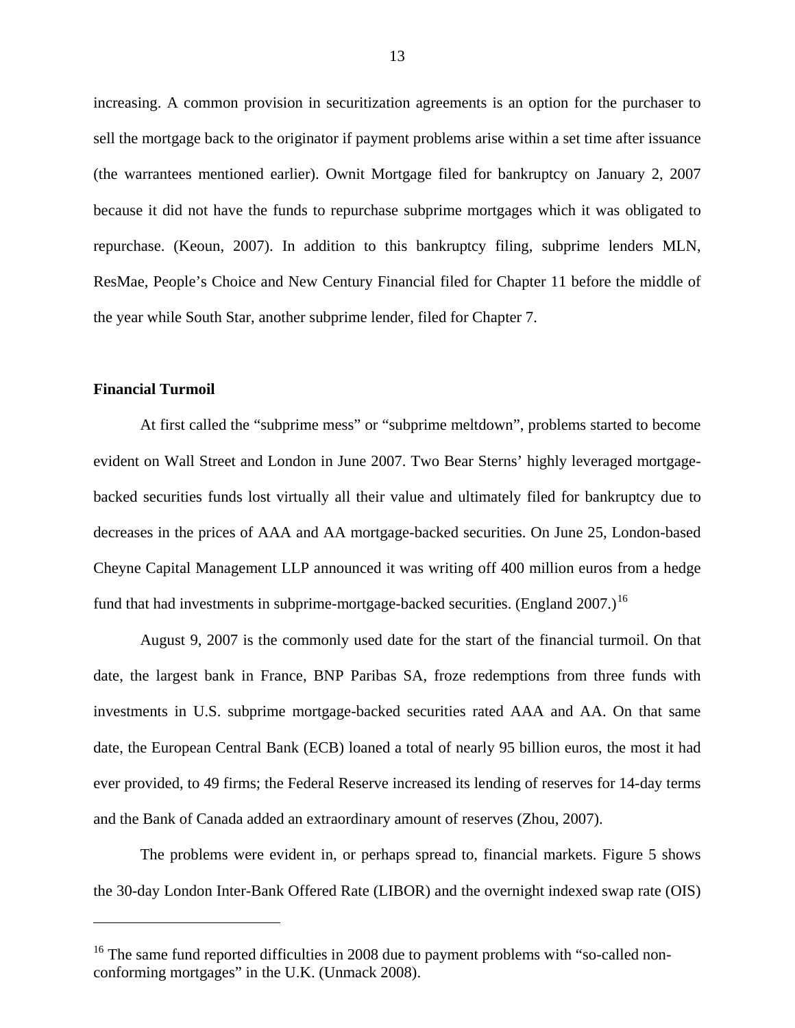increasing. A common provision in securitization agreements is an option for the purchaser to sell the mortgage back to the originator if payment problems arise within a set time after issuance (the warrantees mentioned earlier). Ownit Mortgage filed for bankruptcy on January 2, 2007 because it did not have the funds to repurchase subprime mortgages which it was obligated to repurchase. (Keoun, 2007). In addition to this bankruptcy filing, subprime lenders MLN, ResMae, People's Choice and New Century Financial filed for Chapter 11 before the middle of the year while South Star, another subprime lender, filed for Chapter 7.

**Financial Turmoil**

At first called the "subprime mess" or "subprime meltdown", problems started to become evident on Wall Street and London in June 2007. Two Bear Sterns' highly leveraged mortgage-backed securities funds lost virtually all their value and ultimately filed for bankruptcy due to decreases in the prices of AAA and AA mortgage-backed securities. On June 25, London-based Cheyne Capital Management LLP announced it was writing off 400 million euros from a hedge fund that had investments in subprime-mortgage-backed securities. (England 2007.)[16]

August 9, 2007 is the commonly used date for the start of the financial turmoil. On that date, the largest bank in France, BNP Paribas SA, froze redemptions from three funds with investments in U.S. subprime mortgage-backed securities rated AAA and AA. On that same date, the European Central Bank (ECB) loaned a total of nearly 95 billion euros, the most it had ever provided, to 49 firms; the Federal Reserve increased its lending of reserves for 14-day terms and the Bank of Canada added an extraordinary amount of reserves (Zhou, 2007).

The problems were evident in, or perhaps spread to, financial markets. Figure 5 shows the 30-day London Inter-Bank Offered Rate (LIBOR) and the overnight indexed swap rate (OIS)

[16] The same fund reported difficulties in 2008 due to payment problems with "so-called non-conforming mortgages" in the U.K. (Unmack 2008).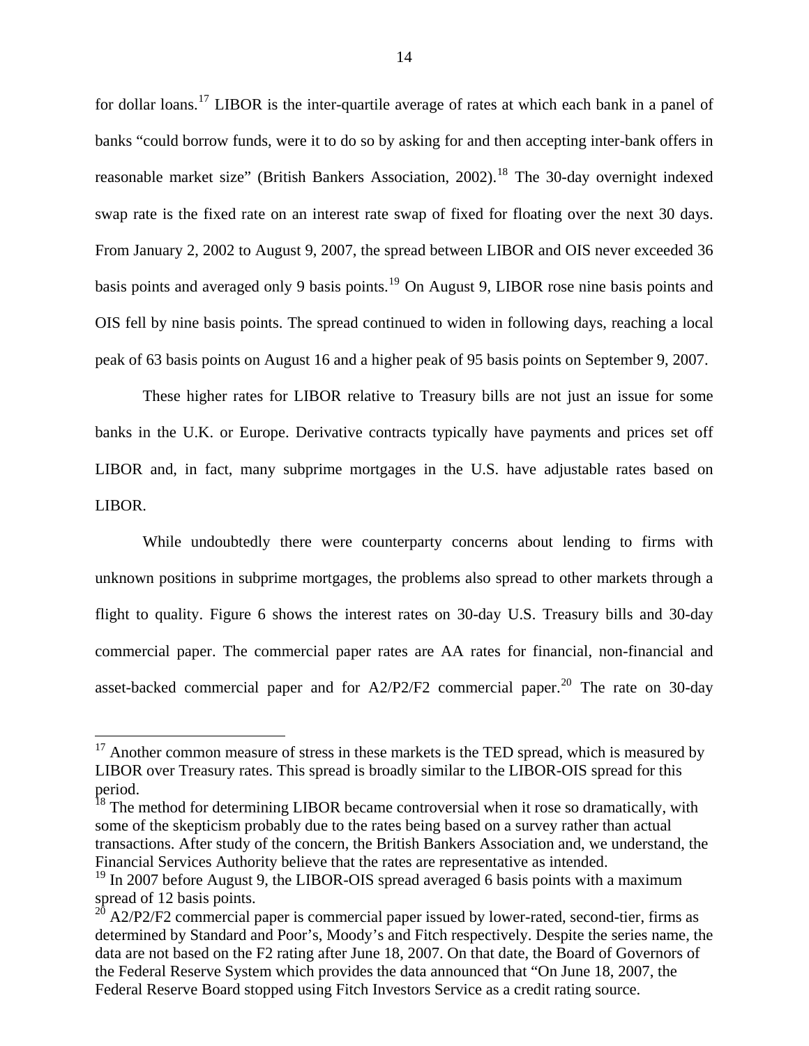for dollar loans.[17] LIBOR is the inter-quartile average of rates at which each bank in a panel of banks "could borrow funds, were it to do so by asking for and then accepting inter-bank offers in reasonable market size" (British Bankers Association, 2002).[18] The 30-day overnight indexed swap rate is the fixed rate on an interest rate swap of fixed for floating over the next 30 days. From January 2, 2002 to August 9, 2007, the spread between LIBOR and OIS never exceeded 36 basis points and averaged only 9 basis points.[19] On August 9, LIBOR rose nine basis points and OIS fell by nine basis points. The spread continued to widen in following days, reaching a local peak of 63 basis points on August 16 and a higher peak of 95 basis points on September 9, 2007.

These higher rates for LIBOR relative to Treasury bills are not just an issue for some banks in the U.K. or Europe. Derivative contracts typically have payments and prices set off LIBOR and, in fact, many subprime mortgages in the U.S. have adjustable rates based on LIBOR.

While undoubtedly there were counterparty concerns about lending to firms with unknown positions in subprime mortgages, the problems also spread to other markets through a flight to quality. Figure 6 shows the interest rates on 30-day U.S. Treasury bills and 30-day commercial paper. The commercial paper rates are AA rates for financial, non-financial and asset-backed commercial paper and for A2/P2/F2 commercial paper.[20] The rate on 30-day

---

[17] Another common measure of stress in these markets is the TED spread, which is measured by LIBOR over Treasury rates. This spread is broadly similar to the LIBOR-OIS spread for this period.

[18] The method for determining LIBOR became controversial when it rose so dramatically, with some of the skepticism probably due to the rates being based on a survey rather than actual transactions. After study of the concern, the British Bankers Association and, we understand, the Financial Services Authority believe that the rates are representative as intended.

[19] In 2007 before August 9, the LIBOR-OIS spread averaged 6 basis points with a maximum spread of 12 basis points.

[20] A2/P2/F2 commercial paper is commercial paper issued by lower-rated, second-tier, firms as determined by Standard and Poor's, Moody's and Fitch respectively. Despite the series name, the data are not based on the F2 rating after June 18, 2007. On that date, the Board of Governors of the Federal Reserve System which provides the data announced that "On June 18, 2007, the Federal Reserve Board stopped using Fitch Investors Service as a credit rating source.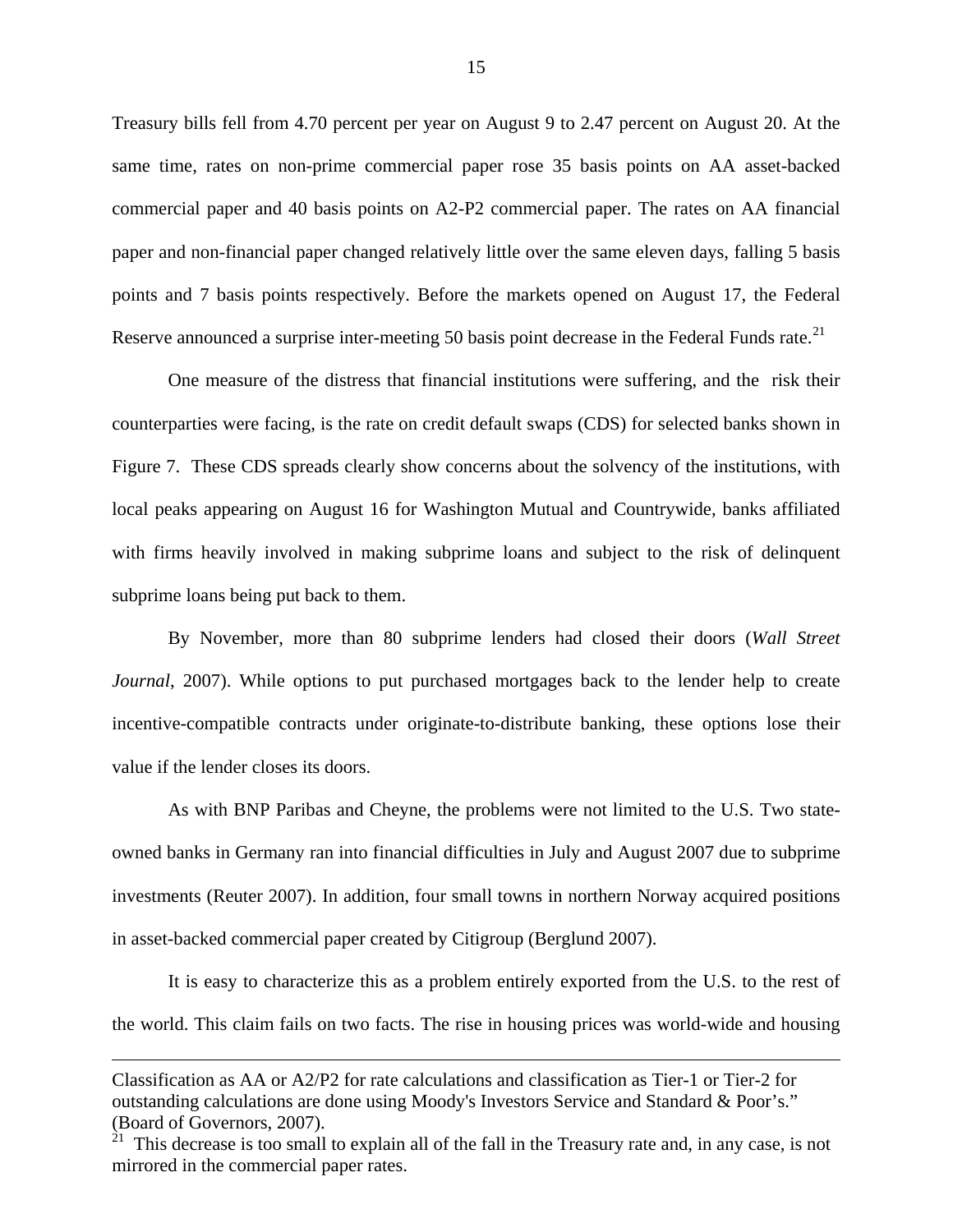Treasury bills fell from 4.70 percent per year on August 9 to 2.47 percent on August 20. At the same time, rates on non-prime commercial paper rose 35 basis points on AA asset-backed commercial paper and 40 basis points on A2-P2 commercial paper. The rates on AA financial paper and non-financial paper changed relatively little over the same eleven days, falling 5 basis points and 7 basis points respectively. Before the markets opened on August 17, the Federal Reserve announced a surprise inter-meeting 50 basis point decrease in the Federal Funds rate.[21]

One measure of the distress that financial institutions were suffering, and the risk their counterparties were facing, is the rate on credit default swaps (CDS) for selected banks shown in Figure 7. These CDS spreads clearly show concerns about the solvency of the institutions, with local peaks appearing on August 16 for Washington Mutual and Countrywide, banks affiliated with firms heavily involved in making subprime loans and subject to the risk of delinquent subprime loans being put back to them.

By November, more than 80 subprime lenders had closed their doors (*Wall Street Journal*, 2007). While options to put purchased mortgages back to the lender help to create incentive-compatible contracts under originate-to-distribute banking, these options lose their value if the lender closes its doors.

As with BNP Paribas and Cheyne, the problems were not limited to the U.S. Two state-owned banks in Germany ran into financial difficulties in July and August 2007 due to subprime investments (Reuter 2007). In addition, four small towns in northern Norway acquired positions in asset-backed commercial paper created by Citigroup (Berglund 2007).

It is easy to characterize this as a problem entirely exported from the U.S. to the rest of the world. This claim fails on two facts. The rise in housing prices was world-wide and housing

---

Classification as AA or A2/P2 for rate calculations and classification as Tier-1 or Tier-2 for outstanding calculations are done using Moody's Investors Service and Standard & Poor's." (Board of Governors, 2007).

[21] This decrease is too small to explain all of the fall in the Treasury rate and, in any case, is not mirrored in the commercial paper rates.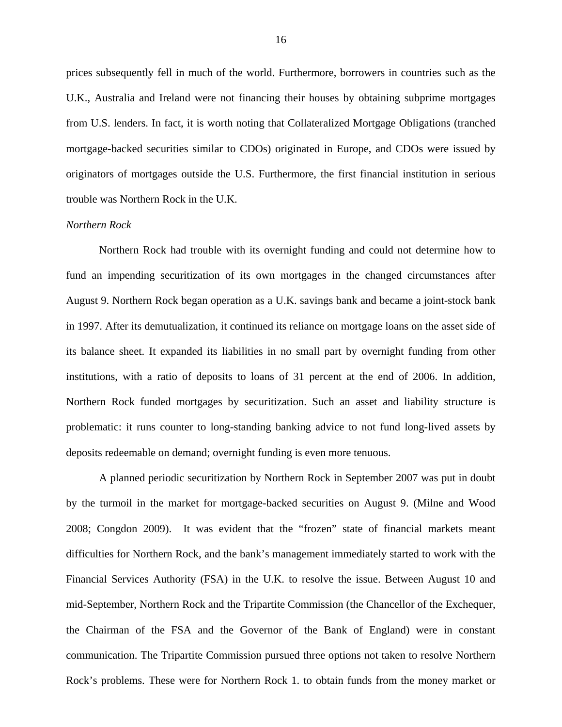prices subsequently fell in much of the world. Furthermore, borrowers in countries such as the U.K., Australia and Ireland were not financing their houses by obtaining subprime mortgages from U.S. lenders. In fact, it is worth noting that Collateralized Mortgage Obligations (tranched mortgage-backed securities similar to CDOs) originated in Europe, and CDOs were issued by originators of mortgages outside the U.S. Furthermore, the first financial institution in serious trouble was Northern Rock in the U.K.

*Northern Rock*

Northern Rock had trouble with its overnight funding and could not determine how to fund an impending securitization of its own mortgages in the changed circumstances after August 9. Northern Rock began operation as a U.K. savings bank and became a joint-stock bank in 1997. After its demutualization, it continued its reliance on mortgage loans on the asset side of its balance sheet. It expanded its liabilities in no small part by overnight funding from other institutions, with a ratio of deposits to loans of 31 percent at the end of 2006. In addition, Northern Rock funded mortgages by securitization. Such an asset and liability structure is problematic: it runs counter to long-standing banking advice to not fund long-lived assets by deposits redeemable on demand; overnight funding is even more tenuous.

A planned periodic securitization by Northern Rock in September 2007 was put in doubt by the turmoil in the market for mortgage-backed securities on August 9. (Milne and Wood 2008; Congdon 2009). It was evident that the "frozen" state of financial markets meant difficulties for Northern Rock, and the bank's management immediately started to work with the Financial Services Authority (FSA) in the U.K. to resolve the issue. Between August 10 and mid-September, Northern Rock and the Tripartite Commission (the Chancellor of the Exchequer, the Chairman of the FSA and the Governor of the Bank of England) were in constant communication. The Tripartite Commission pursued three options not taken to resolve Northern Rock's problems. These were for Northern Rock 1. to obtain funds from the money market or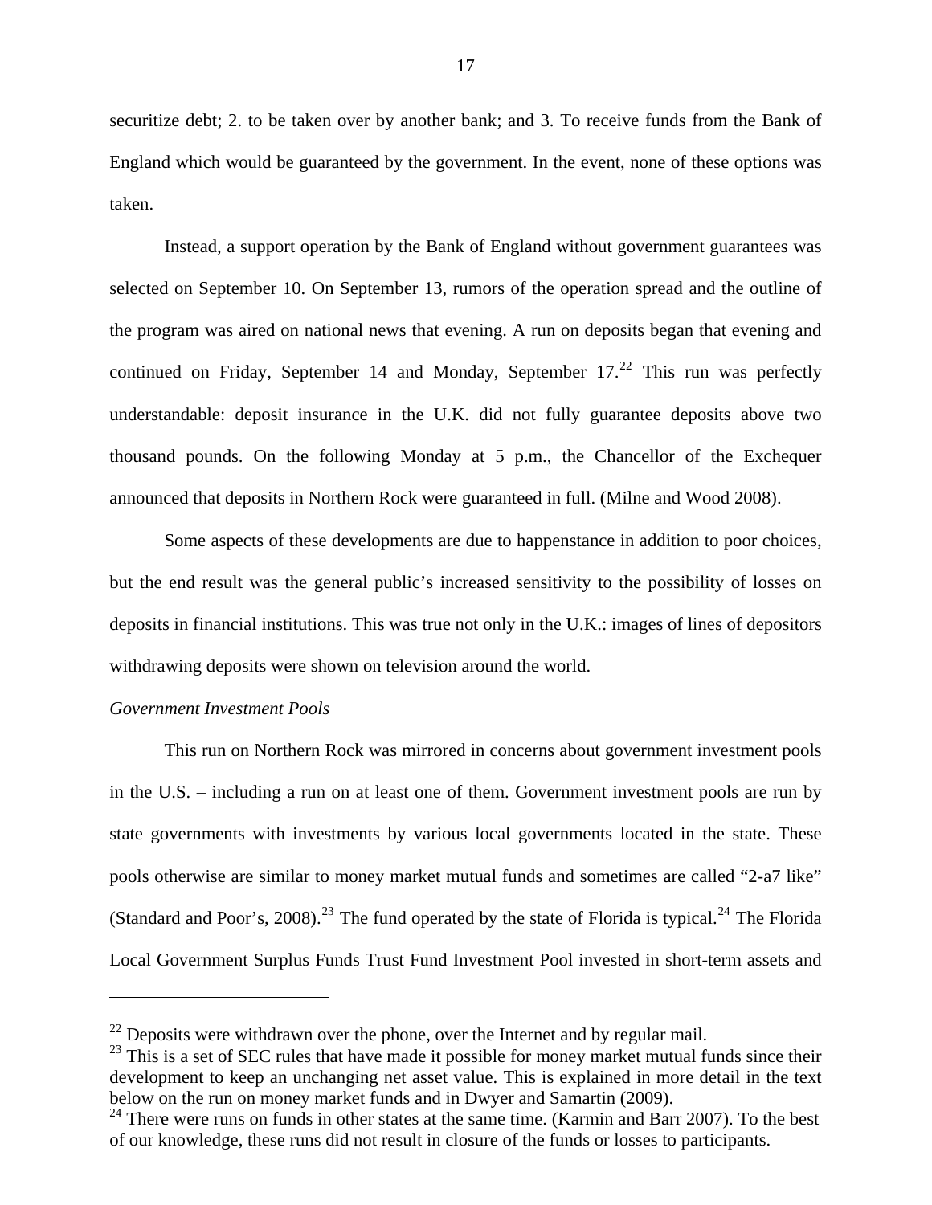securitize debt; 2. to be taken over by another bank; and 3. To receive funds from the Bank of England which would be guaranteed by the government. In the event, none of these options was taken.

Instead, a support operation by the Bank of England without government guarantees was selected on September 10. On September 13, rumors of the operation spread and the outline of the program was aired on national news that evening. A run on deposits began that evening and continued on Friday, September 14 and Monday, September 17.[22] This run was perfectly understandable: deposit insurance in the U.K. did not fully guarantee deposits above two thousand pounds. On the following Monday at 5 p.m., the Chancellor of the Exchequer announced that deposits in Northern Rock were guaranteed in full. (Milne and Wood 2008).

Some aspects of these developments are due to happenstance in addition to poor choices, but the end result was the general public's increased sensitivity to the possibility of losses on deposits in financial institutions. This was true not only in the U.K.: images of lines of depositors withdrawing deposits were shown on television around the world.

*Government Investment Pools*

This run on Northern Rock was mirrored in concerns about government investment pools in the U.S. – including a run on at least one of them. Government investment pools are run by state governments with investments by various local governments located in the state. These pools otherwise are similar to money market mutual funds and sometimes are called "2-a7 like" (Standard and Poor's, 2008).[23] The fund operated by the state of Florida is typical.[24] The Florida Local Government Surplus Funds Trust Fund Investment Pool invested in short-term assets and

---

[22] Deposits were withdrawn over the phone, over the Internet and by regular mail.

[23] This is a set of SEC rules that have made it possible for money market mutual funds since their development to keep an unchanging net asset value. This is explained in more detail in the text below on the run on money market funds and in Dwyer and Samartin (2009).

[24] There were runs on funds in other states at the same time. (Karmin and Barr 2007). To the best of our knowledge, these runs did not result in closure of the funds or losses to participants.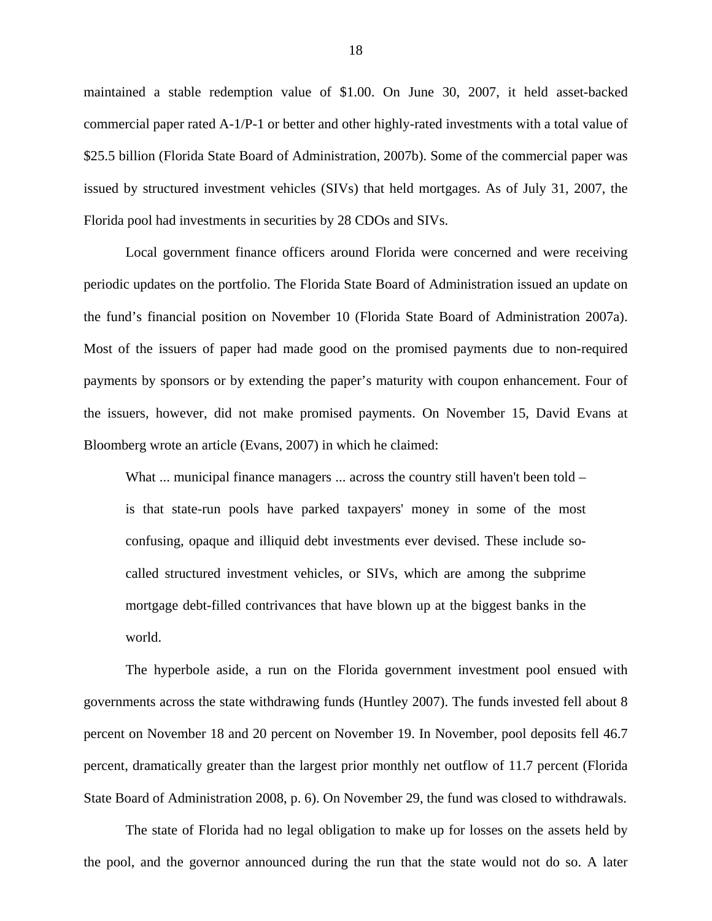maintained a stable redemption value of $1.00. On June 30, 2007, it held asset-backed commercial paper rated A-1/P-1 or better and other highly-rated investments with a total value of $25.5 billion (Florida State Board of Administration, 2007b). Some of the commercial paper was issued by structured investment vehicles (SIVs) that held mortgages. As of July 31, 2007, the Florida pool had investments in securities by 28 CDOs and SIVs.

Local government finance officers around Florida were concerned and were receiving periodic updates on the portfolio. The Florida State Board of Administration issued an update on the fund's financial position on November 10 (Florida State Board of Administration 2007a). Most of the issuers of paper had made good on the promised payments due to non-required payments by sponsors or by extending the paper's maturity with coupon enhancement. Four of the issuers, however, did not make promised payments. On November 15, David Evans at Bloomberg wrote an article (Evans, 2007) in which he claimed:

> What ... municipal finance managers ... across the country still haven't been told – is that state-run pools have parked taxpayers' money in some of the most confusing, opaque and illiquid debt investments ever devised. These include so-called structured investment vehicles, or SIVs, which are among the subprime mortgage debt-filled contrivances that have blown up at the biggest banks in the world.

The hyperbole aside, a run on the Florida government investment pool ensued with governments across the state withdrawing funds (Huntley 2007). The funds invested fell about 8 percent on November 18 and 20 percent on November 19. In November, pool deposits fell 46.7 percent, dramatically greater than the largest prior monthly net outflow of 11.7 percent (Florida State Board of Administration 2008, p. 6). On November 29, the fund was closed to withdrawals.

The state of Florida had no legal obligation to make up for losses on the assets held by the pool, and the governor announced during the run that the state would not do so. A later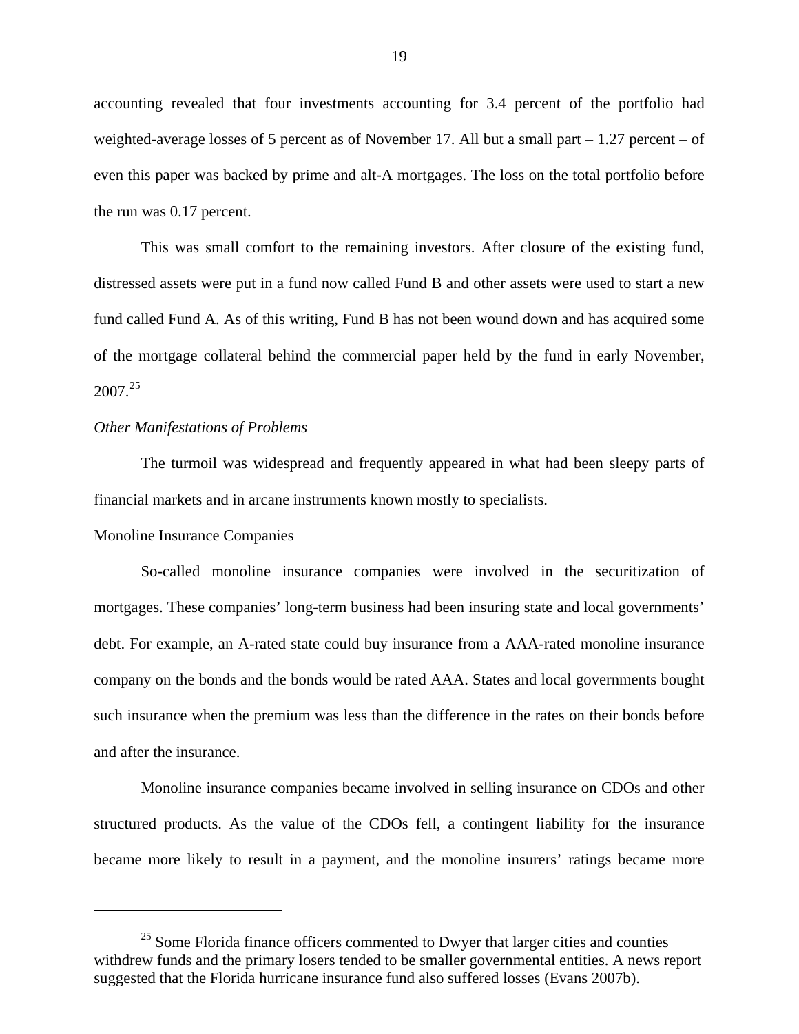accounting revealed that four investments accounting for 3.4 percent of the portfolio had weighted-average losses of 5 percent as of November 17. All but a small part – 1.27 percent – of even this paper was backed by prime and alt-A mortgages. The loss on the total portfolio before the run was 0.17 percent.

This was small comfort to the remaining investors. After closure of the existing fund, distressed assets were put in a fund now called Fund B and other assets were used to start a new fund called Fund A. As of this writing, Fund B has not been wound down and has acquired some of the mortgage collateral behind the commercial paper held by the fund in early November, 2007.[25]

*Other Manifestations of Problems*

The turmoil was widespread and frequently appeared in what had been sleepy parts of financial markets and in arcane instruments known mostly to specialists.

Monoline Insurance Companies

So-called monoline insurance companies were involved in the securitization of mortgages. These companies' long-term business had been insuring state and local governments' debt. For example, an A-rated state could buy insurance from a AAA-rated monoline insurance company on the bonds and the bonds would be rated AAA. States and local governments bought such insurance when the premium was less than the difference in the rates on their bonds before and after the insurance.

Monoline insurance companies became involved in selling insurance on CDOs and other structured products. As the value of the CDOs fell, a contingent liability for the insurance became more likely to result in a payment, and the monoline insurers' ratings became more

---

[25] Some Florida finance officers commented to Dwyer that larger cities and counties withdrew funds and the primary losers tended to be smaller governmental entities. A news report suggested that the Florida hurricane insurance fund also suffered losses (Evans 2007b).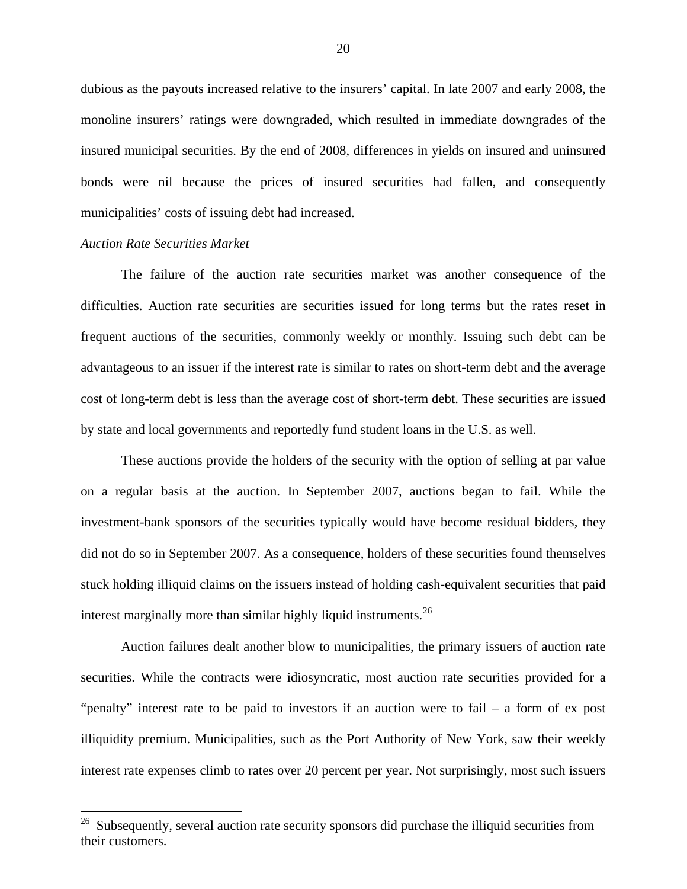dubious as the payouts increased relative to the insurers' capital. In late 2007 and early 2008, the monoline insurers' ratings were downgraded, which resulted in immediate downgrades of the insured municipal securities. By the end of 2008, differences in yields on insured and uninsured bonds were nil because the prices of insured securities had fallen, and consequently municipalities' costs of issuing debt had increased.

*Auction Rate Securities Market*

The failure of the auction rate securities market was another consequence of the difficulties. Auction rate securities are securities issued for long terms but the rates reset in frequent auctions of the securities, commonly weekly or monthly. Issuing such debt can be advantageous to an issuer if the interest rate is similar to rates on short-term debt and the average cost of long-term debt is less than the average cost of short-term debt. These securities are issued by state and local governments and reportedly fund student loans in the U.S. as well.

These auctions provide the holders of the security with the option of selling at par value on a regular basis at the auction. In September 2007, auctions began to fail. While the investment-bank sponsors of the securities typically would have become residual bidders, they did not do so in September 2007. As a consequence, holders of these securities found themselves stuck holding illiquid claims on the issuers instead of holding cash-equivalent securities that paid interest marginally more than similar highly liquid instruments.[26]

Auction failures dealt another blow to municipalities, the primary issuers of auction rate securities. While the contracts were idiosyncratic, most auction rate securities provided for a "penalty" interest rate to be paid to investors if an auction were to fail – a form of ex post illiquidity premium. Municipalities, such as the Port Authority of New York, saw their weekly interest rate expenses climb to rates over 20 percent per year. Not surprisingly, most such issuers

---

[26] Subsequently, several auction rate security sponsors did purchase the illiquid securities from their customers.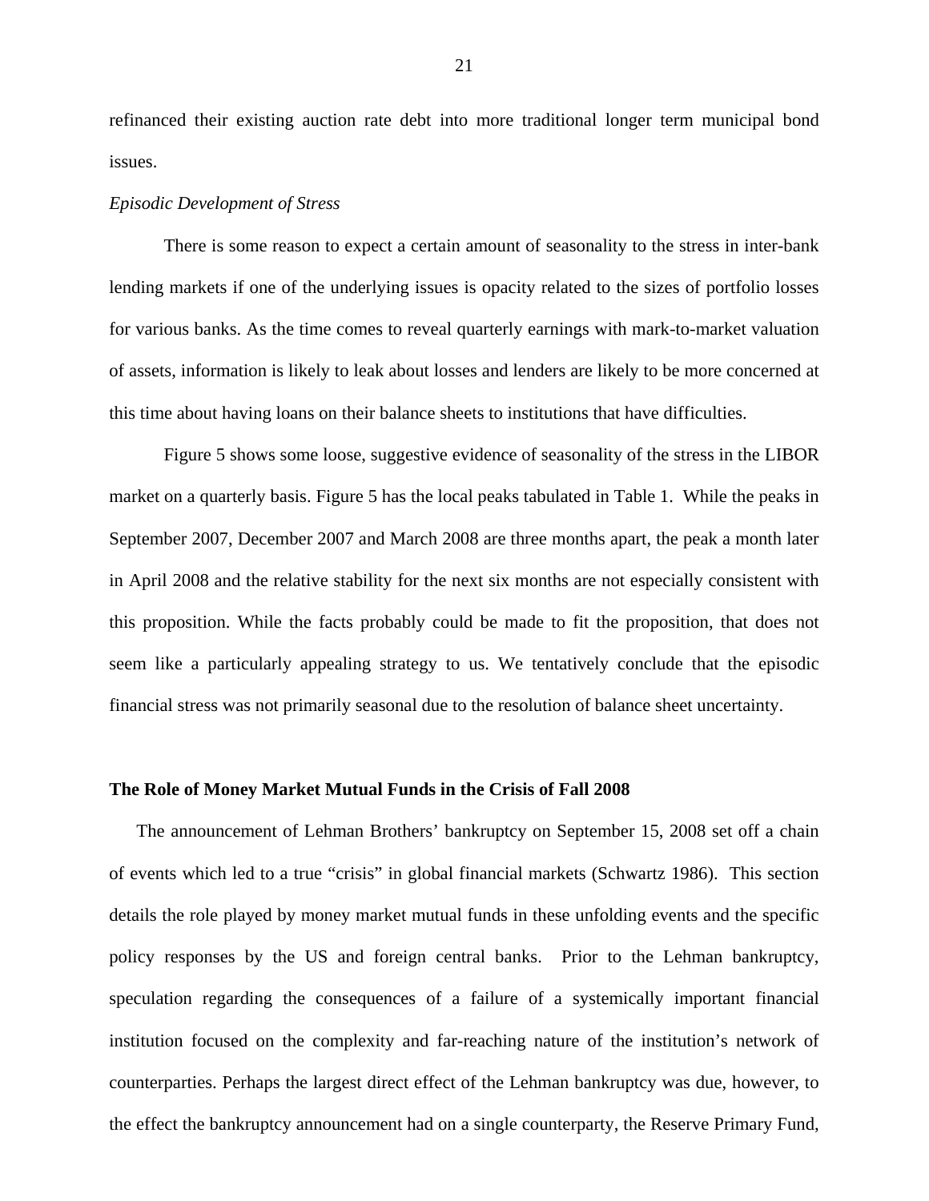refinanced their existing auction rate debt into more traditional longer term municipal bond issues.

*Episodic Development of Stress*

There is some reason to expect a certain amount of seasonality to the stress in inter-bank lending markets if one of the underlying issues is opacity related to the sizes of portfolio losses for various banks. As the time comes to reveal quarterly earnings with mark-to-market valuation of assets, information is likely to leak about losses and lenders are likely to be more concerned at this time about having loans on their balance sheets to institutions that have difficulties.

Figure 5 shows some loose, suggestive evidence of seasonality of the stress in the LIBOR market on a quarterly basis. Figure 5 has the local peaks tabulated in Table 1. While the peaks in September 2007, December 2007 and March 2008 are three months apart, the peak a month later in April 2008 and the relative stability for the next six months are not especially consistent with this proposition. While the facts probably could be made to fit the proposition, that does not seem like a particularly appealing strategy to us. We tentatively conclude that the episodic financial stress was not primarily seasonal due to the resolution of balance sheet uncertainty.

**The Role of Money Market Mutual Funds in the Crisis of Fall 2008**

The announcement of Lehman Brothers' bankruptcy on September 15, 2008 set off a chain of events which led to a true "crisis" in global financial markets (Schwartz 1986). This section details the role played by money market mutual funds in these unfolding events and the specific policy responses by the US and foreign central banks. Prior to the Lehman bankruptcy, speculation regarding the consequences of a failure of a systemically important financial institution focused on the complexity and far-reaching nature of the institution's network of counterparties. Perhaps the largest direct effect of the Lehman bankruptcy was due, however, to the effect the bankruptcy announcement had on a single counterparty, the Reserve Primary Fund,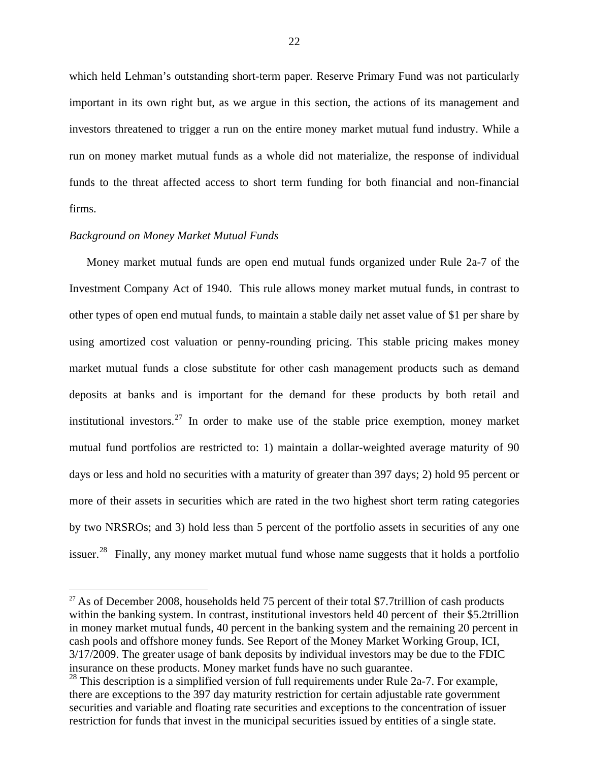which held Lehman's outstanding short-term paper. Reserve Primary Fund was not particularly important in its own right but, as we argue in this section, the actions of its management and investors threatened to trigger a run on the entire money market mutual fund industry. While a run on money market mutual funds as a whole did not materialize, the response of individual funds to the threat affected access to short term funding for both financial and non-financial firms.

*Background on Money Market Mutual Funds*

Money market mutual funds are open end mutual funds organized under Rule 2a-7 of the Investment Company Act of 1940. This rule allows money market mutual funds, in contrast to other types of open end mutual funds, to maintain a stable daily net asset value of $1 per share by using amortized cost valuation or penny-rounding pricing. This stable pricing makes money market mutual funds a close substitute for other cash management products such as demand deposits at banks and is important for the demand for these products by both retail and institutional investors.[27] In order to make use of the stable price exemption, money market mutual fund portfolios are restricted to: 1) maintain a dollar-weighted average maturity of 90 days or less and hold no securities with a maturity of greater than 397 days; 2) hold 95 percent or more of their assets in securities which are rated in the two highest short term rating categories by two NRSROs; and 3) hold less than 5 percent of the portfolio assets in securities of any one issuer.[28] Finally, any money market mutual fund whose name suggests that it holds a portfolio

[27] As of December 2008, households held 75 percent of their total $7.7trillion of cash products within the banking system. In contrast, institutional investors held 40 percent of their $5.2trillion in money market mutual funds, 40 percent in the banking system and the remaining 20 percent in cash pools and offshore money funds. See Report of the Money Market Working Group, ICI, 3/17/2009. The greater usage of bank deposits by individual investors may be due to the FDIC insurance on these products. Money market funds have no such guarantee.

[28] This description is a simplified version of full requirements under Rule 2a-7. For example, there are exceptions to the 397 day maturity restriction for certain adjustable rate government securities and variable and floating rate securities and exceptions to the concentration of issuer restriction for funds that invest in the municipal securities issued by entities of a single state.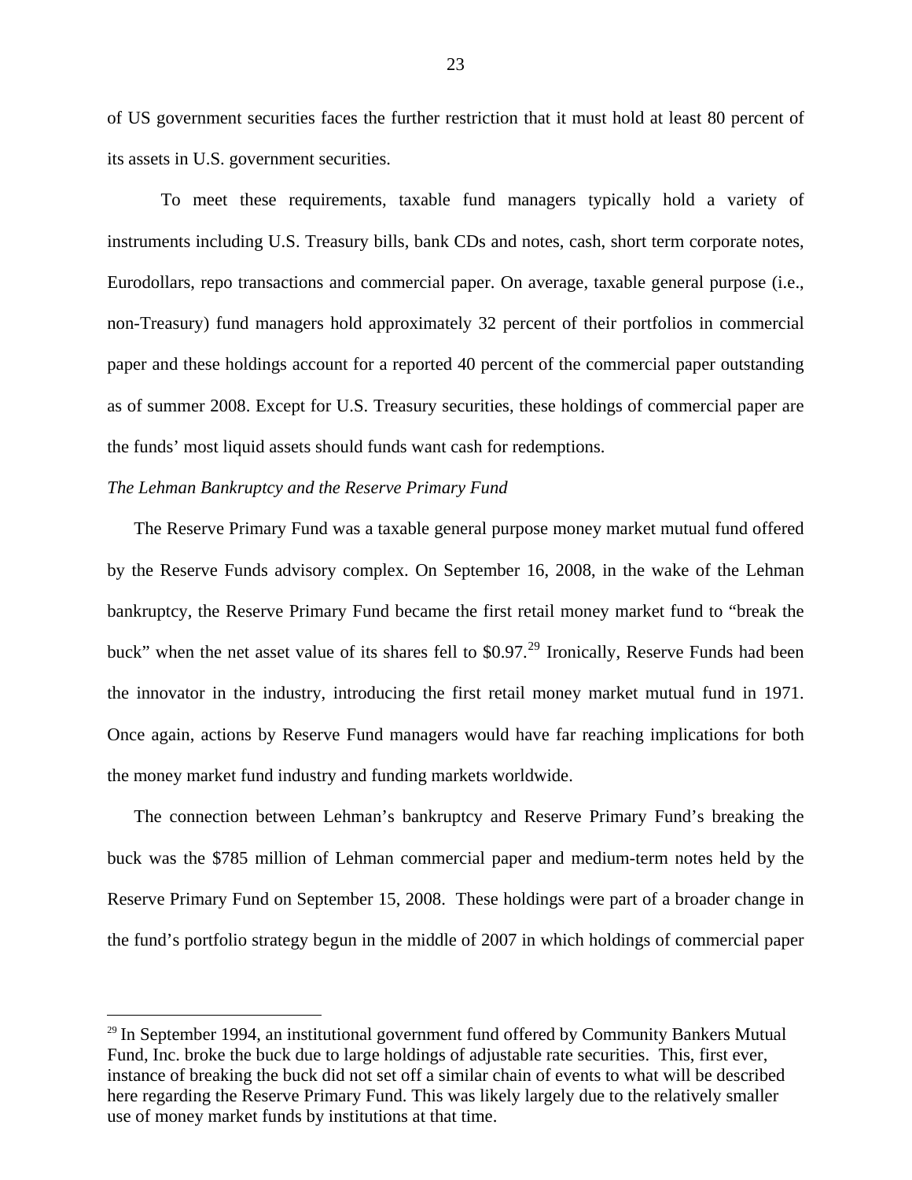of US government securities faces the further restriction that it must hold at least 80 percent of its assets in U.S. government securities.

To meet these requirements, taxable fund managers typically hold a variety of instruments including U.S. Treasury bills, bank CDs and notes, cash, short term corporate notes, Eurodollars, repo transactions and commercial paper. On average, taxable general purpose (i.e., non-Treasury) fund managers hold approximately 32 percent of their portfolios in commercial paper and these holdings account for a reported 40 percent of the commercial paper outstanding as of summer 2008. Except for U.S. Treasury securities, these holdings of commercial paper are the funds' most liquid assets should funds want cash for redemptions.

*The Lehman Bankruptcy and the Reserve Primary Fund*

The Reserve Primary Fund was a taxable general purpose money market mutual fund offered by the Reserve Funds advisory complex. On September 16, 2008, in the wake of the Lehman bankruptcy, the Reserve Primary Fund became the first retail money market fund to "break the buck" when the net asset value of its shares fell to $0.97.[29] Ironically, Reserve Funds had been the innovator in the industry, introducing the first retail money market mutual fund in 1971. Once again, actions by Reserve Fund managers would have far reaching implications for both the money market fund industry and funding markets worldwide.

The connection between Lehman's bankruptcy and Reserve Primary Fund's breaking the buck was the $785 million of Lehman commercial paper and medium-term notes held by the Reserve Primary Fund on September 15, 2008. These holdings were part of a broader change in the fund's portfolio strategy begun in the middle of 2007 in which holdings of commercial paper

[29] In September 1994, an institutional government fund offered by Community Bankers Mutual Fund, Inc. broke the buck due to large holdings of adjustable rate securities. This, first ever, instance of breaking the buck did not set off a similar chain of events to what will be described here regarding the Reserve Primary Fund. This was likely largely due to the relatively smaller use of money market funds by institutions at that time.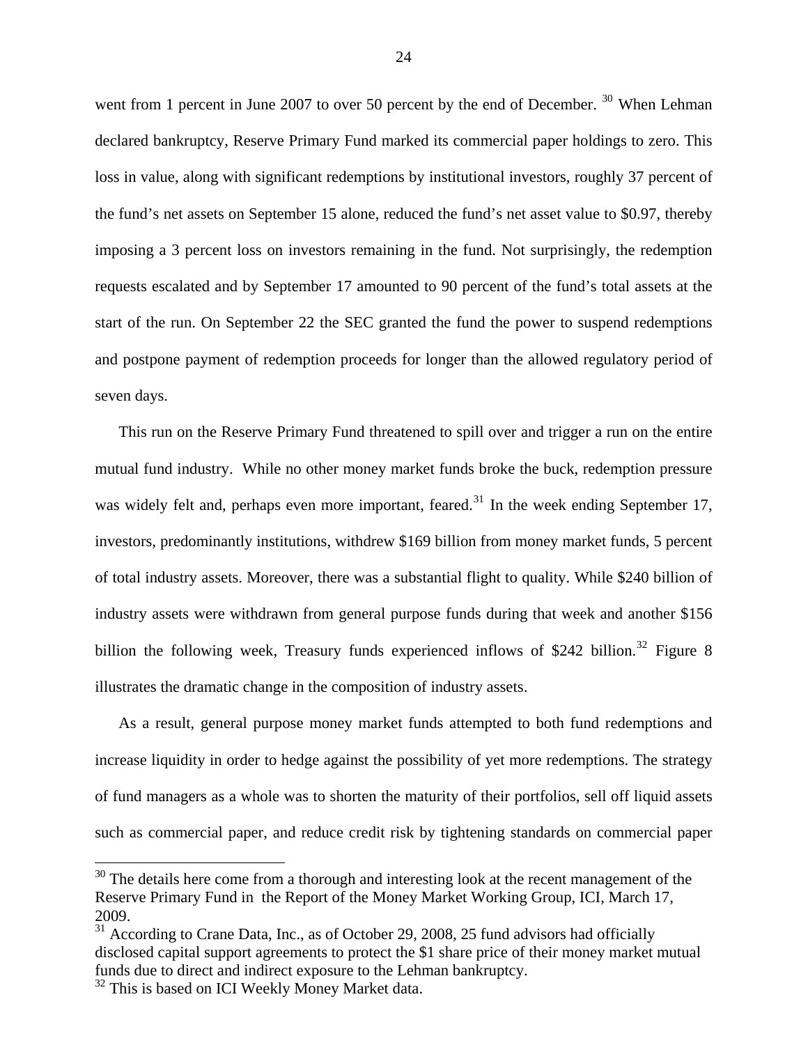went from 1 percent in June 2007 to over 50 percent by the end of December. [30] When Lehman declared bankruptcy, Reserve Primary Fund marked its commercial paper holdings to zero. This loss in value, along with significant redemptions by institutional investors, roughly 37 percent of the fund's net assets on September 15 alone, reduced the fund's net asset value to $0.97, thereby imposing a 3 percent loss on investors remaining in the fund. Not surprisingly, the redemption requests escalated and by September 17 amounted to 90 percent of the fund's total assets at the start of the run. On September 22 the SEC granted the fund the power to suspend redemptions and postpone payment of redemption proceeds for longer than the allowed regulatory period of seven days.

This run on the Reserve Primary Fund threatened to spill over and trigger a run on the entire mutual fund industry. While no other money market funds broke the buck, redemption pressure was widely felt and, perhaps even more important, feared.[31] In the week ending September 17, investors, predominantly institutions, withdrew $169 billion from money market funds, 5 percent of total industry assets. Moreover, there was a substantial flight to quality. While $240 billion of industry assets were withdrawn from general purpose funds during that week and another $156 billion the following week, Treasury funds experienced inflows of $242 billion.[32] Figure 8 illustrates the dramatic change in the composition of industry assets.

As a result, general purpose money market funds attempted to both fund redemptions and increase liquidity in order to hedge against the possibility of yet more redemptions. The strategy of fund managers as a whole was to shorten the maturity of their portfolios, sell off liquid assets such as commercial paper, and reduce credit risk by tightening standards on commercial paper

---

[30] The details here come from a thorough and interesting look at the recent management of the Reserve Primary Fund in the Report of the Money Market Working Group, ICI, March 17, 2009.

[31] According to Crane Data, Inc., as of October 29, 2008, 25 fund advisors had officially disclosed capital support agreements to protect the $1 share price of their money market mutual funds due to direct and indirect exposure to the Lehman bankruptcy.

[32] This is based on ICI Weekly Money Market data.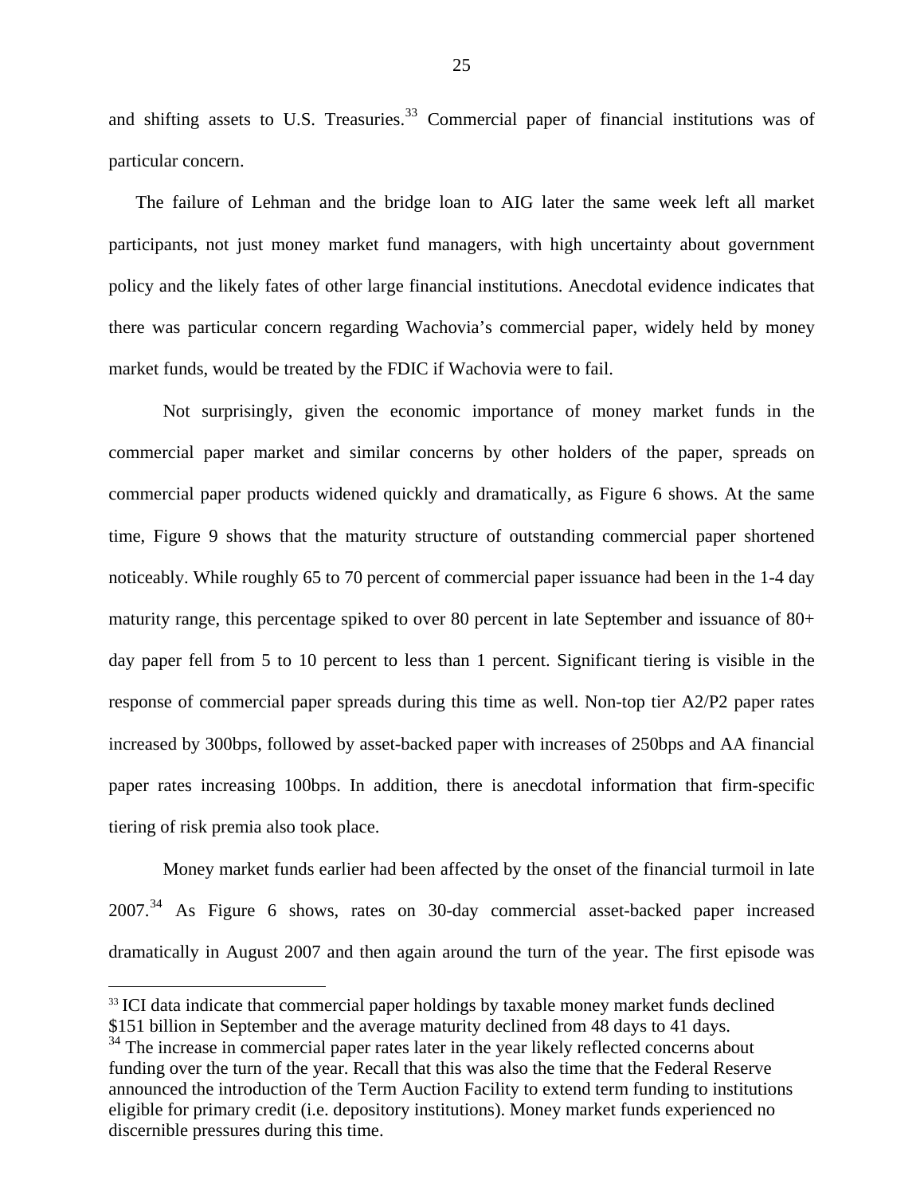and shifting assets to U.S. Treasuries.[33] Commercial paper of financial institutions was of particular concern.

The failure of Lehman and the bridge loan to AIG later the same week left all market participants, not just money market fund managers, with high uncertainty about government policy and the likely fates of other large financial institutions. Anecdotal evidence indicates that there was particular concern regarding Wachovia's commercial paper, widely held by money market funds, would be treated by the FDIC if Wachovia were to fail.

Not surprisingly, given the economic importance of money market funds in the commercial paper market and similar concerns by other holders of the paper, spreads on commercial paper products widened quickly and dramatically, as Figure 6 shows. At the same time, Figure 9 shows that the maturity structure of outstanding commercial paper shortened noticeably. While roughly 65 to 70 percent of commercial paper issuance had been in the 1-4 day maturity range, this percentage spiked to over 80 percent in late September and issuance of 80+ day paper fell from 5 to 10 percent to less than 1 percent. Significant tiering is visible in the response of commercial paper spreads during this time as well. Non-top tier A2/P2 paper rates increased by 300bps, followed by asset-backed paper with increases of 250bps and AA financial paper rates increasing 100bps. In addition, there is anecdotal information that firm-specific tiering of risk premia also took place.

Money market funds earlier had been affected by the onset of the financial turmoil in late 2007.[34] As Figure 6 shows, rates on 30-day commercial asset-backed paper increased dramatically in August 2007 and then again around the turn of the year. The first episode was

[33] ICI data indicate that commercial paper holdings by taxable money market funds declined $151 billion in September and the average maturity declined from 48 days to 41 days.

[34] The increase in commercial paper rates later in the year likely reflected concerns about funding over the turn of the year. Recall that this was also the time that the Federal Reserve announced the introduction of the Term Auction Facility to extend term funding to institutions eligible for primary credit (i.e. depository institutions). Money market funds experienced no discernible pressures during this time.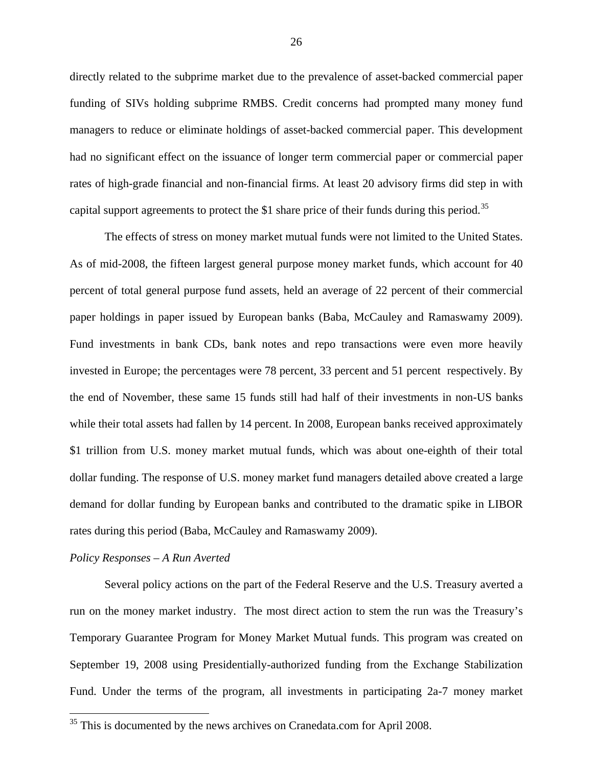directly related to the subprime market due to the prevalence of asset-backed commercial paper funding of SIVs holding subprime RMBS. Credit concerns had prompted many money fund managers to reduce or eliminate holdings of asset-backed commercial paper. This development had no significant effect on the issuance of longer term commercial paper or commercial paper rates of high-grade financial and non-financial firms. At least 20 advisory firms did step in with capital support agreements to protect the $1 share price of their funds during this period.[35]

The effects of stress on money market mutual funds were not limited to the United States. As of mid-2008, the fifteen largest general purpose money market funds, which account for 40 percent of total general purpose fund assets, held an average of 22 percent of their commercial paper holdings in paper issued by European banks (Baba, McCauley and Ramaswamy 2009). Fund investments in bank CDs, bank notes and repo transactions were even more heavily invested in Europe; the percentages were 78 percent, 33 percent and 51 percent respectively. By the end of November, these same 15 funds still had half of their investments in non-US banks while their total assets had fallen by 14 percent. In 2008, European banks received approximately $1 trillion from U.S. money market mutual funds, which was about one-eighth of their total dollar funding. The response of U.S. money market fund managers detailed above created a large demand for dollar funding by European banks and contributed to the dramatic spike in LIBOR rates during this period (Baba, McCauley and Ramaswamy 2009).

*Policy Responses – A Run Averted*

Several policy actions on the part of the Federal Reserve and the U.S. Treasury averted a run on the money market industry. The most direct action to stem the run was the Treasury's Temporary Guarantee Program for Money Market Mutual funds. This program was created on September 19, 2008 using Presidentially-authorized funding from the Exchange Stabilization Fund. Under the terms of the program, all investments in participating 2a-7 money market

[35] This is documented by the news archives on Cranedata.com for April 2008.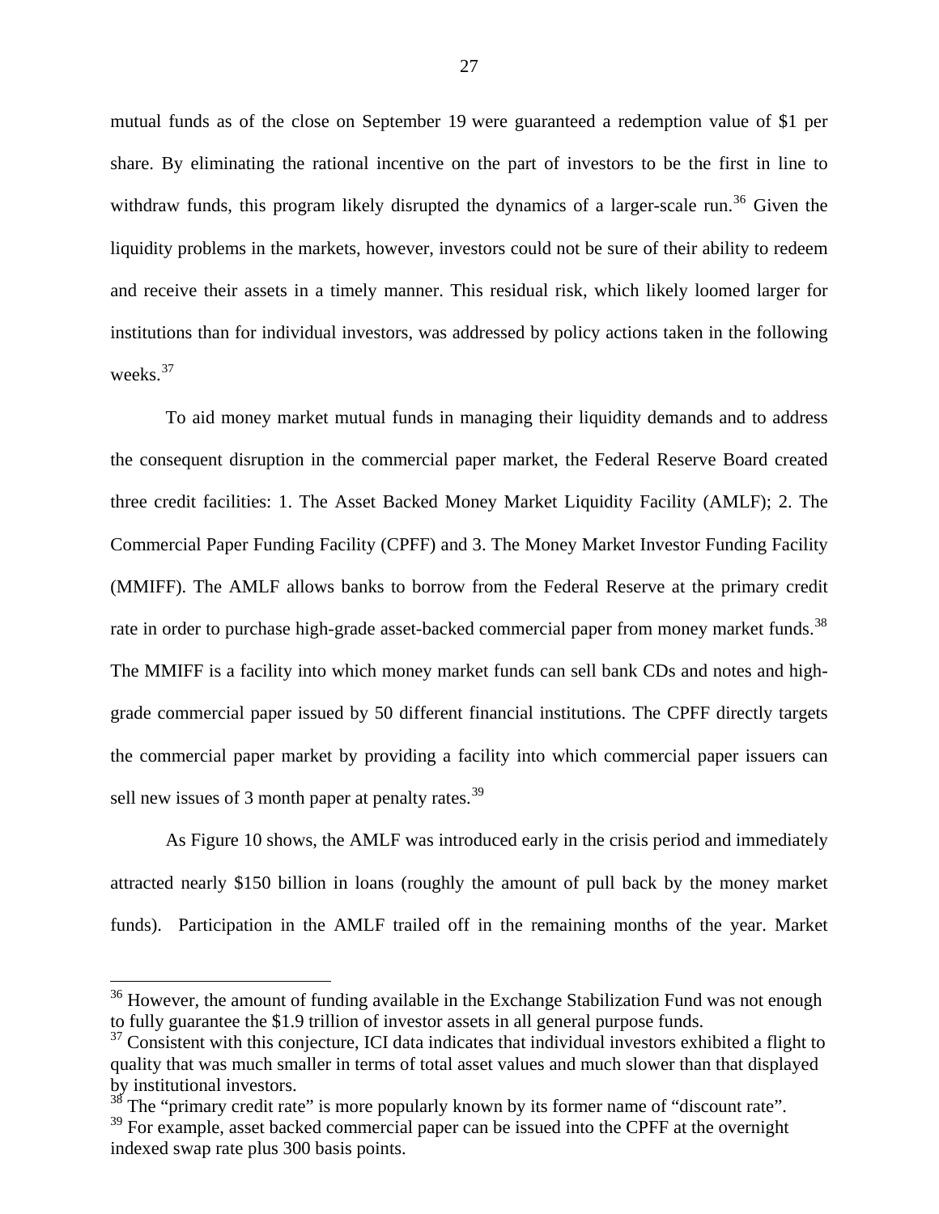mutual funds as of the close on September 19 were guaranteed a redemption value of $1 per share. By eliminating the rational incentive on the part of investors to be the first in line to withdraw funds, this program likely disrupted the dynamics of a larger-scale run.[36] Given the liquidity problems in the markets, however, investors could not be sure of their ability to redeem and receive their assets in a timely manner. This residual risk, which likely loomed larger for institutions than for individual investors, was addressed by policy actions taken in the following weeks.[37]

To aid money market mutual funds in managing their liquidity demands and to address the consequent disruption in the commercial paper market, the Federal Reserve Board created three credit facilities: 1. The Asset Backed Money Market Liquidity Facility (AMLF); 2. The Commercial Paper Funding Facility (CPFF) and 3. The Money Market Investor Funding Facility (MMIFF). The AMLF allows banks to borrow from the Federal Reserve at the primary credit rate in order to purchase high-grade asset-backed commercial paper from money market funds.[38] The MMIFF is a facility into which money market funds can sell bank CDs and notes and high-grade commercial paper issued by 50 different financial institutions. The CPFF directly targets the commercial paper market by providing a facility into which commercial paper issuers can sell new issues of 3 month paper at penalty rates.[39]

As Figure 10 shows, the AMLF was introduced early in the crisis period and immediately attracted nearly $150 billion in loans (roughly the amount of pull back by the money market funds). Participation in the AMLF trailed off in the remaining months of the year. Market

---

[36] However, the amount of funding available in the Exchange Stabilization Fund was not enough to fully guarantee the $1.9 trillion of investor assets in all general purpose funds.

[37] Consistent with this conjecture, ICI data indicates that individual investors exhibited a flight to quality that was much smaller in terms of total asset values and much slower than that displayed by institutional investors.

[38] The "primary credit rate" is more popularly known by its former name of "discount rate".

[39] For example, asset backed commercial paper can be issued into the CPFF at the overnight indexed swap rate plus 300 basis points.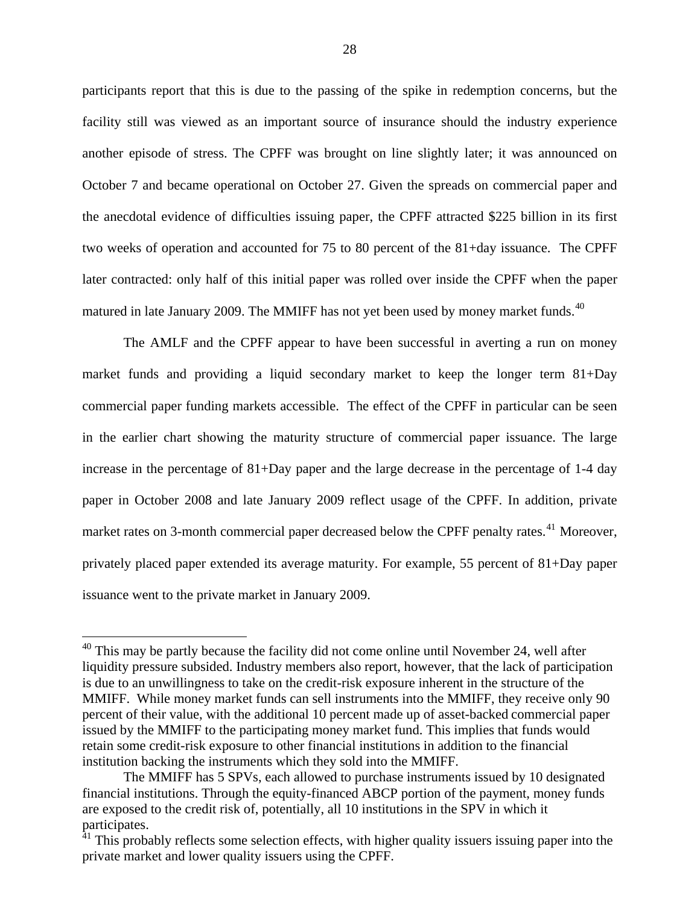participants report that this is due to the passing of the spike in redemption concerns, but the facility still was viewed as an important source of insurance should the industry experience another episode of stress. The CPFF was brought on line slightly later; it was announced on October 7 and became operational on October 27. Given the spreads on commercial paper and the anecdotal evidence of difficulties issuing paper, the CPFF attracted $225 billion in its first two weeks of operation and accounted for 75 to 80 percent of the 81+day issuance. The CPFF later contracted: only half of this initial paper was rolled over inside the CPFF when the paper matured in late January 2009. The MMIFF has not yet been used by money market funds.[40]

The AMLF and the CPFF appear to have been successful in averting a run on money market funds and providing a liquid secondary market to keep the longer term 81+Day commercial paper funding markets accessible. The effect of the CPFF in particular can be seen in the earlier chart showing the maturity structure of commercial paper issuance. The large increase in the percentage of 81+Day paper and the large decrease in the percentage of 1-4 day paper in October 2008 and late January 2009 reflect usage of the CPFF. In addition, private market rates on 3-month commercial paper decreased below the CPFF penalty rates.[41] Moreover, privately placed paper extended its average maturity. For example, 55 percent of 81+Day paper issuance went to the private market in January 2009.

---

[40] This may be partly because the facility did not come online until November 24, well after liquidity pressure subsided. Industry members also report, however, that the lack of participation is due to an unwillingness to take on the credit-risk exposure inherent in the structure of the MMIFF. While money market funds can sell instruments into the MMIFF, they receive only 90 percent of their value, with the additional 10 percent made up of asset-backed commercial paper issued by the MMIFF to the participating money market fund. This implies that funds would retain some credit-risk exposure to other financial institutions in addition to the financial institution backing the instruments which they sold into the MMIFF.

The MMIFF has 5 SPVs, each allowed to purchase instruments issued by 10 designated financial institutions. Through the equity-financed ABCP portion of the payment, money funds are exposed to the credit risk of, potentially, all 10 institutions in the SPV in which it participates.

[41] This probably reflects some selection effects, with higher quality issuers issuing paper into the private market and lower quality issuers using the CPFF.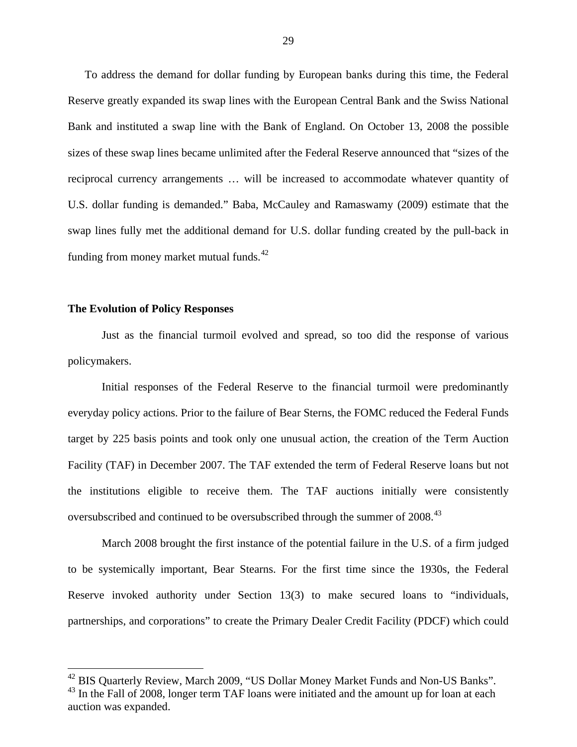To address the demand for dollar funding by European banks during this time, the Federal Reserve greatly expanded its swap lines with the European Central Bank and the Swiss National Bank and instituted a swap line with the Bank of England. On October 13, 2008 the possible sizes of these swap lines became unlimited after the Federal Reserve announced that "sizes of the reciprocal currency arrangements … will be increased to accommodate whatever quantity of U.S. dollar funding is demanded." Baba, McCauley and Ramaswamy (2009) estimate that the swap lines fully met the additional demand for U.S. dollar funding created by the pull-back in funding from money market mutual funds.[42]

**The Evolution of Policy Responses**

Just as the financial turmoil evolved and spread, so too did the response of various policymakers.

Initial responses of the Federal Reserve to the financial turmoil were predominantly everyday policy actions. Prior to the failure of Bear Sterns, the FOMC reduced the Federal Funds target by 225 basis points and took only one unusual action, the creation of the Term Auction Facility (TAF) in December 2007. The TAF extended the term of Federal Reserve loans but not the institutions eligible to receive them. The TAF auctions initially were consistently oversubscribed and continued to be oversubscribed through the summer of 2008.[43]

March 2008 brought the first instance of the potential failure in the U.S. of a firm judged to be systemically important, Bear Stearns. For the first time since the 1930s, the Federal Reserve invoked authority under Section 13(3) to make secured loans to "individuals, partnerships, and corporations" to create the Primary Dealer Credit Facility (PDCF) which could

---

[42] BIS Quarterly Review, March 2009, "US Dollar Money Market Funds and Non-US Banks".

[43] In the Fall of 2008, longer term TAF loans were initiated and the amount up for loan at each auction was expanded.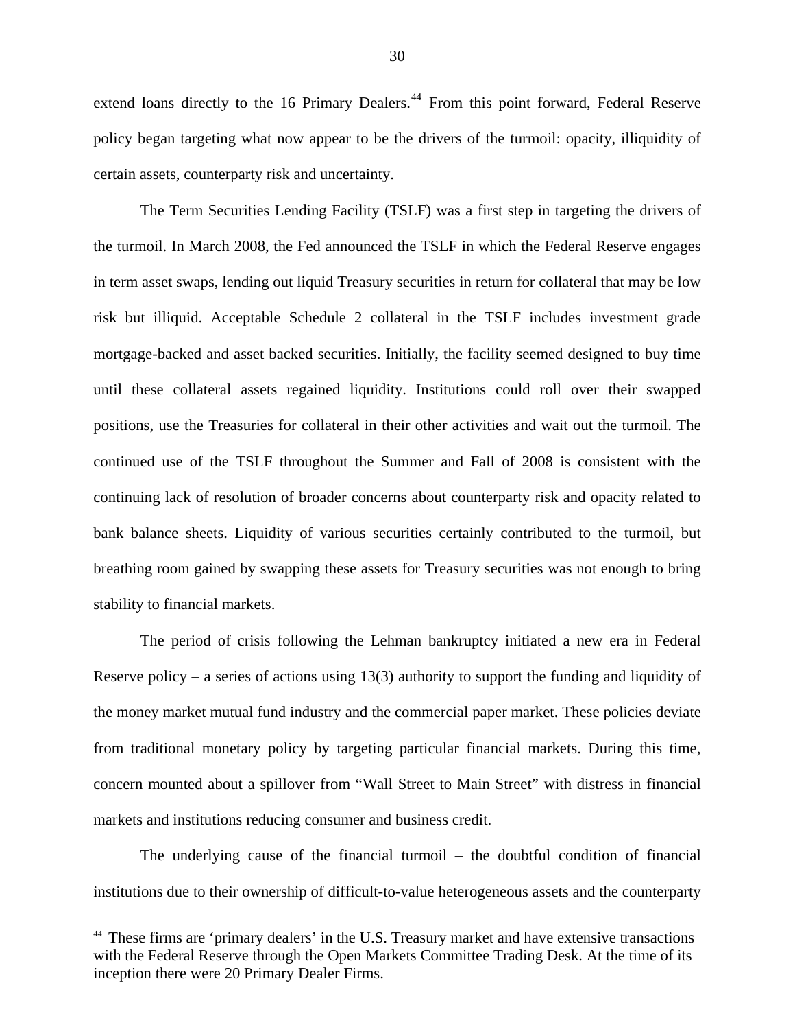extend loans directly to the 16 Primary Dealers.[44] From this point forward, Federal Reserve policy began targeting what now appear to be the drivers of the turmoil: opacity, illiquidity of certain assets, counterparty risk and uncertainty.

The Term Securities Lending Facility (TSLF) was a first step in targeting the drivers of the turmoil. In March 2008, the Fed announced the TSLF in which the Federal Reserve engages in term asset swaps, lending out liquid Treasury securities in return for collateral that may be low risk but illiquid. Acceptable Schedule 2 collateral in the TSLF includes investment grade mortgage-backed and asset backed securities. Initially, the facility seemed designed to buy time until these collateral assets regained liquidity. Institutions could roll over their swapped positions, use the Treasuries for collateral in their other activities and wait out the turmoil. The continued use of the TSLF throughout the Summer and Fall of 2008 is consistent with the continuing lack of resolution of broader concerns about counterparty risk and opacity related to bank balance sheets. Liquidity of various securities certainly contributed to the turmoil, but breathing room gained by swapping these assets for Treasury securities was not enough to bring stability to financial markets.

The period of crisis following the Lehman bankruptcy initiated a new era in Federal Reserve policy – a series of actions using 13(3) authority to support the funding and liquidity of the money market mutual fund industry and the commercial paper market. These policies deviate from traditional monetary policy by targeting particular financial markets. During this time, concern mounted about a spillover from "Wall Street to Main Street" with distress in financial markets and institutions reducing consumer and business credit.

The underlying cause of the financial turmoil – the doubtful condition of financial institutions due to their ownership of difficult-to-value heterogeneous assets and the counterparty

---

[44] These firms are 'primary dealers' in the U.S. Treasury market and have extensive transactions with the Federal Reserve through the Open Markets Committee Trading Desk. At the time of its inception there were 20 Primary Dealer Firms.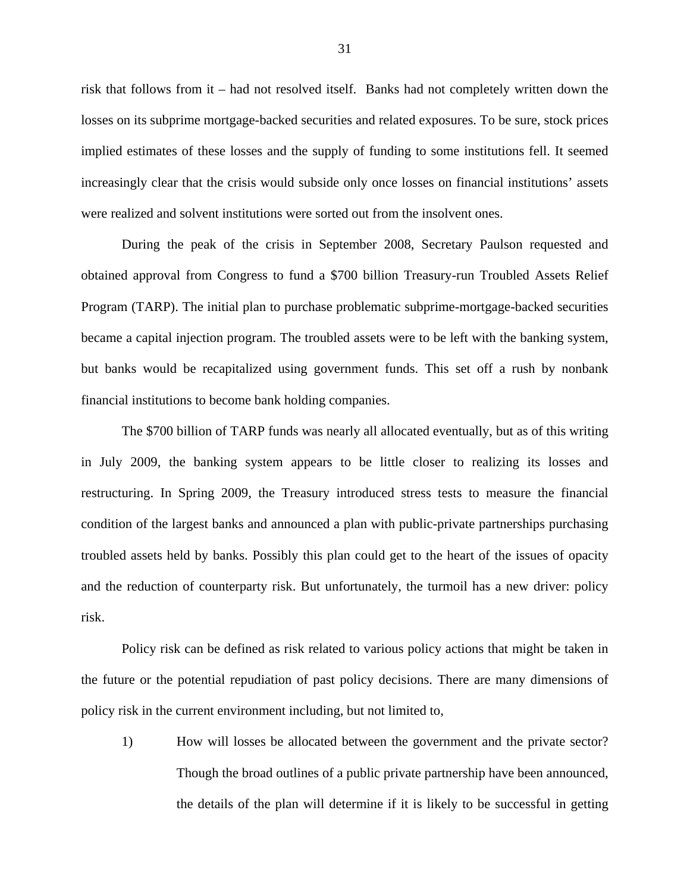risk that follows from it – had not resolved itself. Banks had not completely written down the losses on its subprime mortgage-backed securities and related exposures. To be sure, stock prices implied estimates of these losses and the supply of funding to some institutions fell. It seemed increasingly clear that the crisis would subside only once losses on financial institutions' assets were realized and solvent institutions were sorted out from the insolvent ones.

During the peak of the crisis in September 2008, Secretary Paulson requested and obtained approval from Congress to fund a $700 billion Treasury-run Troubled Assets Relief Program (TARP). The initial plan to purchase problematic subprime-mortgage-backed securities became a capital injection program. The troubled assets were to be left with the banking system, but banks would be recapitalized using government funds. This set off a rush by nonbank financial institutions to become bank holding companies.

The $700 billion of TARP funds was nearly all allocated eventually, but as of this writing in July 2009, the banking system appears to be little closer to realizing its losses and restructuring. In Spring 2009, the Treasury introduced stress tests to measure the financial condition of the largest banks and announced a plan with public-private partnerships purchasing troubled assets held by banks. Possibly this plan could get to the heart of the issues of opacity and the reduction of counterparty risk. But unfortunately, the turmoil has a new driver: policy risk.

Policy risk can be defined as risk related to various policy actions that might be taken in the future or the potential repudiation of past policy decisions. There are many dimensions of policy risk in the current environment including, but not limited to,

1) How will losses be allocated between the government and the private sector? Though the broad outlines of a public private partnership have been announced, the details of the plan will determine if it is likely to be successful in getting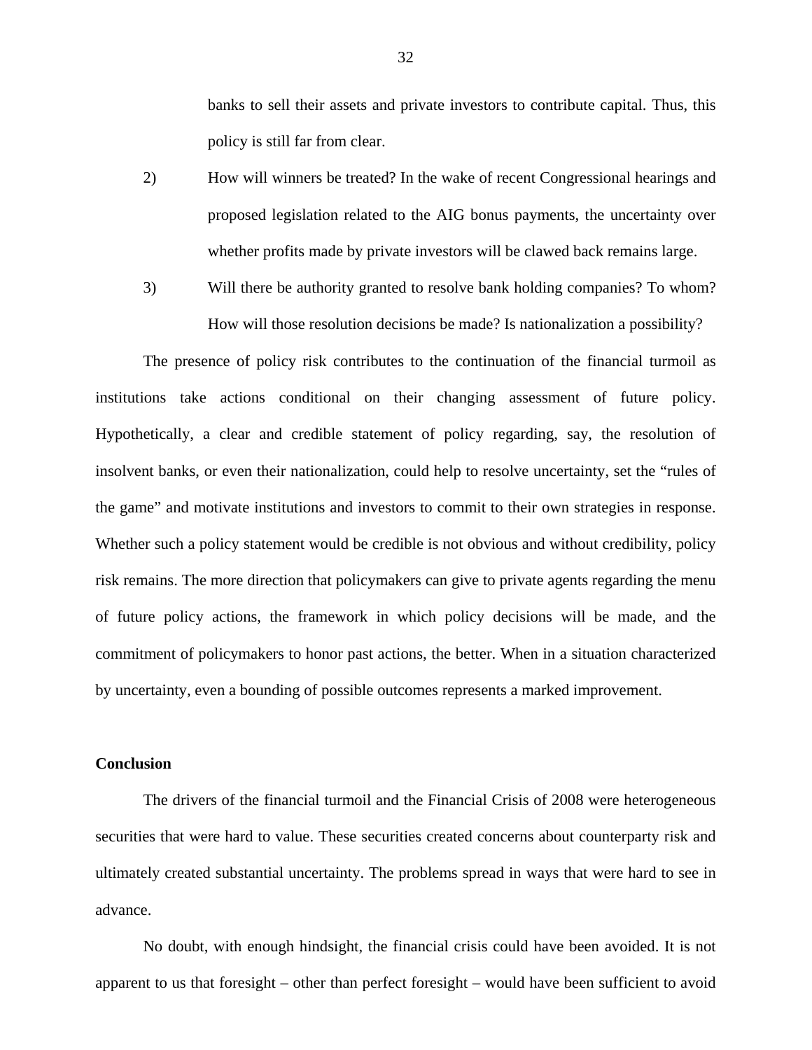banks to sell their assets and private investors to contribute capital. Thus, this policy is still far from clear.

2) How will winners be treated? In the wake of recent Congressional hearings and proposed legislation related to the AIG bonus payments, the uncertainty over whether profits made by private investors will be clawed back remains large.

3) Will there be authority granted to resolve bank holding companies? To whom? How will those resolution decisions be made? Is nationalization a possibility?

The presence of policy risk contributes to the continuation of the financial turmoil as institutions take actions conditional on their changing assessment of future policy. Hypothetically, a clear and credible statement of policy regarding, say, the resolution of insolvent banks, or even their nationalization, could help to resolve uncertainty, set the "rules of the game" and motivate institutions and investors to commit to their own strategies in response. Whether such a policy statement would be credible is not obvious and without credibility, policy risk remains. The more direction that policymakers can give to private agents regarding the menu of future policy actions, the framework in which policy decisions will be made, and the commitment of policymakers to honor past actions, the better. When in a situation characterized by uncertainty, even a bounding of possible outcomes represents a marked improvement.

**Conclusion**

The drivers of the financial turmoil and the Financial Crisis of 2008 were heterogeneous securities that were hard to value. These securities created concerns about counterparty risk and ultimately created substantial uncertainty. The problems spread in ways that were hard to see in advance.

No doubt, with enough hindsight, the financial crisis could have been avoided. It is not apparent to us that foresight – other than perfect foresight – would have been sufficient to avoid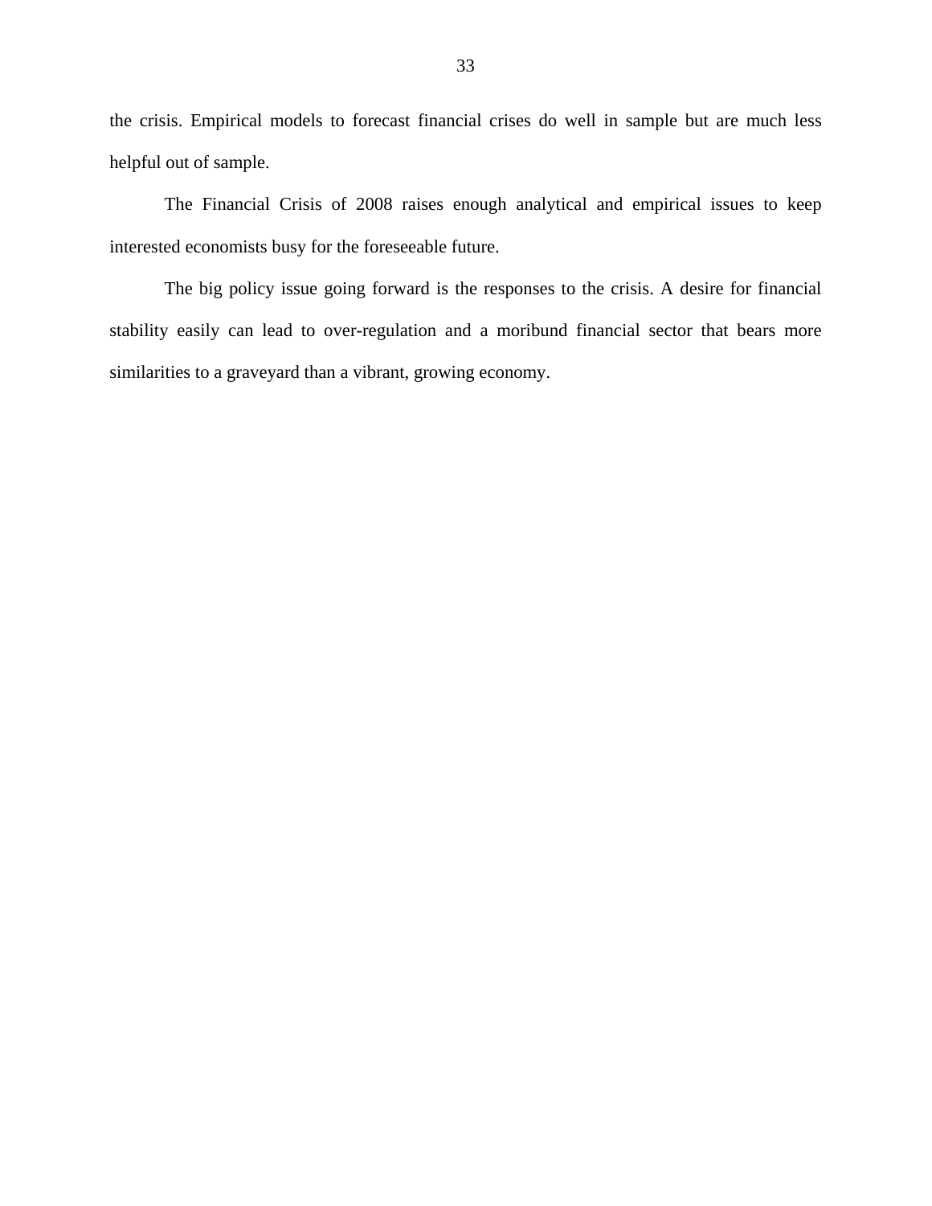the crisis. Empirical models to forecast financial crises do well in sample but are much less helpful out of sample.

The Financial Crisis of 2008 raises enough analytical and empirical issues to keep interested economists busy for the foreseeable future.

The big policy issue going forward is the responses to the crisis. A desire for financial stability easily can lead to over-regulation and a moribund financial sector that bears more similarities to a graveyard than a vibrant, growing economy.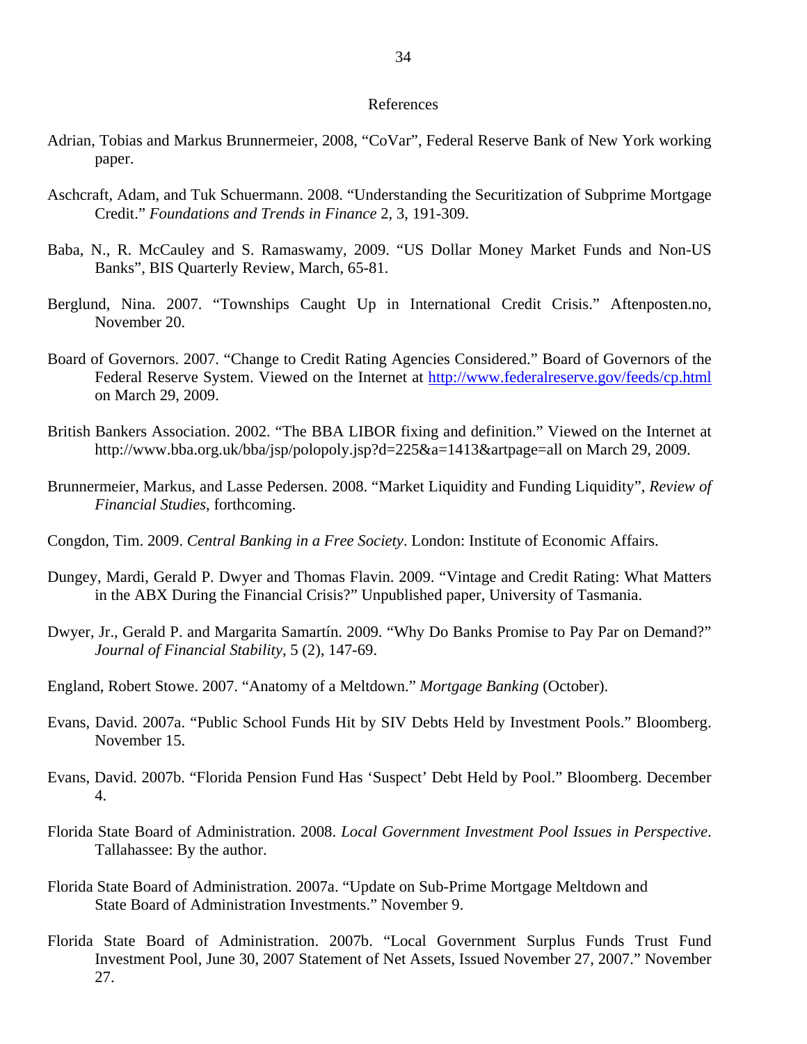# References

Adrian, Tobias and Markus Brunnermeier, 2008, "CoVar", Federal Reserve Bank of New York working paper.

Aschcraft, Adam, and Tuk Schuermann. 2008. "Understanding the Securitization of Subprime Mortgage Credit." *Foundations and Trends in Finance* 2, 3, 191-309.

Baba, N., R. McCauley and S. Ramaswamy, 2009. "US Dollar Money Market Funds and Non-US Banks", BIS Quarterly Review, March, 65-81.

Berglund, Nina. 2007. "Townships Caught Up in International Credit Crisis." Aftenposten.no, November 20.

Board of Governors. 2007. "Change to Credit Rating Agencies Considered." Board of Governors of the Federal Reserve System. Viewed on the Internet at http://www.federalreserve.gov/feeds/cp.html on March 29, 2009.

British Bankers Association. 2002. "The BBA LIBOR fixing and definition." Viewed on the Internet at http://www.bba.org.uk/bba/jsp/polopoly.jsp?d=225&a=1413&artpage=all on March 29, 2009.

Brunnermeier, Markus, and Lasse Pedersen. 2008. "Market Liquidity and Funding Liquidity", *Review of Financial Studies*, forthcoming.

Congdon, Tim. 2009. *Central Banking in a Free Society*. London: Institute of Economic Affairs.

Dungey, Mardi, Gerald P. Dwyer and Thomas Flavin. 2009. "Vintage and Credit Rating: What Matters in the ABX During the Financial Crisis?" Unpublished paper, University of Tasmania.

Dwyer, Jr., Gerald P. and Margarita Samartín. 2009. "Why Do Banks Promise to Pay Par on Demand?" *Journal of Financial Stability*, 5 (2), 147-69.

England, Robert Stowe. 2007. "Anatomy of a Meltdown." *Mortgage Banking* (October).

Evans, David. 2007a. "Public School Funds Hit by SIV Debts Held by Investment Pools." Bloomberg. November 15.

Evans, David. 2007b. "Florida Pension Fund Has 'Suspect' Debt Held by Pool." Bloomberg. December 4.

Florida State Board of Administration. 2008. *Local Government Investment Pool Issues in Perspective*. Tallahassee: By the author.

Florida State Board of Administration. 2007a. "Update on Sub-Prime Mortgage Meltdown and State Board of Administration Investments." November 9.

Florida State Board of Administration. 2007b. "Local Government Surplus Funds Trust Fund Investment Pool, June 30, 2007 Statement of Net Assets, Issued November 27, 2007." November 27.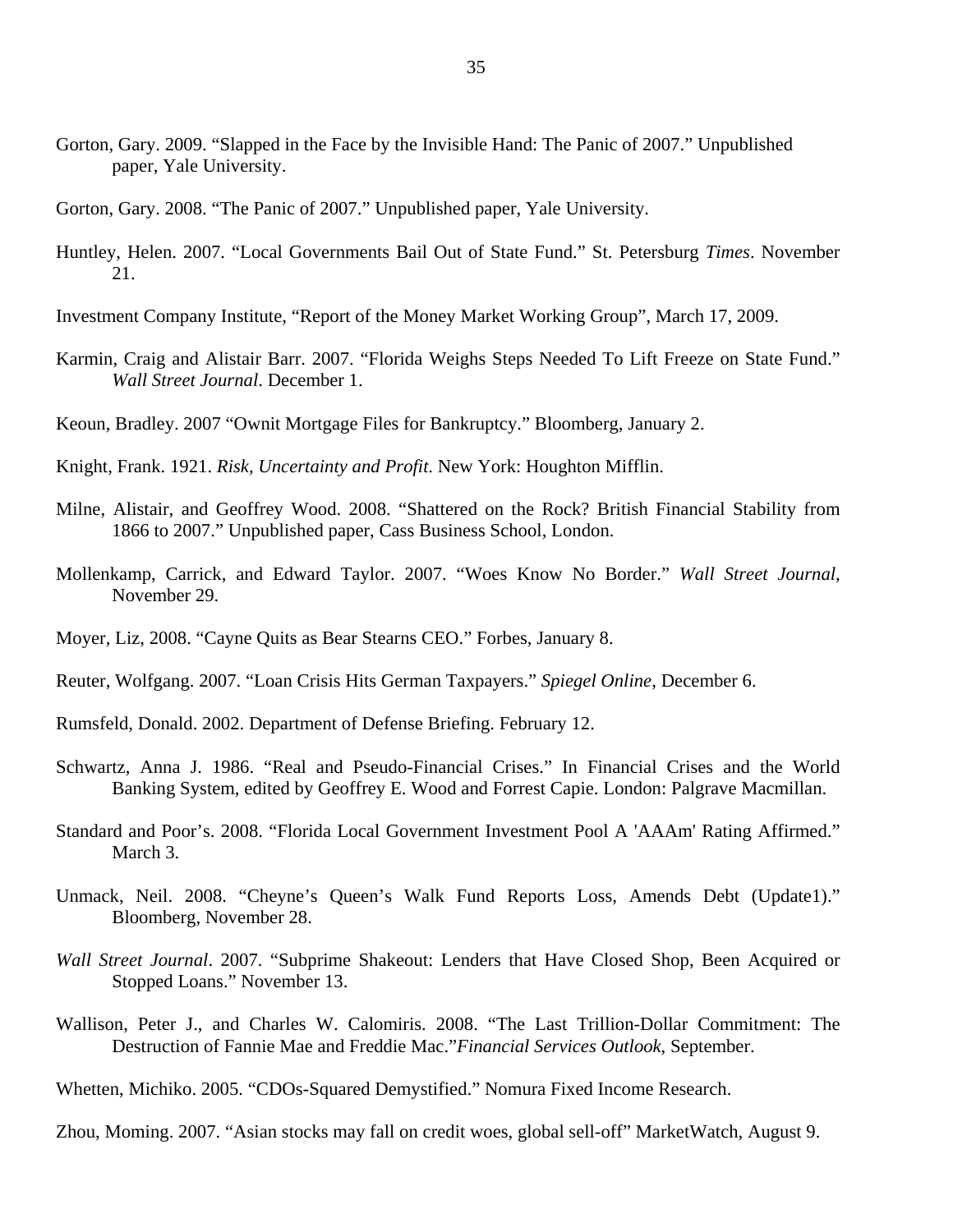Gorton, Gary. 2009. "Slapped in the Face by the Invisible Hand: The Panic of 2007." Unpublished paper, Yale University.

Gorton, Gary. 2008. "The Panic of 2007." Unpublished paper, Yale University.

Huntley, Helen. 2007. "Local Governments Bail Out of State Fund." St. Petersburg *Times*. November 21.

Investment Company Institute, "Report of the Money Market Working Group", March 17, 2009.

Karmin, Craig and Alistair Barr. 2007. "Florida Weighs Steps Needed To Lift Freeze on State Fund." *Wall Street Journal*. December 1.

Keoun, Bradley. 2007 "Ownit Mortgage Files for Bankruptcy." Bloomberg, January 2.

Knight, Frank. 1921. *Risk, Uncertainty and Profit*. New York: Houghton Mifflin.

Milne, Alistair, and Geoffrey Wood. 2008. "Shattered on the Rock? British Financial Stability from 1866 to 2007." Unpublished paper, Cass Business School, London.

Mollenkamp, Carrick, and Edward Taylor. 2007. "Woes Know No Border." *Wall Street Journal*, November 29.

Moyer, Liz, 2008. "Cayne Quits as Bear Stearns CEO." Forbes, January 8.

Reuter, Wolfgang. 2007. "Loan Crisis Hits German Taxpayers." *Spiegel Online*, December 6.

Rumsfeld, Donald. 2002. Department of Defense Briefing. February 12.

Schwartz, Anna J. 1986. "Real and Pseudo-Financial Crises." In Financial Crises and the World Banking System, edited by Geoffrey E. Wood and Forrest Capie. London: Palgrave Macmillan.

Standard and Poor's. 2008. "Florida Local Government Investment Pool A 'AAAm' Rating Affirmed." March 3.

Unmack, Neil. 2008. "Cheyne's Queen's Walk Fund Reports Loss, Amends Debt (Update1)." Bloomberg, November 28.

*Wall Street Journal*. 2007. "Subprime Shakeout: Lenders that Have Closed Shop, Been Acquired or Stopped Loans." November 13.

Wallison, Peter J., and Charles W. Calomiris. 2008. "The Last Trillion-Dollar Commitment: The Destruction of Fannie Mae and Freddie Mac."*Financial Services Outlook*, September.

Whetten, Michiko. 2005. "CDOs-Squared Demystified." Nomura Fixed Income Research.

Zhou, Moming. 2007. "Asian stocks may fall on credit woes, global sell-off" MarketWatch, August 9.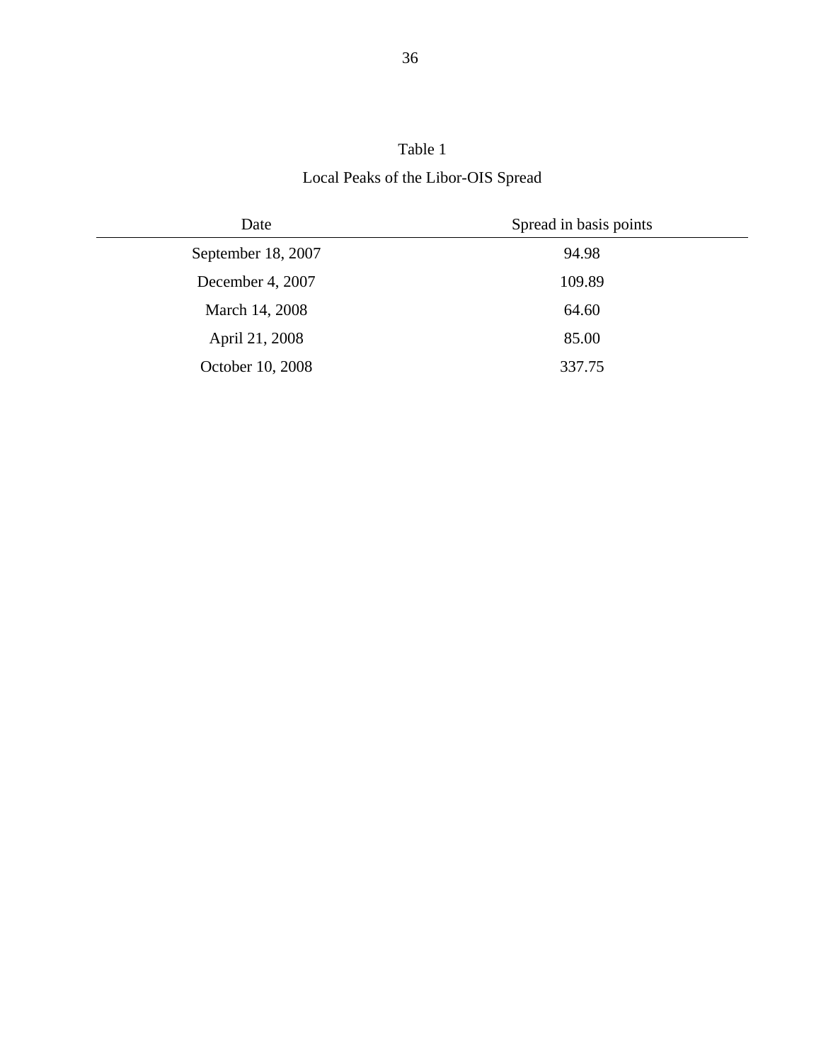Table 1

Local Peaks of the Libor-OIS Spread

| Date | Spread in basis points |
|---|---|
| September 18, 2007 | 94.98 |
| December 4, 2007 | 109.89 |
| March 14, 2008 | 64.60 |
| April 21, 2008 | 85.00 |
| October 10, 2008 | 337.75 |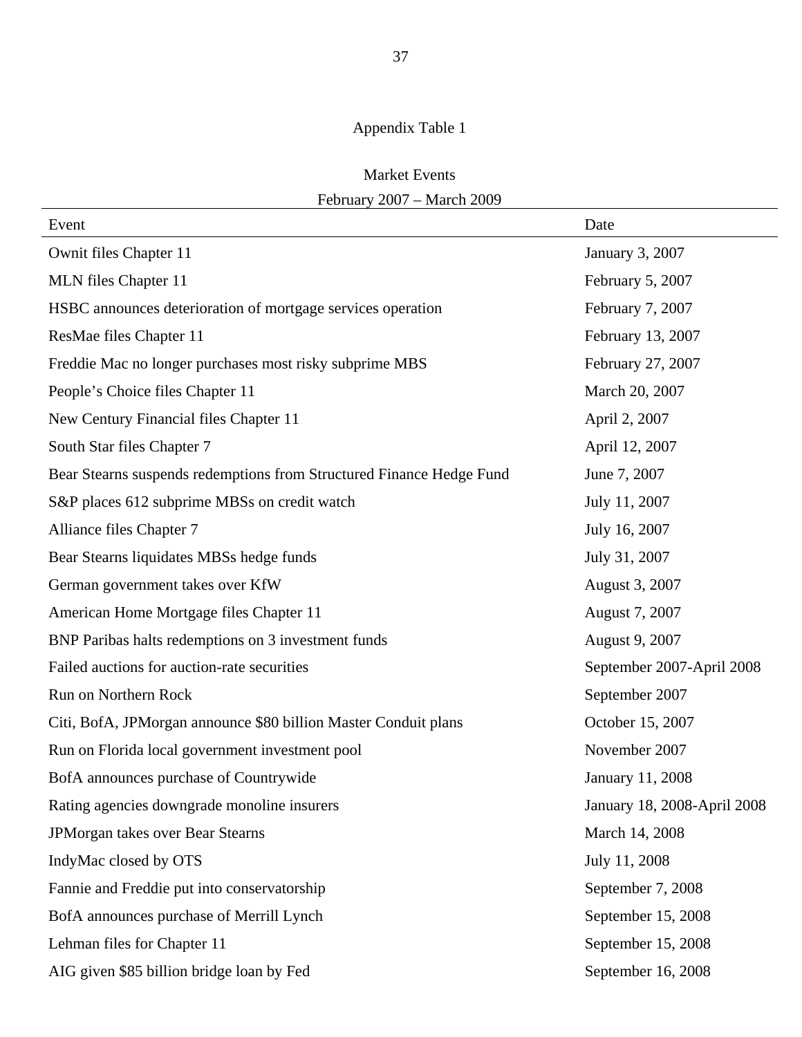Appendix Table 1

Market Events

February 2007 – March 2009

| Event | Date |
|---|---|
| Ownit files Chapter 11 | January 3, 2007 |
| MLN files Chapter 11 | February 5, 2007 |
| HSBC announces deterioration of mortgage services operation | February 7, 2007 |
| ResMae files Chapter 11 | February 13, 2007 |
| Freddie Mac no longer purchases most risky subprime MBS | February 27, 2007 |
| People's Choice files Chapter 11 | March 20, 2007 |
| New Century Financial files Chapter 11 | April 2, 2007 |
| South Star files Chapter 7 | April 12, 2007 |
| Bear Stearns suspends redemptions from Structured Finance Hedge Fund | June 7, 2007 |
| S&P places 612 subprime MBSs on credit watch | July 11, 2007 |
| Alliance files Chapter 7 | July 16, 2007 |
| Bear Stearns liquidates MBSs hedge funds | July 31, 2007 |
| German government takes over KfW | August 3, 2007 |
| American Home Mortgage files Chapter 11 | August 7, 2007 |
| BNP Paribas halts redemptions on 3 investment funds | August 9, 2007 |
| Failed auctions for auction-rate securities | September 2007-April 2008 |
| Run on Northern Rock | September 2007 |
| Citi, BofA, JPMorgan announce $80 billion Master Conduit plans | October 15, 2007 |
| Run on Florida local government investment pool | November 2007 |
| BofA announces purchase of Countrywide | January 11, 2008 |
| Rating agencies downgrade monoline insurers | January 18, 2008-April 2008 |
| JPMorgan takes over Bear Stearns | March 14, 2008 |
| IndyMac closed by OTS | July 11, 2008 |
| Fannie and Freddie put into conservatorship | September 7, 2008 |
| BofA announces purchase of Merrill Lynch | September 15, 2008 |
| Lehman files for Chapter 11 | September 15, 2008 |
| AIG given $85 billion bridge loan by Fed | September 16, 2008 |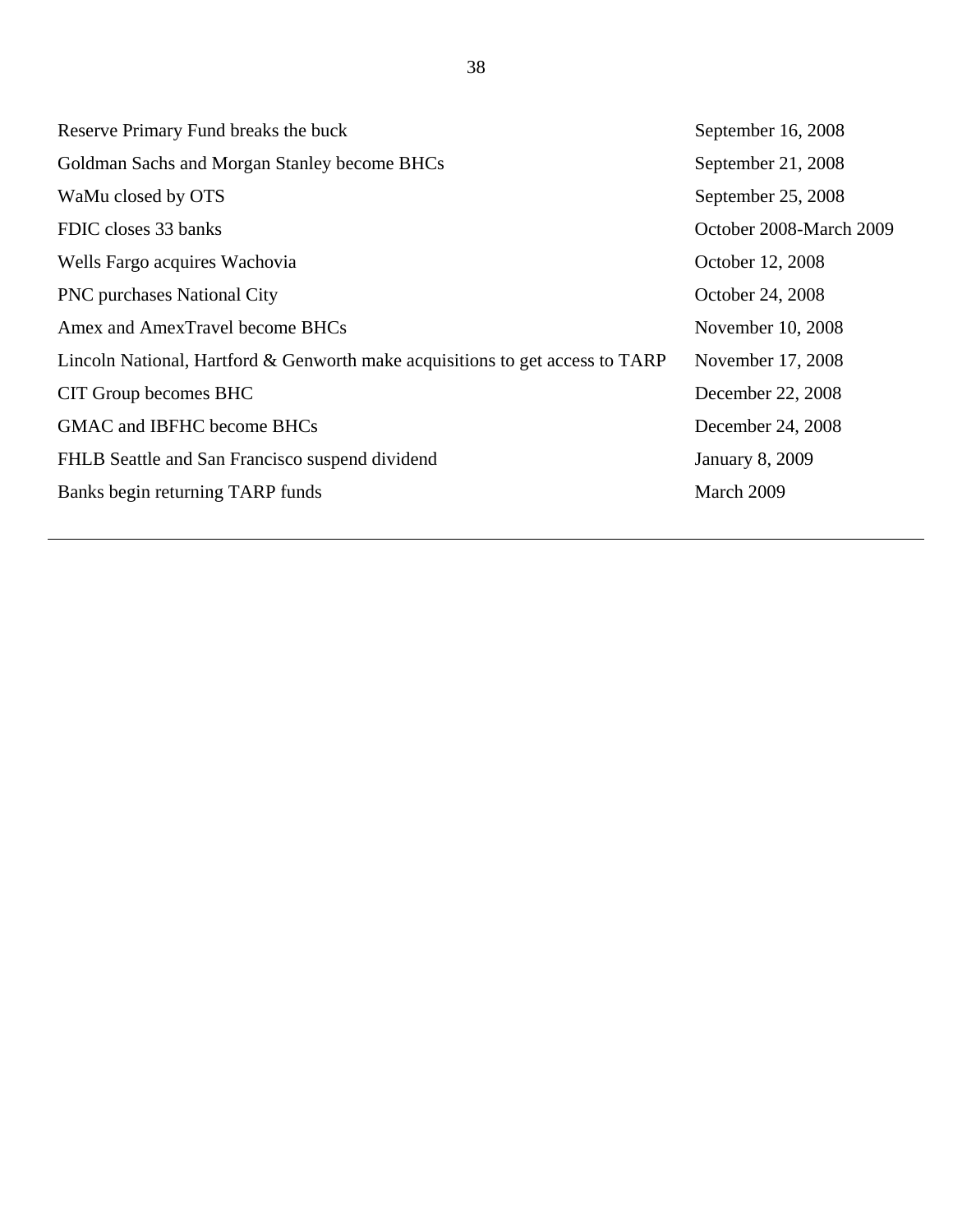| | |
|---|---|
| Reserve Primary Fund breaks the buck | September 16, 2008 |
| Goldman Sachs and Morgan Stanley become BHCs | September 21, 2008 |
| WaMu closed by OTS | September 25, 2008 |
| FDIC closes 33 banks | October 2008-March 2009 |
| Wells Fargo acquires Wachovia | October 12, 2008 |
| PNC purchases National City | October 24, 2008 |
| Amex and AmexTravel become BHCs | November 10, 2008 |
| Lincoln National, Hartford & Genworth make acquisitions to get access to TARP | November 17, 2008 |
| CIT Group becomes BHC | December 22, 2008 |
| GMAC and IBFHC become BHCs | December 24, 2008 |
| FHLB Seattle and San Francisco suspend dividend | January 8, 2009 |
| Banks begin returning TARP funds | March 2009 |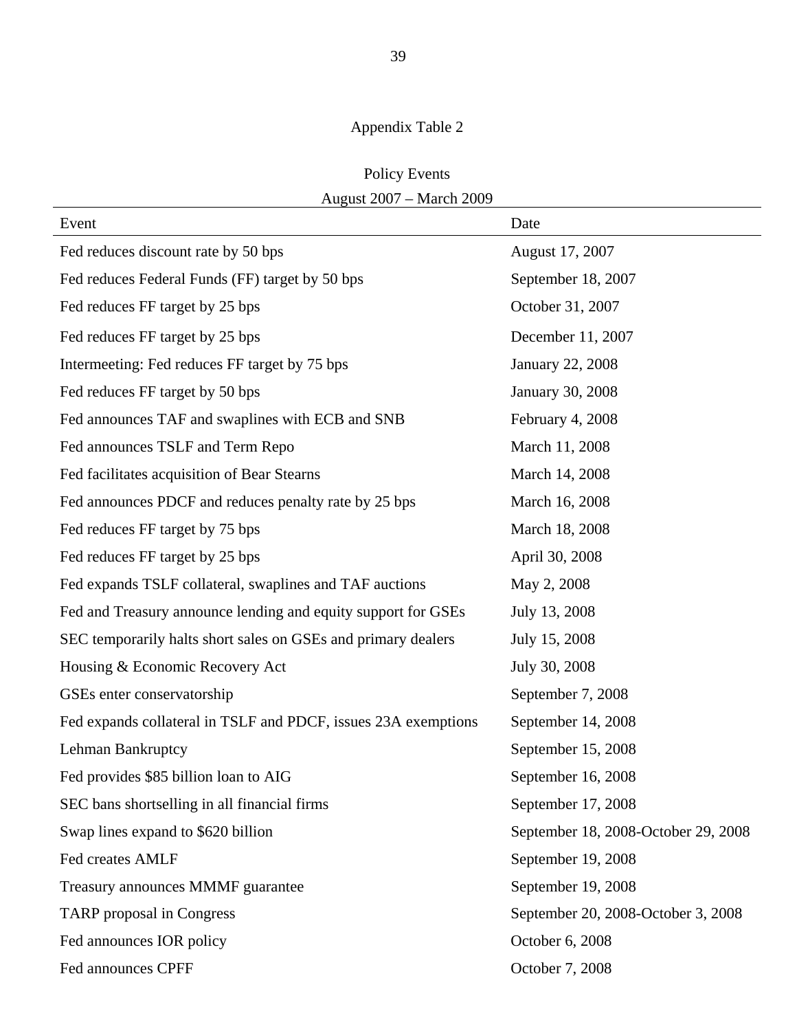Appendix Table 2

Policy Events

August 2007 – March 2009

| Event | Date |
|---|---|
| Fed reduces discount rate by 50 bps | August 17, 2007 |
| Fed reduces Federal Funds (FF) target by 50 bps | September 18, 2007 |
| Fed reduces FF target by 25 bps | October 31, 2007 |
| Fed reduces FF target by 25 bps | December 11, 2007 |
| Intermeeting: Fed reduces FF target by 75 bps | January 22, 2008 |
| Fed reduces FF target by 50 bps | January 30, 2008 |
| Fed announces TAF and swaplines with ECB and SNB | February 4, 2008 |
| Fed announces TSLF and Term Repo | March 11, 2008 |
| Fed facilitates acquisition of Bear Stearns | March 14, 2008 |
| Fed announces PDCF and reduces penalty rate by 25 bps | March 16, 2008 |
| Fed reduces FF target by 75 bps | March 18, 2008 |
| Fed reduces FF target by 25 bps | April 30, 2008 |
| Fed expands TSLF collateral, swaplines and TAF auctions | May 2, 2008 |
| Fed and Treasury announce lending and equity support for GSEs | July 13, 2008 |
| SEC temporarily halts short sales on GSEs and primary dealers | July 15, 2008 |
| Housing & Economic Recovery Act | July 30, 2008 |
| GSEs enter conservatorship | September 7, 2008 |
| Fed expands collateral in TSLF and PDCF, issues 23A exemptions | September 14, 2008 |
| Lehman Bankruptcy | September 15, 2008 |
| Fed provides $85 billion loan to AIG | September 16, 2008 |
| SEC bans shortselling in all financial firms | September 17, 2008 |
| Swap lines expand to $620 billion | September 18, 2008-October 29, 2008 |
| Fed creates AMLF | September 19, 2008 |
| Treasury announces MMMF guarantee | September 19, 2008 |
| TARP proposal in Congress | September 20, 2008-October 3, 2008 |
| Fed announces IOR policy | October 6, 2008 |
| Fed announces CPFF | October 7, 2008 |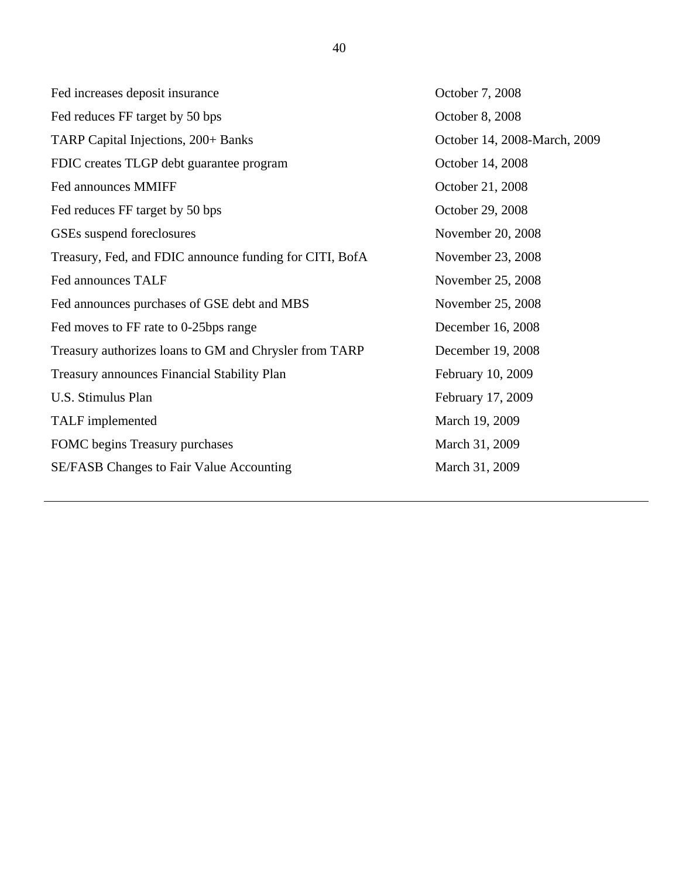| | |
|---|---|
| Fed increases deposit insurance | October 7, 2008 |
| Fed reduces FF target by 50 bps | October 8, 2008 |
| TARP Capital Injections, 200+ Banks | October 14, 2008-March, 2009 |
| FDIC creates TLGP debt guarantee program | October 14, 2008 |
| Fed announces MMIFF | October 21, 2008 |
| Fed reduces FF target by 50 bps | October 29, 2008 |
| GSEs suspend foreclosures | November 20, 2008 |
| Treasury, Fed, and FDIC announce funding for CITI, BofA | November 23, 2008 |
| Fed announces TALF | November 25, 2008 |
| Fed announces purchases of GSE debt and MBS | November 25, 2008 |
| Fed moves to FF rate to 0-25bps range | December 16, 2008 |
| Treasury authorizes loans to GM and Chrysler from TARP | December 19, 2008 |
| Treasury announces Financial Stability Plan | February 10, 2009 |
| U.S. Stimulus Plan | February 17, 2009 |
| TALF implemented | March 19, 2009 |
| FOMC begins Treasury purchases | March 31, 2009 |
| SE/FASB Changes to Fair Value Accounting | March 31, 2009 |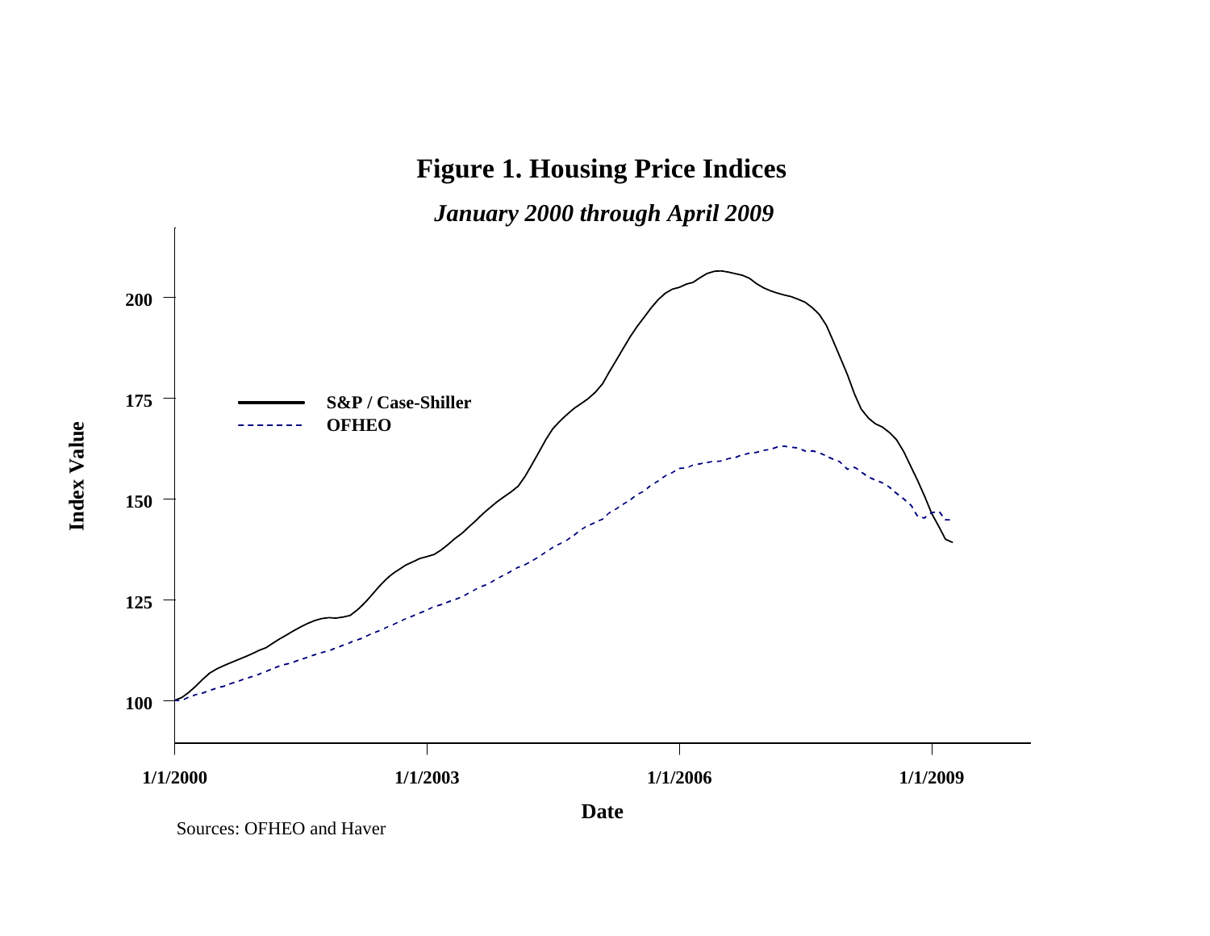# Figure 1. Housing Price Indices

*January 2000 through April 2009*

Index Value

200

175

150

125

100

S&P / Case-Shiller

OFHEO

1/1/2000 1/1/2003 1/1/2006 1/1/2009

Date

Sources: OFHEO and Haver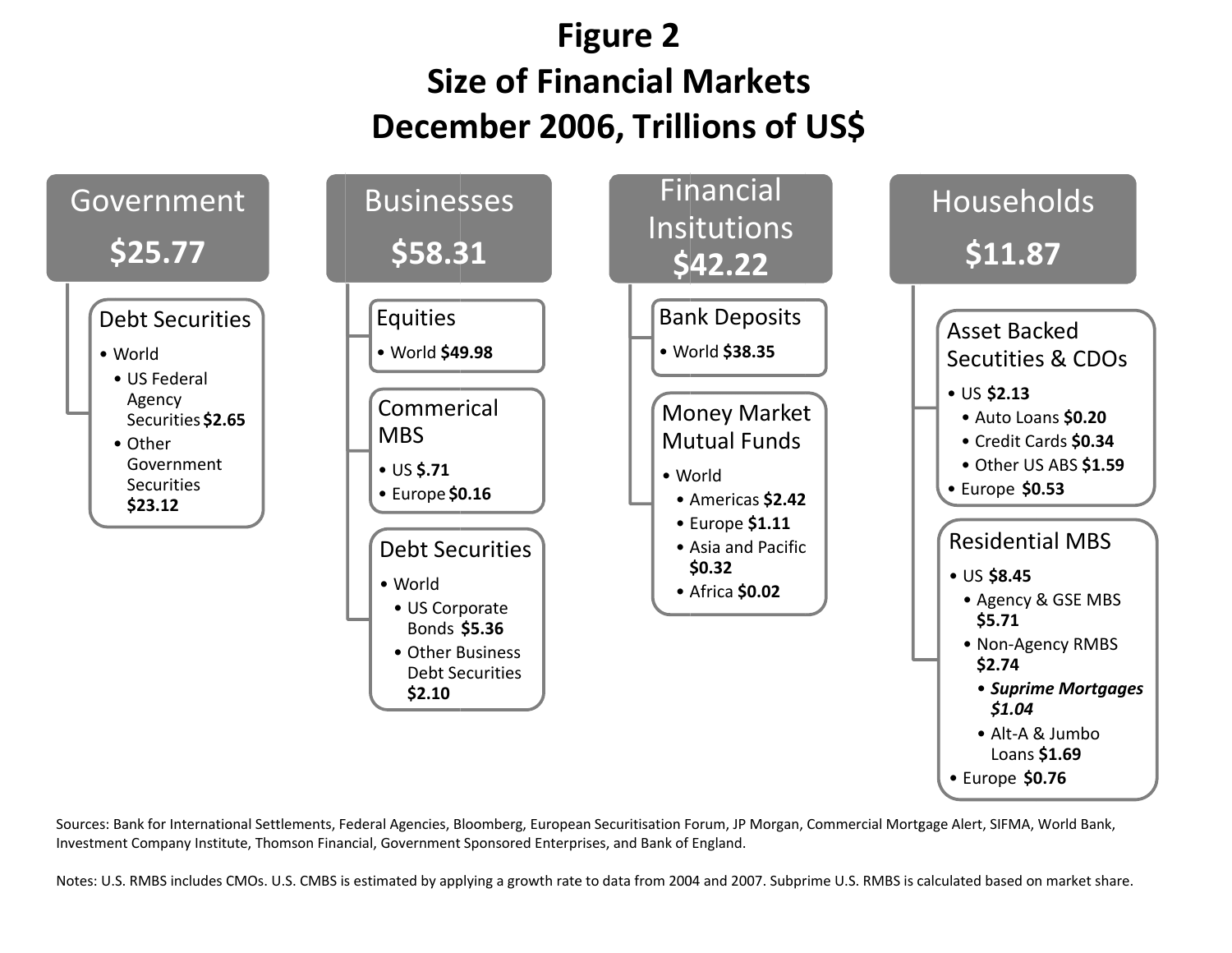# Figure 2
## Size of Financial Markets
## December 2006, Trillions of US$

### Government $25.77

**Debt Securities**

- World
  - US Federal Agency Securities **$2.65**
  - Other Government Securities **$23.12**

### Businesses $58.31

**Equities**

- World **$49.98**

**Commerical MBS**

- US **$.71**
- Europe **$0.16**

**Debt Securities**

- World
  - US Corporate Bonds **$5.36**
  - Other Business Debt Securities **$2.10**

### Financial Insitutions $42.22

**Bank Deposits**

- World **$38.35**

**Money Market Mutual Funds**

- World
  - Americas **$2.42**
  - Europe **$1.11**
  - Asia and Pacific **$0.32**
  - Africa **$0.02**

### Households $11.87

**Asset Backed Secutities & CDOs**

- US **$2.13**
  - Auto Loans **$0.20**
  - Credit Cards **$0.34**
  - Other US ABS **$1.59**
- Europe **$0.53**

**Residential MBS**

- US **$8.45**
  - Agency & GSE MBS **$5.71**
  - Non-Agency RMBS **$2.74**
    - ***Suprime Mortgages $1.04***
    - Alt-A & Jumbo Loans **$1.69**
- Europe **$0.76**

Sources: Bank for International Settlements, Federal Agencies, Bloomberg, European Securitisation Forum, JP Morgan, Commercial Mortgage Alert, SIFMA, World Bank, Investment Company Institute, Thomson Financial, Government Sponsored Enterprises, and Bank of England.

Notes: U.S. RMBS includes CMOs. U.S. CMBS is estimated by applying a growth rate to data from 2004 and 2007. Subprime U.S. RMBS is calculated based on market share.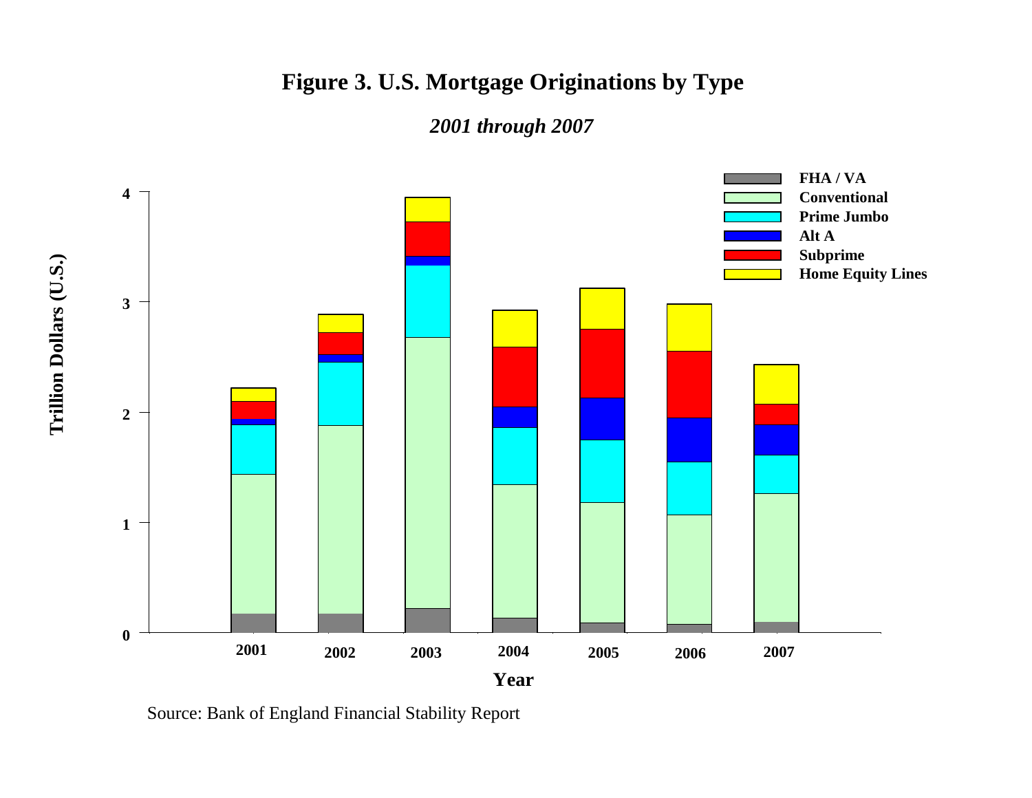# Figure 3. U.S. Mortgage Originations by Type

*2001 through 2007*

Source: Bank of England Financial Stability Report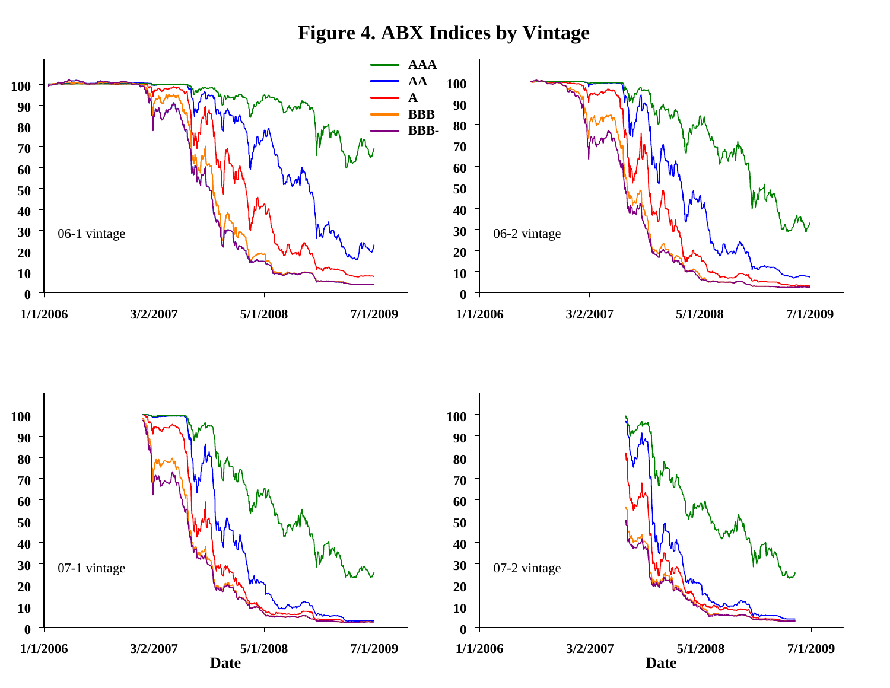# Figure 4. ABX Indices by Vintage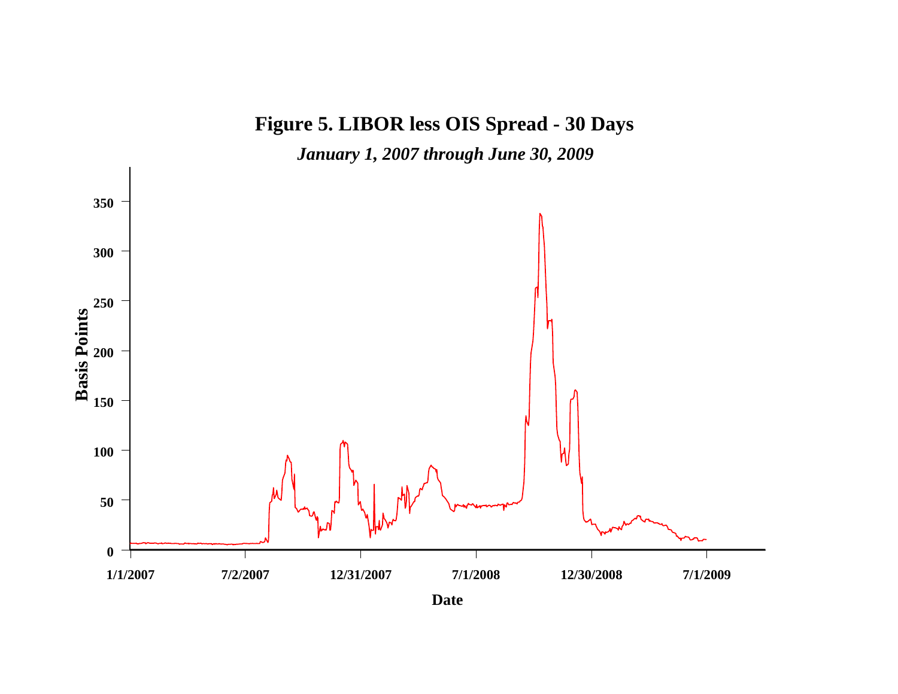**Figure 5. LIBOR less OIS Spread - 30 Days**

*January 1, 2007 through June 30, 2009*

Basis Points

350
300
250
200
150
100
50
0

1/1/2007 | 7/2/2007 | 12/31/2007 | 7/1/2008 | 12/30/2008 | 7/1/2009

Date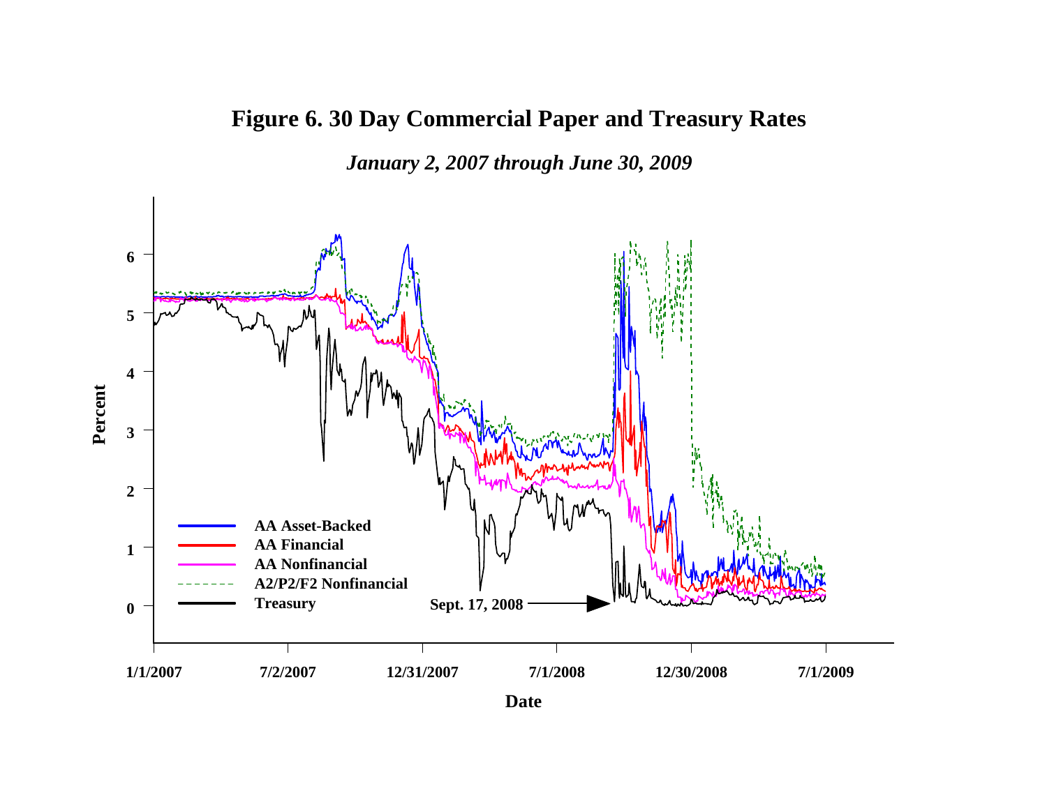# Figure 6. 30 Day Commercial Paper and Treasury Rates

*January 2, 2007 through June 30, 2009*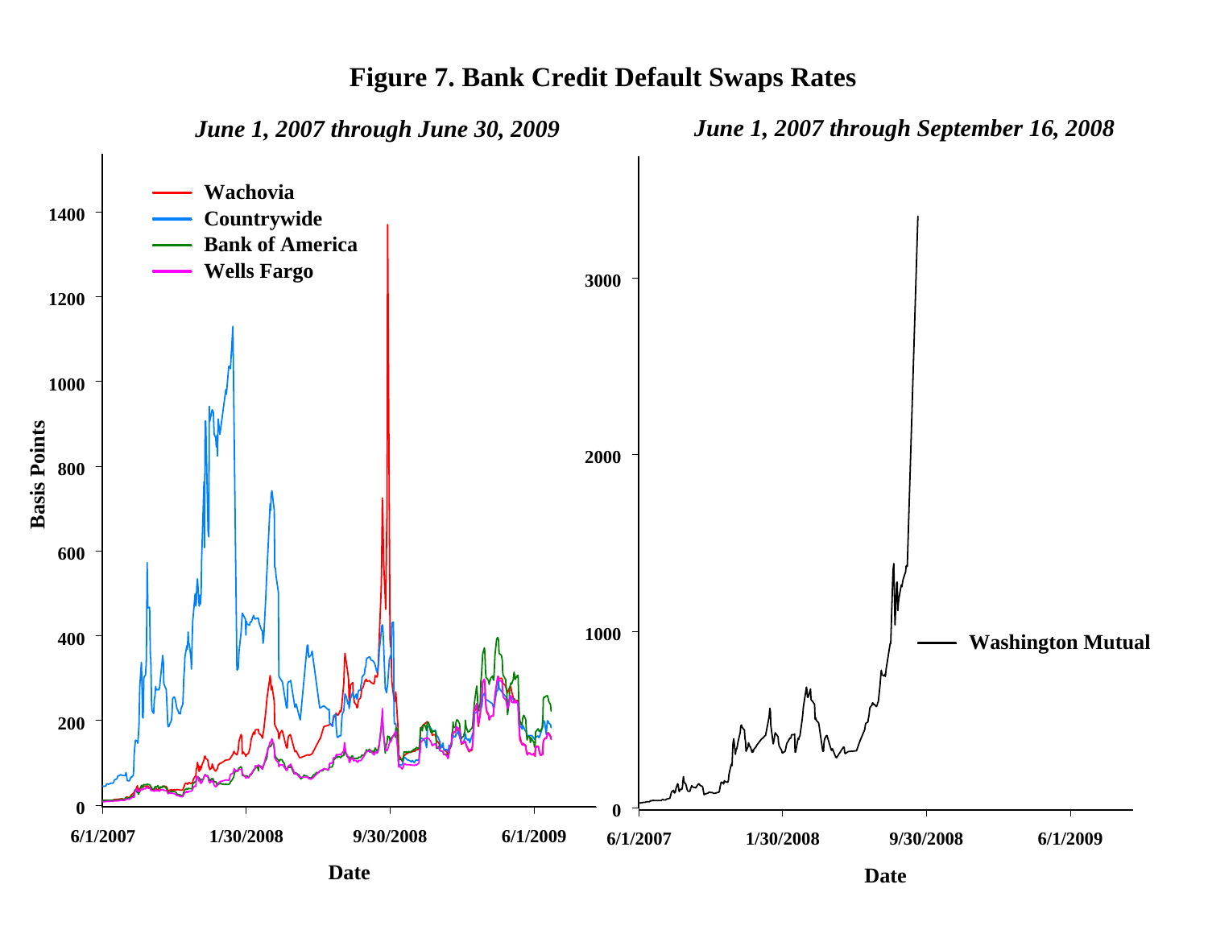# Figure 7. Bank Credit Default Swaps Rates

*June 1, 2007 through June 30, 2009*

Basis Points

Wachovia
Countrywide
Bank of America
Wells Fargo

1400
1200
1000
800
600
400
200
0

6/1/2007 1/30/2008 9/30/2008 6/1/2009

Date

*June 1, 2007 through September 16, 2008*

Washington Mutual

3000
2000
1000
0

6/1/2007 1/30/2008 9/30/2008 6/1/2009

Date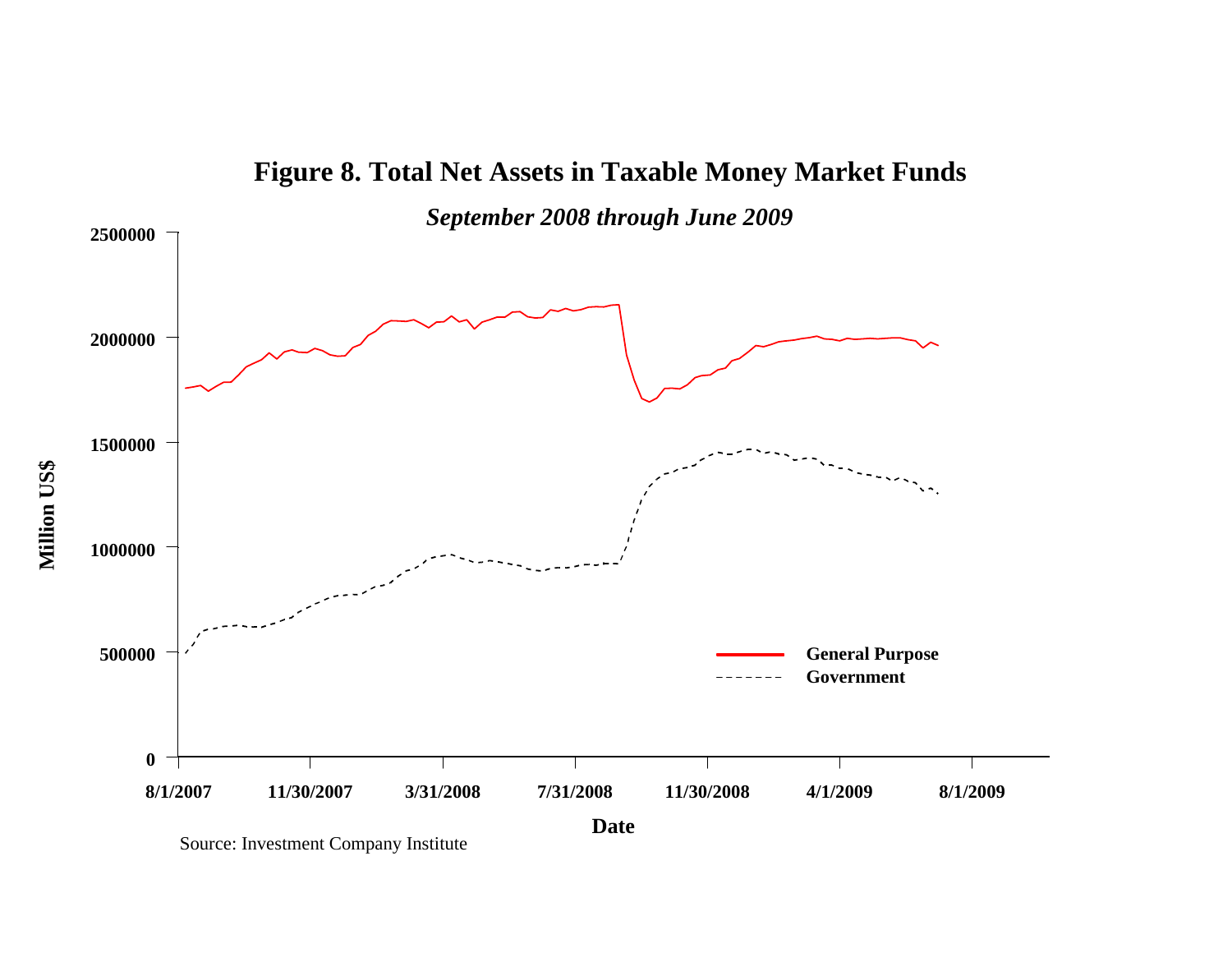# Figure 8. Total Net Assets in Taxable Money Market Funds

*September 2008 through June 2009*

Source: Investment Company Institute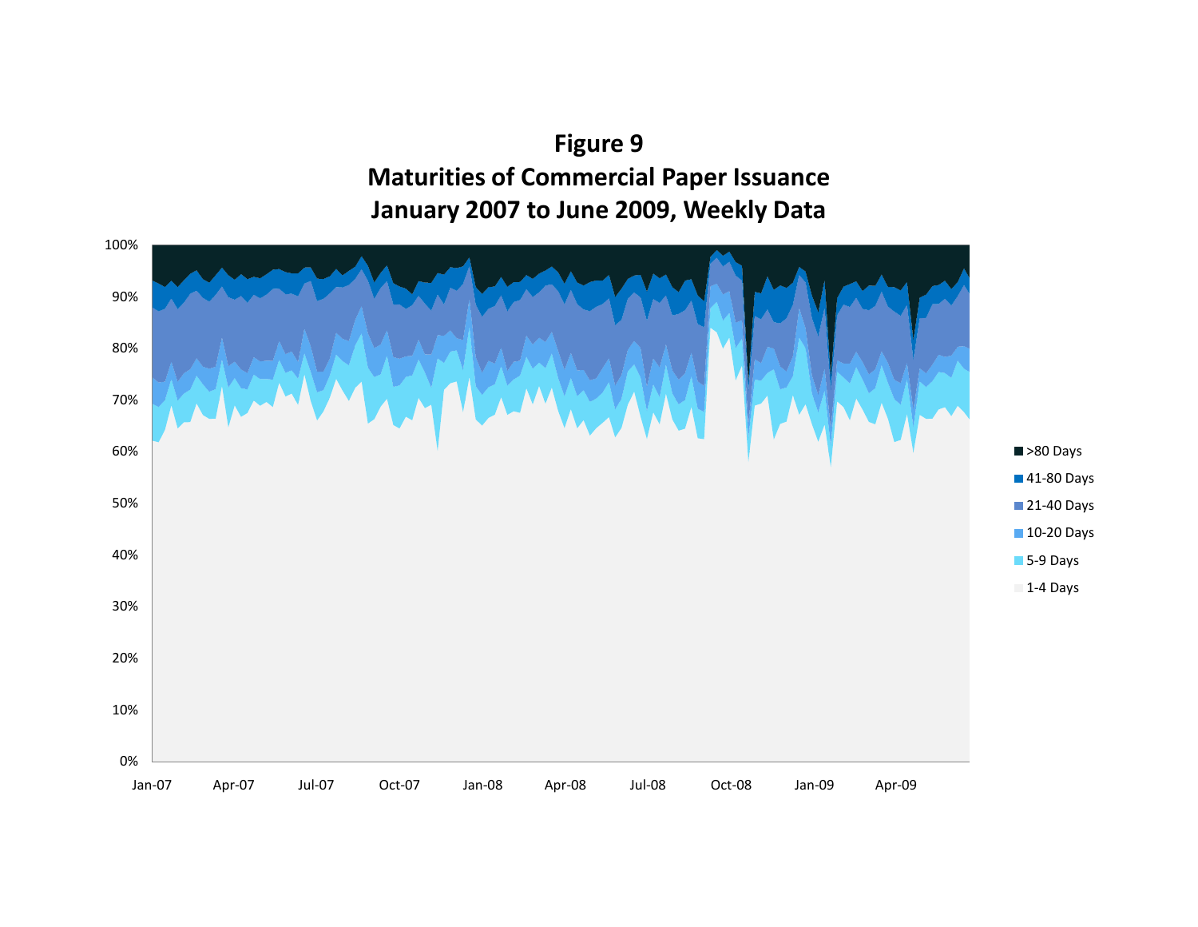**Figure 9**
**Maturities of Commercial Paper Issuance**
**January 2007 to June 2009, Weekly Data**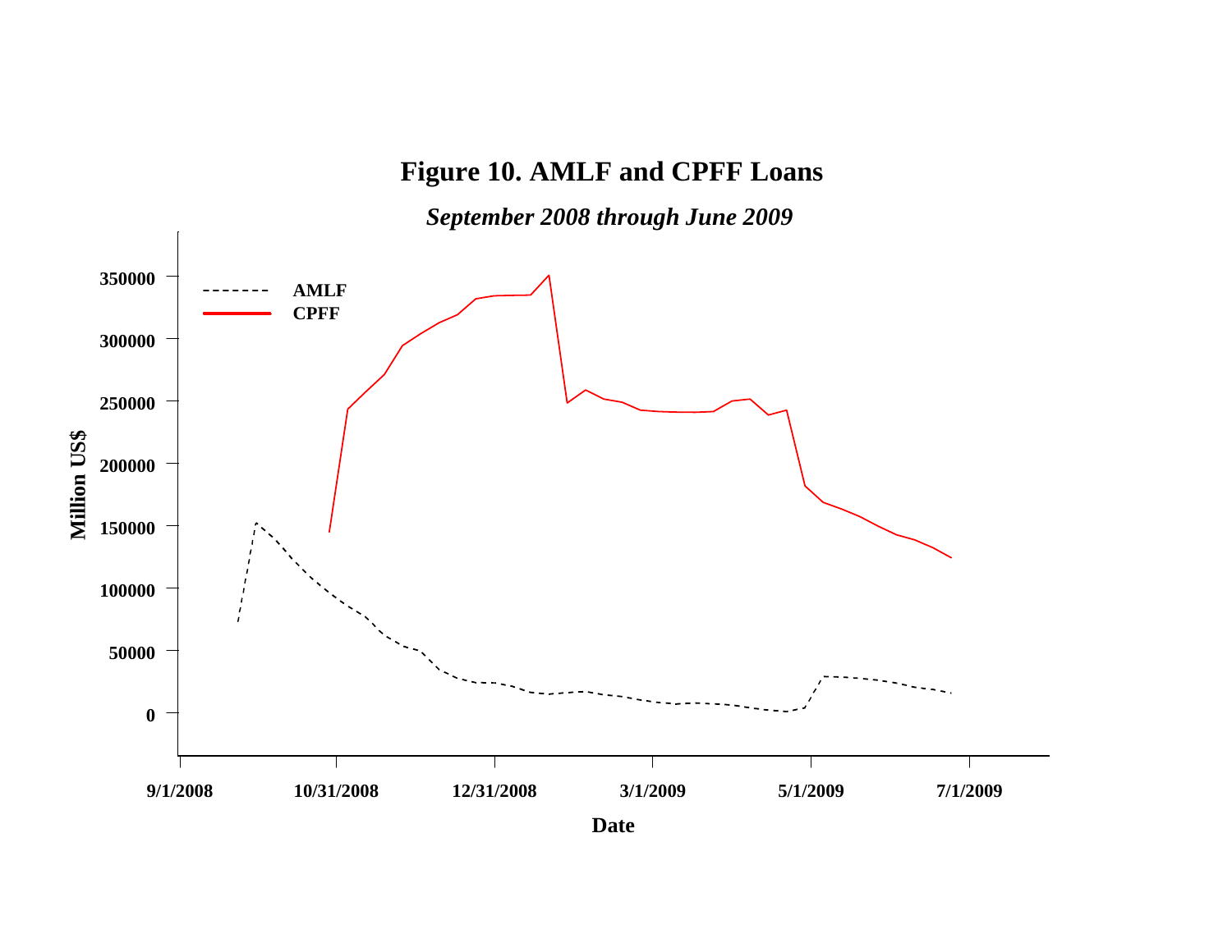**Figure 10. AMLF and CPFF Loans**

*September 2008 through June 2009*

Million US$

350000
300000
250000
200000
150000
100000
50000
0

AMLF
CPFF

9/1/2008
10/31/2008
12/31/2008
3/1/2009
5/1/2009
7/1/2009

Date